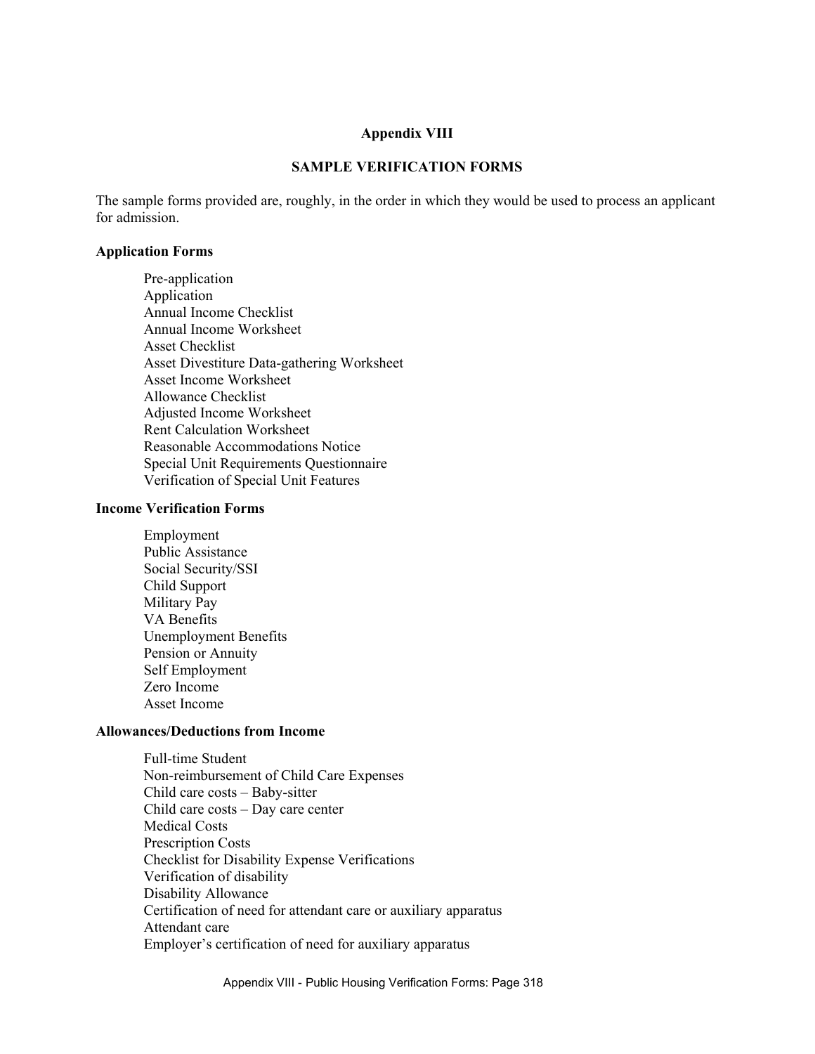# Appendix VIII

## SAMPLE VERIFICATION FORMS

The sample forms provided are, roughly, in the order in which they would be used to process an applicant for admission.

### Application Forms

- Pre-application
- Application
- Annual Income Checklist
- Annual Income Worksheet
- Asset Checklist
- Asset Divestiture Data-gathering Worksheet
- Asset Income Worksheet
- Allowance Checklist
- Adjusted Income Worksheet
- Rent Calculation Worksheet
- Reasonable Accommodations Notice
- Special Unit Requirements Questionnaire
- Verification of Special Unit Features

### Income Verification Forms

- Employment
- Public Assistance
- Social Security/SSI
- Child Support
- Military Pay
- VA Benefits
- Unemployment Benefits
- Pension or Annuity
- Self Employment
- Zero Income
- Asset Income

### Allowances/Deductions from Income

- Full-time Student
- Non-reimbursement of Child Care Expenses
- Child care costs – Baby-sitter
- Child care costs – Day care center
- Medical Costs
- Prescription Costs
- Checklist for Disability Expense Verifications
- Verification of disability
- Disability Allowance
- Certification of need for attendant care or auxiliary apparatus
- Attendant care
- Employer's certification of need for auxiliary apparatus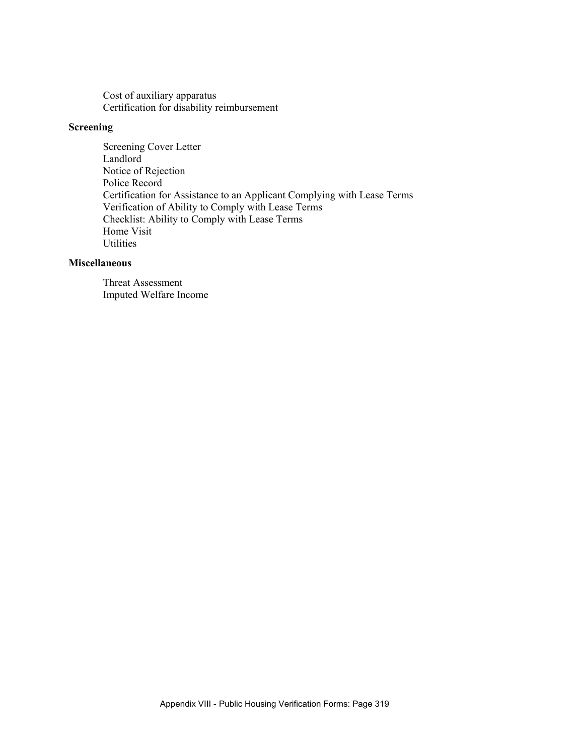Cost of auxiliary apparatus
Certification for disability reimbursement

**Screening**

Screening Cover Letter
Landlord
Notice of Rejection
Police Record
Certification for Assistance to an Applicant Complying with Lease Terms
Verification of Ability to Comply with Lease Terms
Checklist: Ability to Comply with Lease Terms
Home Visit
Utilities

**Miscellaneous**

Threat Assessment
Imputed Welfare Income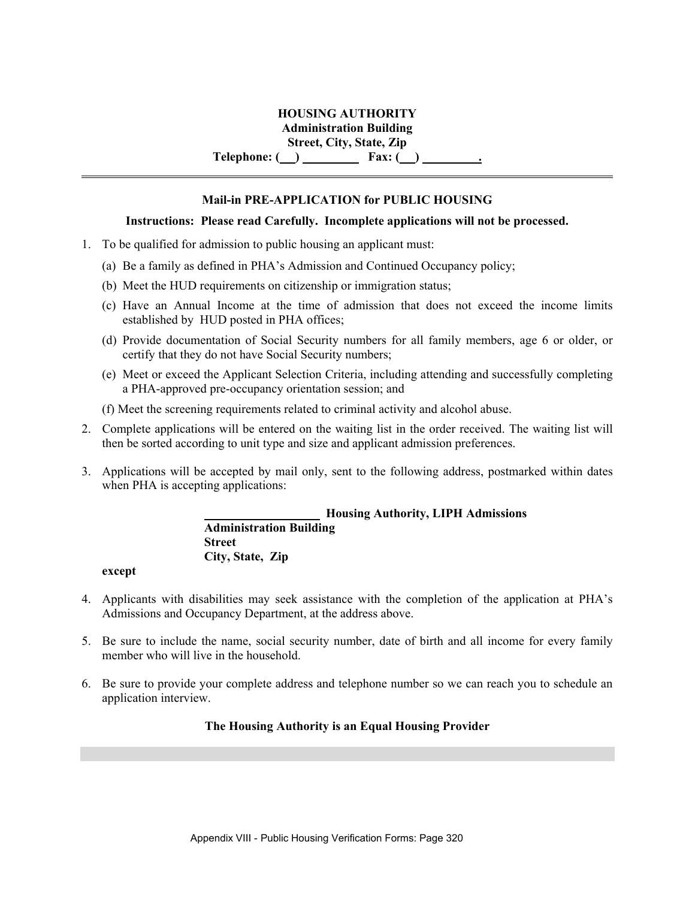**HOUSING AUTHORITY**
**Administration Building**
**Street, City, State, Zip**
**Telephone: (\_\_) \_\_\_\_\_\_\_\_\_ Fax: (\_\_) \_\_\_\_\_\_\_\_\_.**

---

## Mail-in PRE-APPLICATION for PUBLIC HOUSING

**Instructions: Please read Carefully. Incomplete applications will not be processed.**

1. To be qualified for admission to public housing an applicant must:
   (a) Be a family as defined in PHA's Admission and Continued Occupancy policy;
   (b) Meet the HUD requirements on citizenship or immigration status;
   (c) Have an Annual Income at the time of admission that does not exceed the income limits established by HUD posted in PHA offices;
   (d) Provide documentation of Social Security numbers for all family members, age 6 or older, or certify that they do not have Social Security numbers;
   (e) Meet or exceed the Applicant Selection Criteria, including attending and successfully completing a PHA-approved pre-occupancy orientation session; and
   (f) Meet the screening requirements related to criminal activity and alcohol abuse.
2. Complete applications will be entered on the waiting list in the order received. The waiting list will then be sorted according to unit type and size and applicant admission preferences.
3. Applications will be accepted by mail only, sent to the following address, postmarked within dates when PHA is accepting applications:

   **\_\_\_\_\_\_\_\_\_\_\_\_\_\_\_\_\_\_ Housing Authority, LIPH Admissions**
   **Administration Building**
   **Street**
   **City, State, Zip**

   **except**

4. Applicants with disabilities may seek assistance with the completion of the application at PHA's Admissions and Occupancy Department, at the address above.
5. Be sure to include the name, social security number, date of birth and all income for every family member who will live in the household.
6. Be sure to provide your complete address and telephone number so we can reach you to schedule an application interview.

**The Housing Authority is an Equal Housing Provider**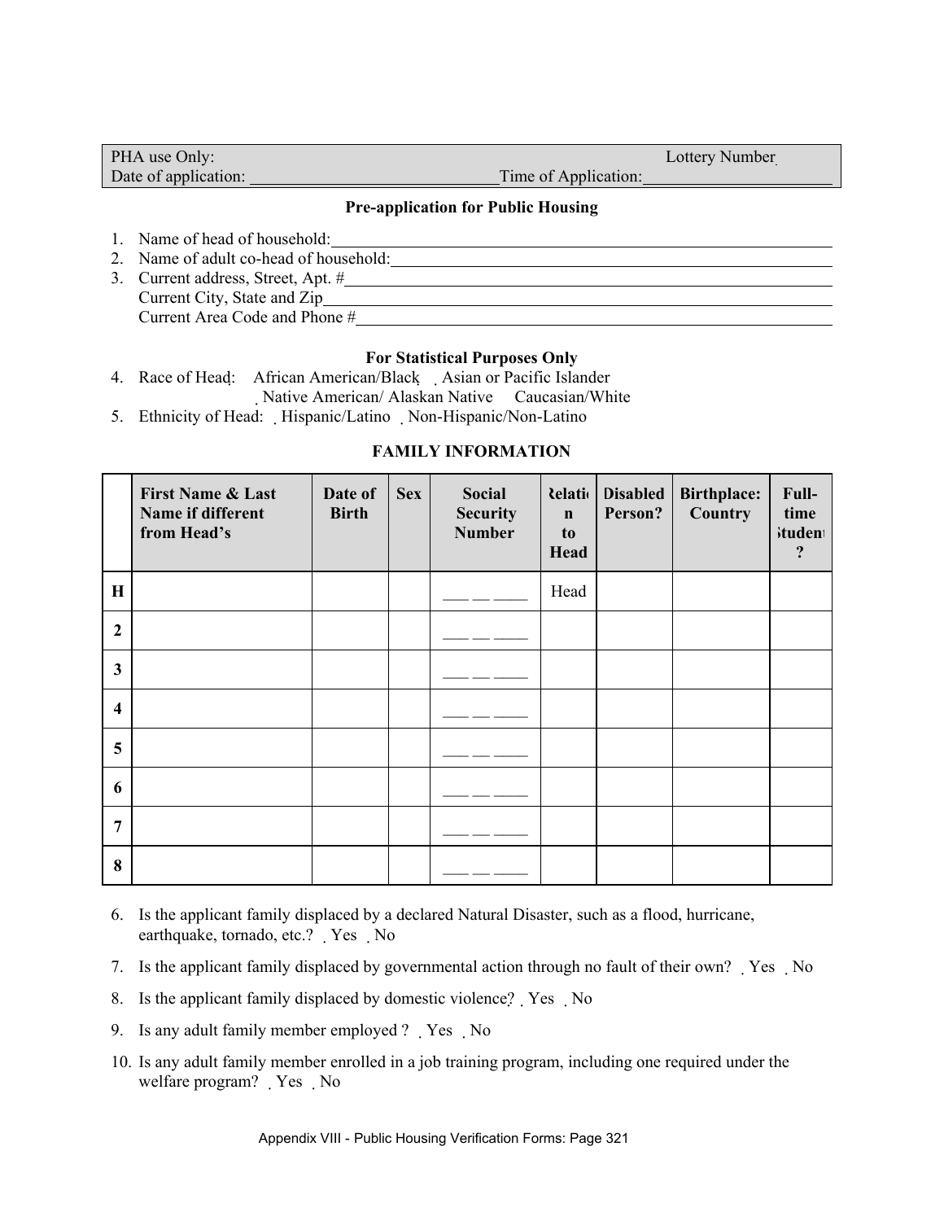| PHA use Only: | Lottery Number |
|---|---|
| Date of application: ______________________ | Time of Application: ____________________ |

**Pre-application for Public Housing**

1. Name of head of household: ____________________________________________
2. Name of adult co-head of household: ____________________________________
3. Current address, Street, Apt. # ________________________________________
   Current City, State and Zip ___________________________________________
   Current Area Code and Phone # _________________________________________

**For Statistical Purposes Only**

4. Race of Head: African American/Black Asian or Pacific Islander
   Native American/ Alaskan Native Caucasian/White
5. Ethnicity of Head: Hispanic/Latino Non-Hispanic/Non-Latino

**FAMILY INFORMATION**

| | First Name & Last Name if different from Head's | Date of Birth | Sex | Social Security Number | Relation to Head | Disabled Person? | Birthplace: Country | Full-time Student? |
|---|---|---|---|---|---|---|---|---|
| H | | | | ___ __ ____ | Head | | | |
| 2 | | | | ___ __ ____ | | | | |
| 3 | | | | ___ __ ____ | | | | |
| 4 | | | | ___ __ ____ | | | | |
| 5 | | | | ___ __ ____ | | | | |
| 6 | | | | ___ __ ____ | | | | |
| 7 | | | | ___ __ ____ | | | | |
| 8 | | | | ___ __ ____ | | | | |

6. Is the applicant family displaced by a declared Natural Disaster, such as a flood, hurricane, earthquake, tornado, etc.? Yes No
7. Is the applicant family displaced by governmental action through no fault of their own? Yes No
8. Is the applicant family displaced by domestic violence? Yes No
9. Is any adult family member employed ? Yes No
10. Is any adult family member enrolled in a job training program, including one required under the welfare program? Yes No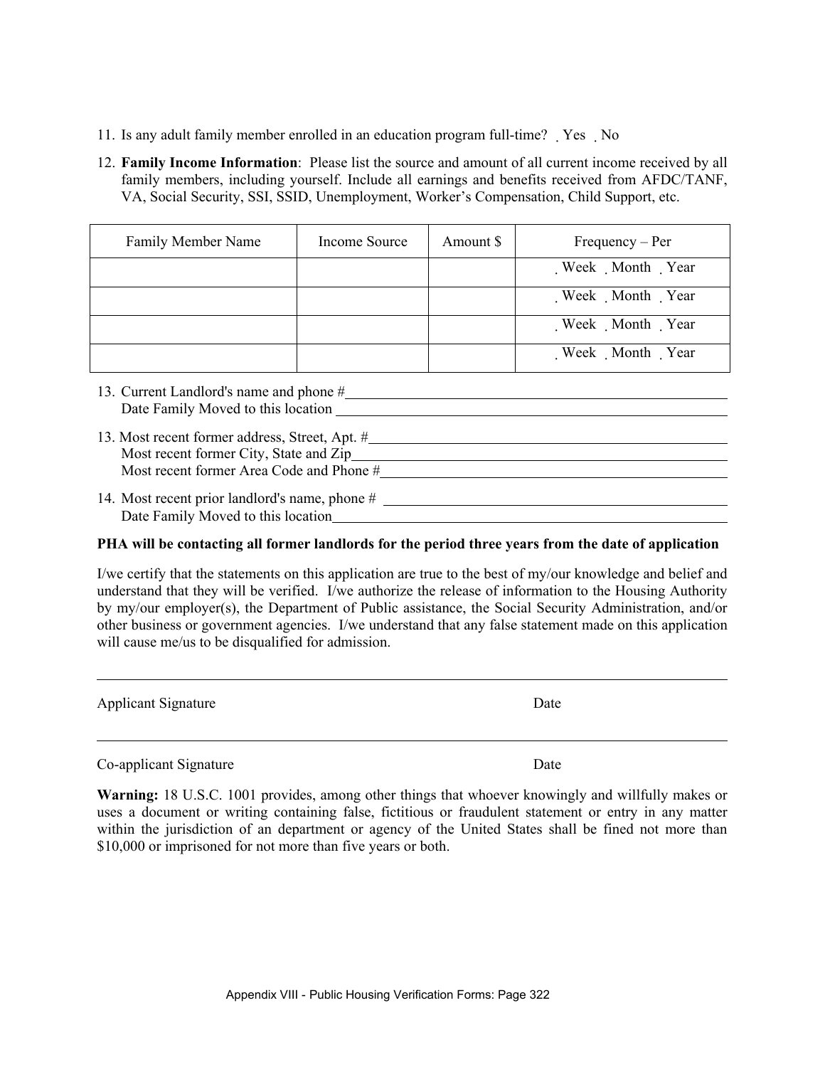11. Is any adult family member enrolled in an education program full-time? ☐ Yes ☐ No

12. **Family Income Information**: Please list the source and amount of all current income received by all family members, including yourself. Include all earnings and benefits received from AFDC/TANF, VA, Social Security, SSI, SSID, Unemployment, Worker's Compensation, Child Support, etc.

| Family Member Name | Income Source | Amount $ | Frequency – Per |
|---|---|---|---|
| | | | ☐ Week ☐ Month ☐ Year |
| | | | ☐ Week ☐ Month ☐ Year |
| | | | ☐ Week ☐ Month ☐ Year |
| | | | ☐ Week ☐ Month ☐ Year |

13. Current Landlord's name and phone #\_\_\_\_\_\_\_\_\_\_\_\_\_\_\_\_\_\_\_\_\_\_\_\_\_\_\_\_\_\_\_\_\_\_\_\_\_\_\_\_
    Date Family Moved to this location \_\_\_\_\_\_\_\_\_\_\_\_\_\_\_\_\_\_\_\_\_\_\_\_\_\_\_\_\_\_\_\_\_\_\_\_\_\_\_\_

13. Most recent former address, Street, Apt. #\_\_\_\_\_\_\_\_\_\_\_\_\_\_\_\_\_\_\_\_\_\_\_\_\_\_\_\_\_\_\_\_\_\_\_\_\_\_\_\_
    Most recent former City, State and Zip\_\_\_\_\_\_\_\_\_\_\_\_\_\_\_\_\_\_\_\_\_\_\_\_\_\_\_\_\_\_\_\_\_\_\_\_\_\_\_\_
    Most recent former Area Code and Phone #\_\_\_\_\_\_\_\_\_\_\_\_\_\_\_\_\_\_\_\_\_\_\_\_\_\_\_\_\_\_\_\_\_\_\_\_\_\_\_\_

14. Most recent prior landlord's name, phone # \_\_\_\_\_\_\_\_\_\_\_\_\_\_\_\_\_\_\_\_\_\_\_\_\_\_\_\_\_\_\_\_\_\_\_\_\_\_\_\_
    Date Family Moved to this location\_\_\_\_\_\_\_\_\_\_\_\_\_\_\_\_\_\_\_\_\_\_\_\_\_\_\_\_\_\_\_\_\_\_\_\_\_\_\_\_

**PHA will be contacting all former landlords for the period three years from the date of application**

I/we certify that the statements on this application are true to the best of my/our knowledge and belief and understand that they will be verified. I/we authorize the release of information to the Housing Authority by my/our employer(s), the Department of Public assistance, the Social Security Administration, and/or other business or government agencies. I/we understand that any false statement made on this application will cause me/us to be disqualified for admission.

\_\_\_\_\_\_\_\_\_\_\_\_\_\_\_\_\_\_\_\_\_\_\_\_\_\_\_\_\_\_\_\_\_\_\_\_\_\_\_\_\_\_\_\_\_\_\_\_\_\_\_\_\_\_\_\_\_\_\_\_

Applicant Signature Date

\_\_\_\_\_\_\_\_\_\_\_\_\_\_\_\_\_\_\_\_\_\_\_\_\_\_\_\_\_\_\_\_\_\_\_\_\_\_\_\_\_\_\_\_\_\_\_\_\_\_\_\_\_\_\_\_\_\_\_\_

Co-applicant Signature Date

**Warning:** 18 U.S.C. 1001 provides, among other things that whoever knowingly and willfully makes or uses a document or writing containing false, fictitious or fraudulent statement or entry in any matter within the jurisdiction of an department or agency of the United States shall be fined not more than $10,000 or imprisoned for not more than five years or both.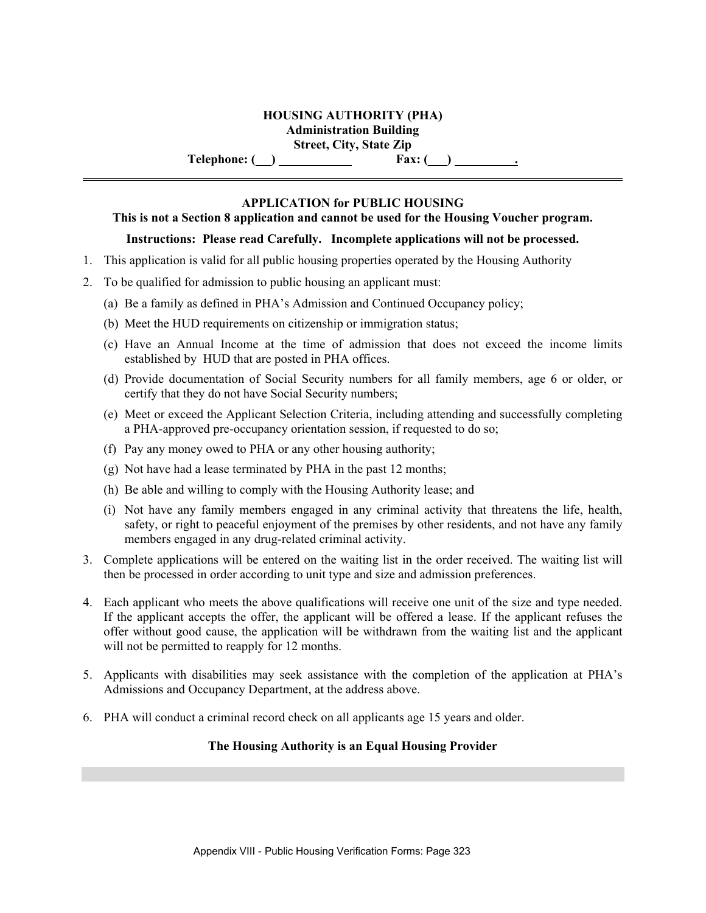**HOUSING AUTHORITY (PHA)**
**Administration Building**
**Street, City, State Zip**
**Telephone: (\_\_\_) \_\_\_\_\_\_\_\_\_\_\_\_ Fax: (\_\_\_) \_\_\_\_\_\_\_\_\_\_.**

---

## APPLICATION for PUBLIC HOUSING

**This is not a Section 8 application and cannot be used for the Housing Voucher program.**

**Instructions: Please read Carefully. Incomplete applications will not be processed.**

1. This application is valid for all public housing properties operated by the Housing Authority
2. To be qualified for admission to public housing an applicant must:
   (a) Be a family as defined in PHA's Admission and Continued Occupancy policy;
   (b) Meet the HUD requirements on citizenship or immigration status;
   (c) Have an Annual Income at the time of admission that does not exceed the income limits established by HUD that are posted in PHA offices.
   (d) Provide documentation of Social Security numbers for all family members, age 6 or older, or certify that they do not have Social Security numbers;
   (e) Meet or exceed the Applicant Selection Criteria, including attending and successfully completing a PHA-approved pre-occupancy orientation session, if requested to do so;
   (f) Pay any money owed to PHA or any other housing authority;
   (g) Not have had a lease terminated by PHA in the past 12 months;
   (h) Be able and willing to comply with the Housing Authority lease; and
   (i) Not have any family members engaged in any criminal activity that threatens the life, health, safety, or right to peaceful enjoyment of the premises by other residents, and not have any family members engaged in any drug-related criminal activity.
3. Complete applications will be entered on the waiting list in the order received. The waiting list will then be processed in order according to unit type and size and admission preferences.
4. Each applicant who meets the above qualifications will receive one unit of the size and type needed. If the applicant accepts the offer, the applicant will be offered a lease. If the applicant refuses the offer without good cause, the application will be withdrawn from the waiting list and the applicant will not be permitted to reapply for 12 months.
5. Applicants with disabilities may seek assistance with the completion of the application at PHA's Admissions and Occupancy Department, at the address above.
6. PHA will conduct a criminal record check on all applicants age 15 years and older.

**The Housing Authority is an Equal Housing Provider**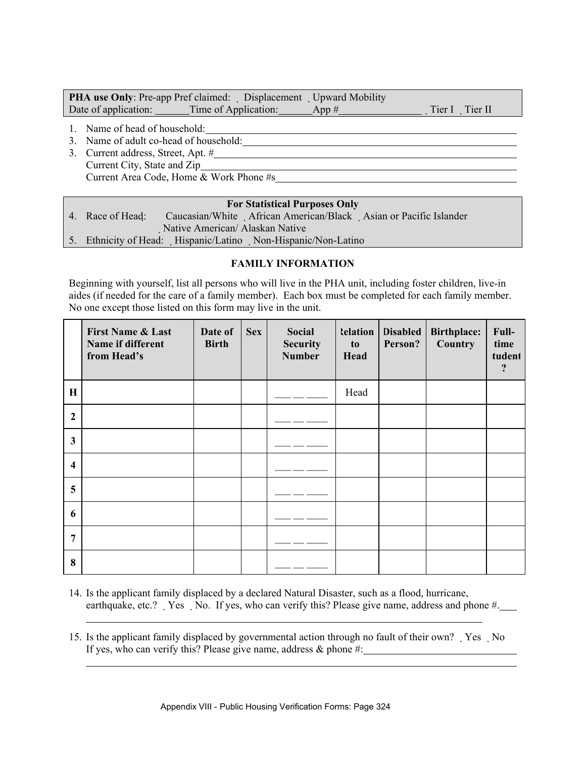**PHA use Only**: Pre-app Pref claimed: ☐ Displacement ☐ Upward Mobility
Date of application: ______ Time of Application: ______ App # ________________ ☐ Tier I ☐ Tier II

1. Name of head of household: ________________________________________________
3. Name of adult co-head of household: ________________________________________
3. Current address, Street, Apt. # ____________________________________________
   Current City, State and Zip _______________________________________________
   Current Area Code, Home & Work Phone #s ___________________________________

**For Statistical Purposes Only**

4. Race of Head: Caucasian/White ☐ African American/Black ☐ Asian or Pacific Islander ☐ Native American/ Alaskan Native
5. Ethnicity of Head: ☐ Hispanic/Latino ☐ Non-Hispanic/Non-Latino

**FAMILY INFORMATION**

Beginning with yourself, list all persons who will live in the PHA unit, including foster children, live-in aides (if needed for the care of a family member). Each box must be completed for each family member. No one except those listed on this form may live in the unit.

| | First Name & Last Name if different from Head's | Date of Birth | Sex | Social Security Number | Relation to Head | Disabled Person? | Birthplace: Country | Full-time Student? |
|---|---|---|---|---|---|---|---|---|
| H | | | | ___ __ ____ | Head | | | |
| 2 | | | | ___ __ ____ | | | | |
| 3 | | | | ___ __ ____ | | | | |
| 4 | | | | ___ __ ____ | | | | |
| 5 | | | | ___ __ ____ | | | | |
| 6 | | | | ___ __ ____ | | | | |
| 7 | | | | ___ __ ____ | | | | |
| 8 | | | | ___ __ ____ | | | | |

14. Is the applicant family displaced by a declared Natural Disaster, such as a flood, hurricane, earthquake, etc.? ☐ Yes ☐ No. If yes, who can verify this? Please give name, address and phone #. ____
    ________________________________________________________________________

15. Is the applicant family displaced by governmental action through no fault of their own? ☐ Yes ☐ No
    If yes, who can verify this? Please give name, address & phone #: ______________________
    ________________________________________________________________________

Appendix VIII - Public Housing Verification Forms: Page 324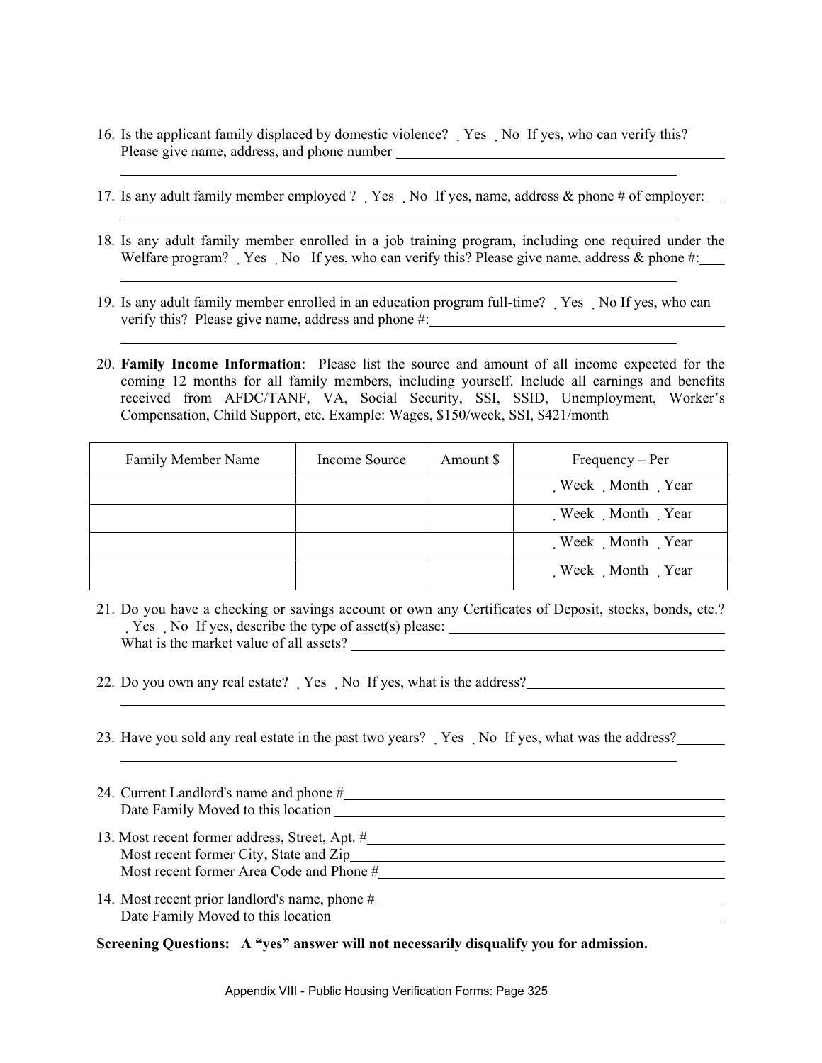16. Is the applicant family displaced by domestic violence? ˛ Yes ˛ No If yes, who can verify this? Please give name, address, and phone number ______________________________________________
______________________________________________________________________________

17. Is any adult family member employed ? ˛ Yes ˛ No If yes, name, address & phone # of employer:___
______________________________________________________________________________

18. Is any adult family member enrolled in a job training program, including one required under the Welfare program? ˛ Yes ˛ No If yes, who can verify this? Please give name, address & phone #:___
______________________________________________________________________________

19. Is any adult family member enrolled in an education program full-time? ˛ Yes ˛ No If yes, who can verify this? Please give name, address and phone #:______________________________________
______________________________________________________________________________

20. **Family Income Information**: Please list the source and amount of all income expected for the coming 12 months for all family members, including yourself. Include all earnings and benefits received from AFDC/TANF, VA, Social Security, SSI, SSID, Unemployment, Worker's Compensation, Child Support, etc. Example: Wages, $150/week, SSI, $421/month

| Family Member Name | Income Source | Amount $ | Frequency – Per |
|---|---|---|---|
| | | | ˛ Week ˛ Month ˛ Year |
| | | | ˛ Week ˛ Month ˛ Year |
| | | | ˛ Week ˛ Month ˛ Year |
| | | | ˛ Week ˛ Month ˛ Year |

21. Do you have a checking or savings account or own any Certificates of Deposit, stocks, bonds, etc.? ˛ Yes ˛ No If yes, describe the type of asset(s) please: ______________________________
What is the market value of all assets? ______________________________________________

22. Do you own any real estate? ˛ Yes ˛ No If yes, what is the address?___________________________
______________________________________________________________________________

23. Have you sold any real estate in the past two years? ˛ Yes ˛ No If yes, what was the address?_______
______________________________________________________________________________

24. Current Landlord's name and phone #____________________________________________________
Date Family Moved to this location ______________________________________________________

13. Most recent former address, Street, Apt. #_______________________________________________
Most recent former City, State and Zip_____________________________________________________
Most recent former Area Code and Phone #_________________________________________________

14. Most recent prior landlord's name, phone #_______________________________________________
Date Family Moved to this location_______________________________________________________

**Screening Questions: A "yes" answer will not necessarily disqualify you for admission.**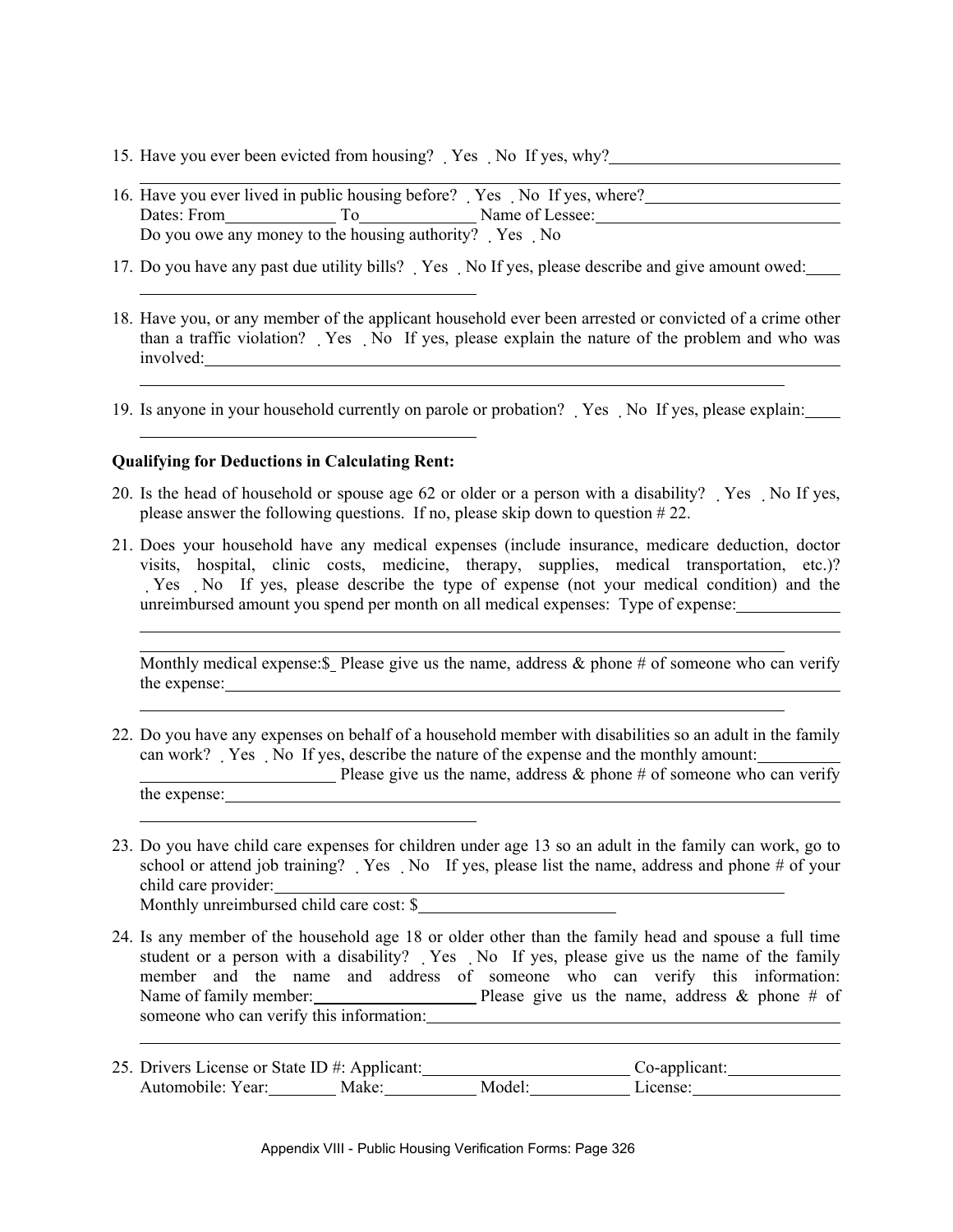15. Have you ever been evicted from housing? ˛ Yes ˛ No If yes, why?\_\_\_\_\_\_\_\_\_\_\_\_\_\_\_\_\_\_\_\_\_\_\_\_\_\_\_\_
\_\_\_\_\_\_\_\_\_\_\_\_\_\_\_\_\_\_\_\_\_\_\_\_\_\_\_\_\_\_\_\_\_\_\_\_\_\_\_\_\_\_\_\_\_\_\_\_\_\_\_\_\_\_\_\_\_\_\_\_\_\_\_\_\_\_\_\_\_\_\_\_\_\_\_\_\_\_\_\_

16. Have you ever lived in public housing before? ˛ Yes ˛ No If yes, where?\_\_\_\_\_\_\_\_\_\_\_\_\_\_\_\_\_\_\_\_\_\_\_\_
Dates: From\_\_\_\_\_\_\_\_\_\_\_\_\_\_ To\_\_\_\_\_\_\_\_\_\_\_\_\_\_ Name of Lessee:\_\_\_\_\_\_\_\_\_\_\_\_\_\_\_\_\_\_\_\_\_\_\_\_\_\_\_\_\_\_
Do you owe any money to the housing authority? ˛ Yes ˛ No

17. Do you have any past due utility bills? ˛ Yes ˛ No If yes, please describe and give amount owed:\_\_\_\_
\_\_\_\_\_\_\_\_\_\_\_\_\_\_\_\_\_\_\_\_\_\_\_\_\_\_\_\_\_\_\_\_\_\_\_\_\_\_\_\_\_\_

18. Have you, or any member of the applicant household ever been arrested or convicted of a crime other than a traffic violation? ˛ Yes ˛ No If yes, please explain the nature of the problem and who was involved:\_\_\_\_\_\_\_\_\_\_\_\_\_\_\_\_\_\_\_\_\_\_\_\_\_\_\_\_\_\_\_\_\_\_\_\_\_\_\_\_\_\_\_\_\_\_\_\_\_\_\_\_\_\_\_\_\_\_\_\_\_\_\_\_\_\_\_\_\_\_\_\_\_\_\_\_
\_\_\_\_\_\_\_\_\_\_\_\_\_\_\_\_\_\_\_\_\_\_\_\_\_\_\_\_\_\_\_\_\_\_\_\_\_\_\_\_\_\_\_\_\_\_\_\_\_\_\_\_\_\_\_\_\_\_\_\_\_\_\_\_\_\_\_\_\_\_\_\_\_\_\_\_\_\_

19. Is anyone in your household currently on parole or probation? ˛ Yes ˛ No If yes, please explain:\_\_\_\_
\_\_\_\_\_\_\_\_\_\_\_\_\_\_\_\_\_\_\_\_\_\_\_\_\_\_\_\_\_\_\_\_\_\_\_\_\_\_\_\_\_\_

**Qualifying for Deductions in Calculating Rent:**

20. Is the head of household or spouse age 62 or older or a person with a disability? ˛ Yes ˛ No If yes, please answer the following questions. If no, please skip down to question # 22.

21. Does your household have any medical expenses (include insurance, medicare deduction, doctor visits, hospital, clinic costs, medicine, therapy, supplies, medical transportation, etc.)? ˛ Yes ˛ No If yes, please describe the type of expense (not your medical condition) and the unreimbursed amount you spend per month on all medical expenses: Type of expense:\_\_\_\_\_\_\_\_\_\_\_\_\_
\_\_\_\_\_\_\_\_\_\_\_\_\_\_\_\_\_\_\_\_\_\_\_\_\_\_\_\_\_\_\_\_\_\_\_\_\_\_\_\_\_\_\_\_\_\_\_\_\_\_\_\_\_\_\_\_\_\_\_\_\_\_\_\_\_\_\_\_\_\_\_\_\_\_\_\_\_\_\_\_
\_\_\_\_\_\_\_\_\_\_\_\_\_\_\_\_\_\_\_\_\_\_\_\_\_\_\_\_\_\_\_\_\_\_\_\_\_\_\_\_\_\_\_\_\_\_\_\_\_\_\_\_\_\_\_\_\_\_\_\_\_\_\_\_\_\_\_\_\_\_\_\_\_\_\_\_\_\_
Monthly medical expense:$\_ Please give us the name, address & phone # of someone who can verify the expense:\_\_\_\_\_\_\_\_\_\_\_\_\_\_\_\_\_\_\_\_\_\_\_\_\_\_\_\_\_\_\_\_\_\_\_\_\_\_\_\_\_\_\_\_\_\_\_\_\_\_\_\_\_\_\_\_\_\_\_\_\_\_\_\_\_\_\_\_\_\_\_\_\_\_
\_\_\_\_\_\_\_\_\_\_\_\_\_\_\_\_\_\_\_\_\_\_\_\_\_\_\_\_\_\_\_\_\_\_\_\_\_\_\_\_\_\_\_\_\_\_\_\_\_\_\_\_\_\_\_\_\_\_\_\_\_\_\_\_\_\_\_\_\_\_\_\_\_\_\_\_\_\_

22. Do you have any expenses on behalf of a household member with disabilities so an adult in the family can work? ˛ Yes ˛ No If yes, describe the nature of the expense and the monthly amount:\_\_\_\_\_\_\_\_\_\_
\_\_\_\_\_\_\_\_\_\_\_\_\_\_\_\_\_\_\_\_\_\_\_\_ Please give us the name, address & phone # of someone who can verify the expense:\_\_\_\_\_\_\_\_\_\_\_\_\_\_\_\_\_\_\_\_\_\_\_\_\_\_\_\_\_\_\_\_\_\_\_\_\_\_\_\_\_\_\_\_\_\_\_\_\_\_\_\_\_\_\_\_\_\_\_\_\_\_\_\_\_\_\_\_\_\_\_\_\_\_
\_\_\_\_\_\_\_\_\_\_\_\_\_\_\_\_\_\_\_\_\_\_\_\_\_\_\_\_\_\_\_\_\_\_\_\_\_\_\_\_\_\_

23. Do you have child care expenses for children under age 13 so an adult in the family can work, go to school or attend job training? ˛ Yes ˛ No If yes, please list the name, address and phone # of your child care provider:\_\_\_\_\_\_\_\_\_\_\_\_\_\_\_\_\_\_\_\_\_\_\_\_\_\_\_\_\_\_\_\_\_\_\_\_\_\_\_\_\_\_\_\_\_\_\_\_\_\_\_\_\_\_\_\_\_\_\_\_\_\_
Monthly unreimbursed child care cost: $\_\_\_\_\_\_\_\_\_\_\_\_\_\_\_\_\_\_\_\_\_\_\_\_

24. Is any member of the household age 18 or older other than the family head and spouse a full time student or a person with a disability? ˛ Yes ˛ No If yes, please give us the name of the family member and the name and address of someone who can verify this information: Name of family member:\_\_\_\_\_\_\_\_\_\_\_\_\_\_\_\_\_\_\_\_ Please give us the name, address & phone # of someone who can verify this information:\_\_\_\_\_\_\_\_\_\_\_\_\_\_\_\_\_\_\_\_\_\_\_\_\_\_\_\_\_\_\_\_\_\_\_\_\_\_\_\_\_\_\_\_\_\_\_\_\_\_\_
\_\_\_\_\_\_\_\_\_\_\_\_\_\_\_\_\_\_\_\_\_\_\_\_\_\_\_\_\_\_\_\_\_\_\_\_\_\_\_\_\_\_\_\_\_\_\_\_\_\_\_\_\_\_\_\_\_\_\_\_\_\_\_\_\_\_\_\_\_\_\_\_\_\_\_\_\_\_\_\_

25. Drivers License or State ID #: Applicant:\_\_\_\_\_\_\_\_\_\_\_\_\_\_\_\_\_\_\_\_\_\_\_\_\_ Co-applicant:\_\_\_\_\_\_\_\_\_\_\_\_\_\_
Automobile: Year:\_\_\_\_\_\_\_\_\_ Make:\_\_\_\_\_\_\_\_\_\_\_\_ Model:\_\_\_\_\_\_\_\_\_\_\_\_ License:\_\_\_\_\_\_\_\_\_\_\_\_\_\_\_\_\_\_

Appendix VIII - Public Housing Verification Forms: Page 326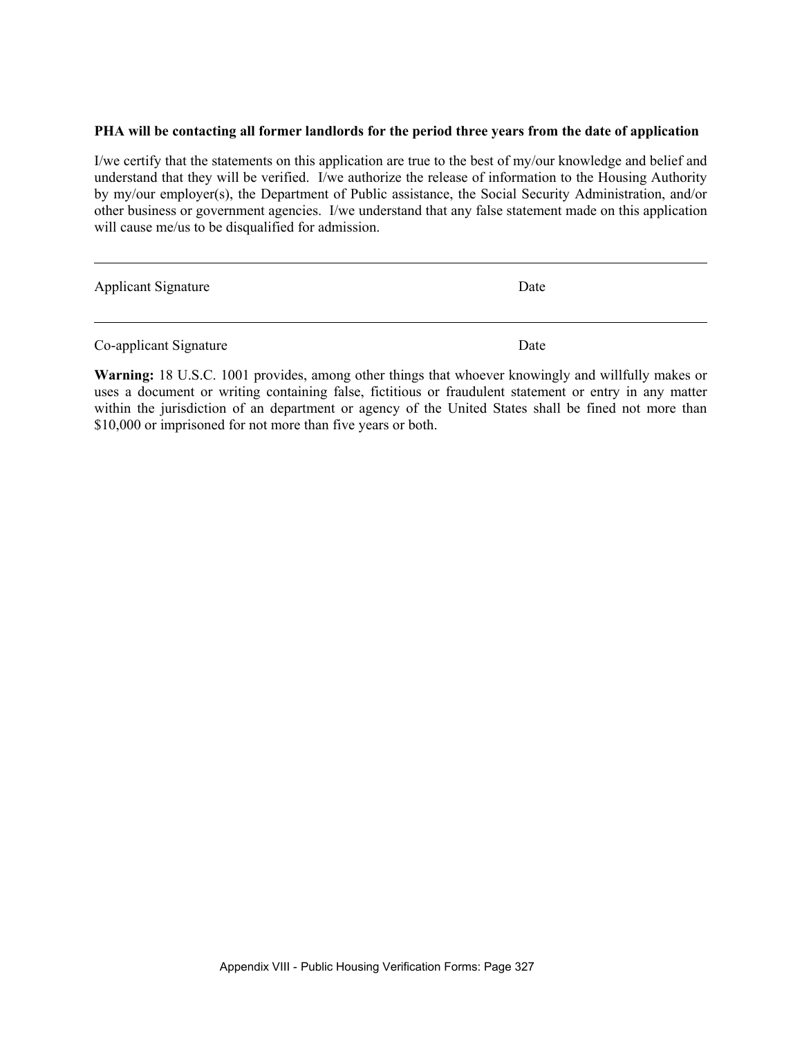**PHA will be contacting all former landlords for the period three years from the date of application**

I/we certify that the statements on this application are true to the best of my/our knowledge and belief and understand that they will be verified. I/we authorize the release of information to the Housing Authority by my/our employer(s), the Department of Public assistance, the Social Security Administration, and/or other business or government agencies. I/we understand that any false statement made on this application will cause me/us to be disqualified for admission.

---

Applicant Signature                                                                 Date

---

Co-applicant Signature                                                              Date

**Warning:** 18 U.S.C. 1001 provides, among other things that whoever knowingly and willfully makes or uses a document or writing containing false, fictitious or fraudulent statement or entry in any matter within the jurisdiction of a department or agency of the United States shall be fined not more than $10,000 or imprisoned for not more than five years or both.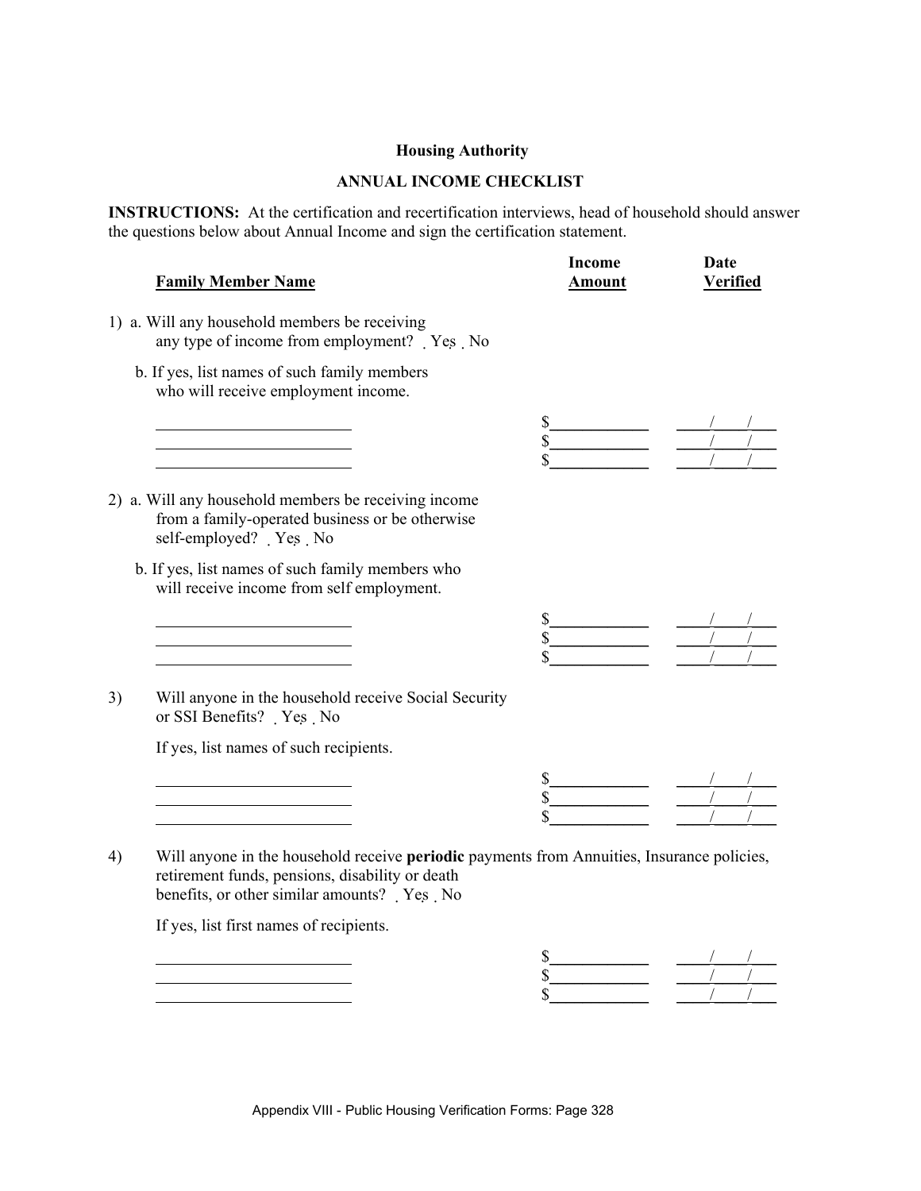**Housing Authority**

**ANNUAL INCOME CHECKLIST**

**INSTRUCTIONS:** At the certification and recertification interviews, head of household should answer the questions below about Annual Income and sign the certification statement.

| **Family Member Name** | **Income Amount** | **Date Verified** |
|---|---|---|

1) a. Will any household members be receiving any type of income from employment? ☐ Yes ☐ No

   b. If yes, list names of such family members who will receive employment income.

| Name | Income Amount | Date Verified |
|---|---|---|
| ____________________ | $__________ | ___/___/___ |
| ____________________ | $__________ | ___/___/___ |
| ____________________ | $__________ | ___/___/___ |

2) a. Will any household members be receiving income from a family-operated business or be otherwise self-employed? ☐ Yes ☐ No

   b. If yes, list names of such family members who will receive income from self employment.

| Name | Income Amount | Date Verified |
|---|---|---|
| ____________________ | $__________ | ___/___/___ |
| ____________________ | $__________ | ___/___/___ |
| ____________________ | $__________ | ___/___/___ |

3) Will anyone in the household receive Social Security or SSI Benefits? ☐ Yes ☐ No

   If yes, list names of such recipients.

| Name | Income Amount | Date Verified |
|---|---|---|
| ____________________ | $__________ | ___/___/___ |
| ____________________ | $__________ | ___/___/___ |
| ____________________ | $__________ | ___/___/___ |

4) Will anyone in the household receive **periodic** payments from Annuities, Insurance policies, retirement funds, pensions, disability or death benefits, or other similar amounts? ☐ Yes ☐ No

   If yes, list first names of recipients.

| Name | Income Amount | Date Verified |
|---|---|---|
| ____________________ | $__________ | ___/___/___ |
| ____________________ | $__________ | ___/___/___ |
| ____________________ | $__________ | ___/___/___ |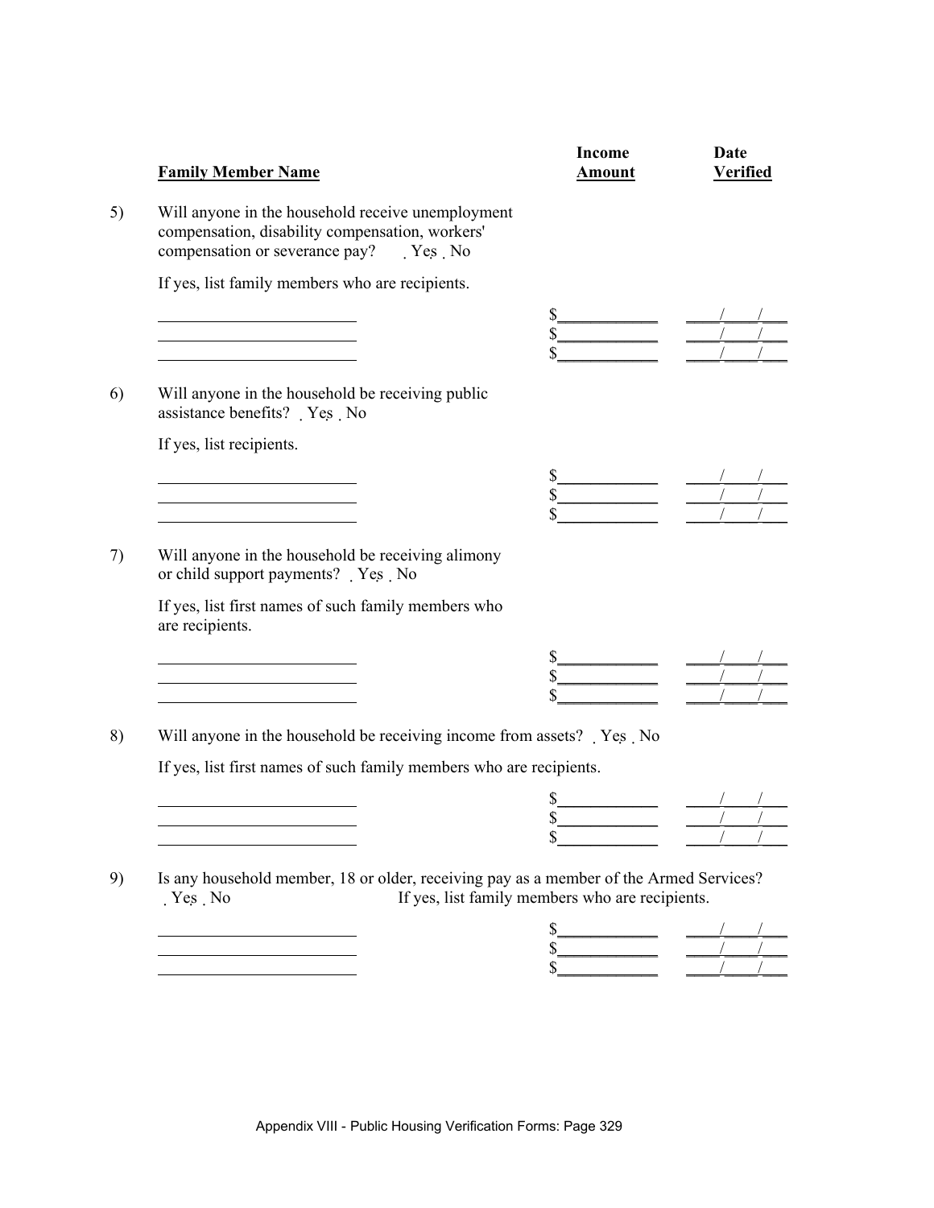| Family Member Name | Income Amount | Date Verified |
|---|---|---|

5) Will anyone in the household receive unemployment compensation, disability compensation, workers' compensation or severance pay? ☐ Yes ☐ No

If yes, list family members who are recipients.

| Family Member Name | Income Amount | Date Verified |
|---|---|---|
| ________________ | $__________ | ___/___/___ |
| ________________ | $__________ | ___/___/___ |
| ________________ | $__________ | ___/___/___ |

6) Will anyone in the household be receiving public assistance benefits? ☐ Yes ☐ No

If yes, list recipients.

| Family Member Name | Income Amount | Date Verified |
|---|---|---|
| ________________ | $__________ | ___/___/___ |
| ________________ | $__________ | ___/___/___ |
| ________________ | $__________ | ___/___/___ |

7) Will anyone in the household be receiving alimony or child support payments? ☐ Yes ☐ No

If yes, list first names of such family members who are recipients.

| Family Member Name | Income Amount | Date Verified |
|---|---|---|
| ________________ | $__________ | ___/___/___ |
| ________________ | $__________ | ___/___/___ |
| ________________ | $__________ | ___/___/___ |

8) Will anyone in the household be receiving income from assets? ☐ Yes ☐ No

If yes, list first names of such family members who are recipients.

| Family Member Name | Income Amount | Date Verified |
|---|---|---|
| ________________ | $__________ | ___/___/___ |
| ________________ | $__________ | ___/___/___ |
| ________________ | $__________ | ___/___/___ |

9) Is any household member, 18 or older, receiving pay as a member of the Armed Services? ☐ Yes ☐ No If yes, list family members who are recipients.

| Family Member Name | Income Amount | Date Verified |
|---|---|---|
| ________________ | $__________ | ___/___/___ |
| ________________ | $__________ | ___/___/___ |
| ________________ | $__________ | ___/___/___ |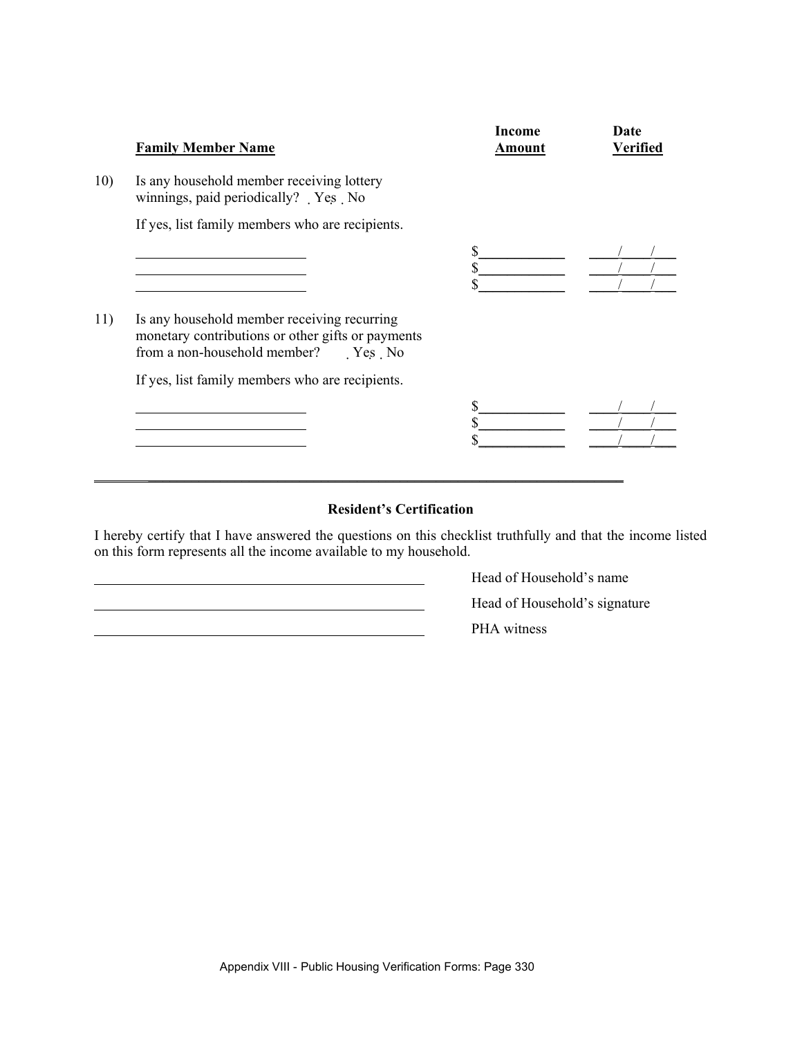| | Family Member Name | Income Amount | Date Verified |
|---|---|---|---|
| 10) | Is any household member receiving lottery winnings, paid periodically? ☐ Yes ☐ No | | |
| | If yes, list family members who are recipients. | | |
| | ________________________ | $____________ | ____/____/____ |
| | ________________________ | $____________ | ____/____/____ |
| | ________________________ | $____________ | ____/____/____ |
| 11) | Is any household member receiving recurring monetary contributions or other gifts or payments from a non-household member? ☐ Yes ☐ No | | |
| | If yes, list family members who are recipients. | | |
| | ________________________ | $____________ | ____/____/____ |
| | ________________________ | $____________ | ____/____/____ |
| | ________________________ | $____________ | ____/____/____ |

---

**Resident's Certification**

I hereby certify that I have answered the questions on this checklist truthfully and that the income listed on this form represents all the income available to my household.

______________________________________ Head of Household's name

______________________________________ Head of Household's signature

______________________________________ PHA witness

Appendix VIII - Public Housing Verification Forms: Page 330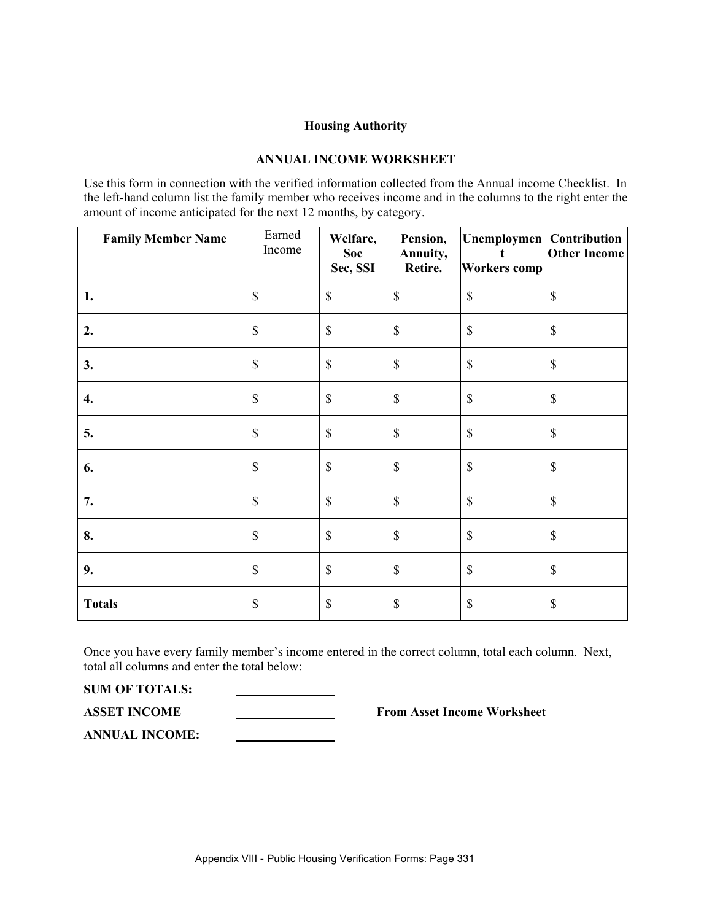**Housing Authority**

**ANNUAL INCOME WORKSHEET**

Use this form in connection with the verified information collected from the Annual income Checklist. In the left-hand column list the family member who receives income and in the columns to the right enter the amount of income anticipated for the next 12 months, by category.

| Family Member Name | Earned Income | Welfare, Soc Sec, SSI | Pension, Annuity, Retire. | Unemployment Workers comp | Contribution Other Income |
|---|---|---|---|---|---|
| 1. | $ | $ | $ | $ | $ |
| 2. | $ | $ | $ | $ | $ |
| 3. | $ | $ | $ | $ | $ |
| 4. | $ | $ | $ | $ | $ |
| 5. | $ | $ | $ | $ | $ |
| 6. | $ | $ | $ | $ | $ |
| 7. | $ | $ | $ | $ | $ |
| 8. | $ | $ | $ | $ | $ |
| 9. | $ | $ | $ | $ | $ |
| **Totals** | $ | $ | $ | $ | $ |

Once you have every family member's income entered in the correct column, total each column. Next, total all columns and enter the total below:

**SUM OF TOTALS:** \_\_\_\_\_\_\_\_\_\_\_\_\_\_\_\_

**ASSET INCOME** \_\_\_\_\_\_\_\_\_\_\_\_\_\_\_\_ **From Asset Income Worksheet**

**ANNUAL INCOME:** \_\_\_\_\_\_\_\_\_\_\_\_\_\_\_\_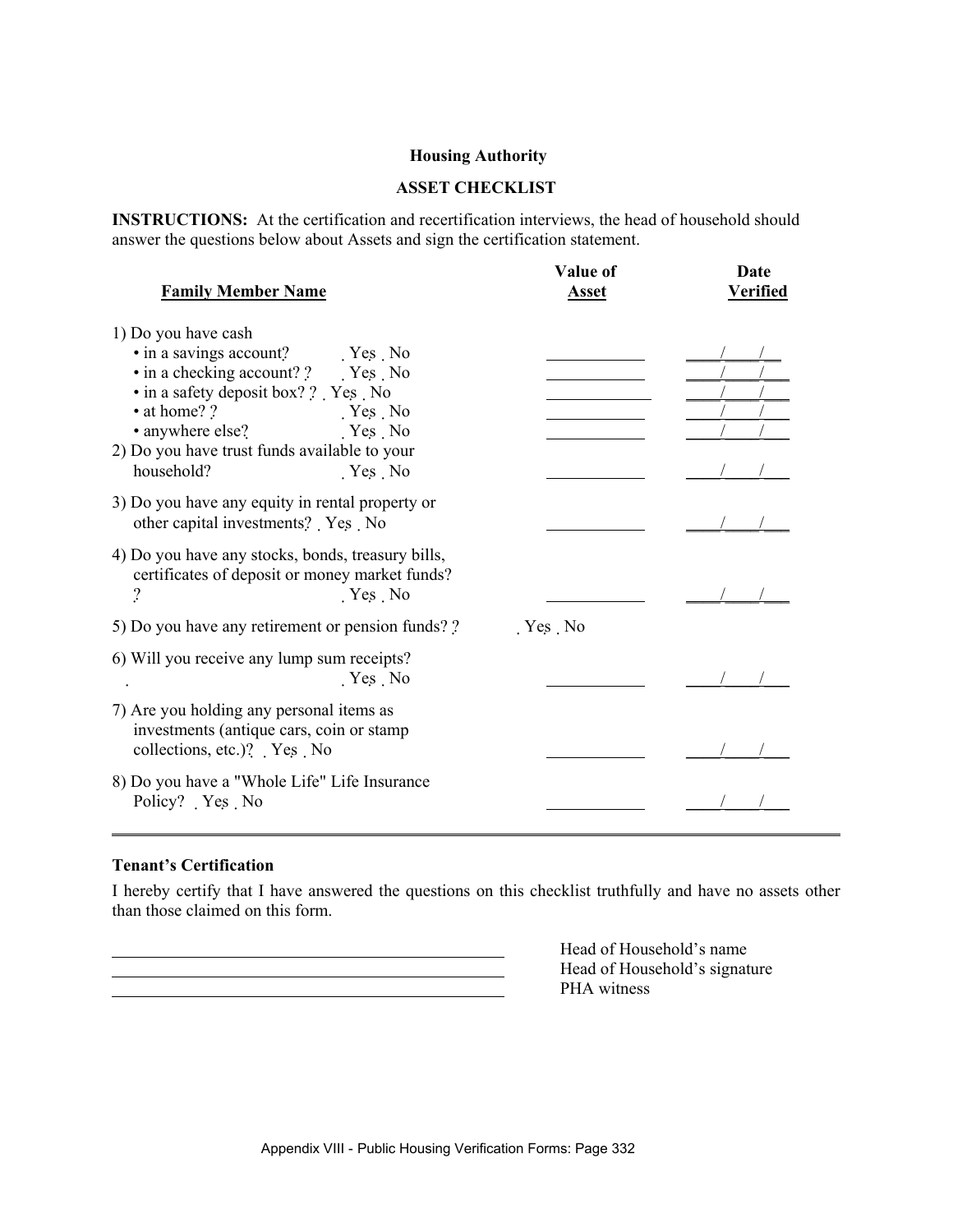**Housing Authority**

**ASSET CHECKLIST**

**INSTRUCTIONS:** At the certification and recertification interviews, the head of household should answer the questions below about Assets and sign the certification statement.

| **Family Member Name** | **Value of Asset** | **Date Verified** |
|---|---|---|
| 1) Do you have cash | | |
| • in a savings account? ˛ Yes ˛ No | ___________ | ___/___/___ |
| • in a checking account? ˛ Yes ˛ No | ___________ | ___/___/___ |
| • in a safety deposit box? ˛ Yes ˛ No | ___________ | ___/___/___ |
| • at home? ˛ Yes ˛ No | ___________ | ___/___/___ |
| • anywhere else? ˛ Yes ˛ No | ___________ | ___/___/___ |
| 2) Do you have trust funds available to your household? ˛ Yes ˛ No | ___________ | ___/___/___ |
| 3) Do you have any equity in rental property or other capital investments? ˛ Yes ˛ No | ___________ | ___/___/___ |
| 4) Do you have any stocks, bonds, treasury bills, certificates of deposit or money market funds? ˛ Yes ˛ No | ___________ | ___/___/___ |
| 5) Do you have any retirement or pension funds? ˛ Yes ˛ No | | |
| 6) Will you receive any lump sum receipts? ˛ Yes ˛ No | ___________ | ___/___/___ |
| 7) Are you holding any personal items as investments (antique cars, coin or stamp collections, etc.)? ˛ Yes ˛ No | ___________ | ___/___/___ |
| 8) Do you have a "Whole Life" Life Insurance Policy? ˛ Yes ˛ No | ___________ | ___/___/___ |

---

**Tenant's Certification**

I hereby certify that I have answered the questions on this checklist truthfully and have no assets other than those claimed on this form.

_________________________________________ Head of Household's name

_________________________________________ Head of Household's signature

_________________________________________ PHA witness

Appendix VIII - Public Housing Verification Forms: Page 332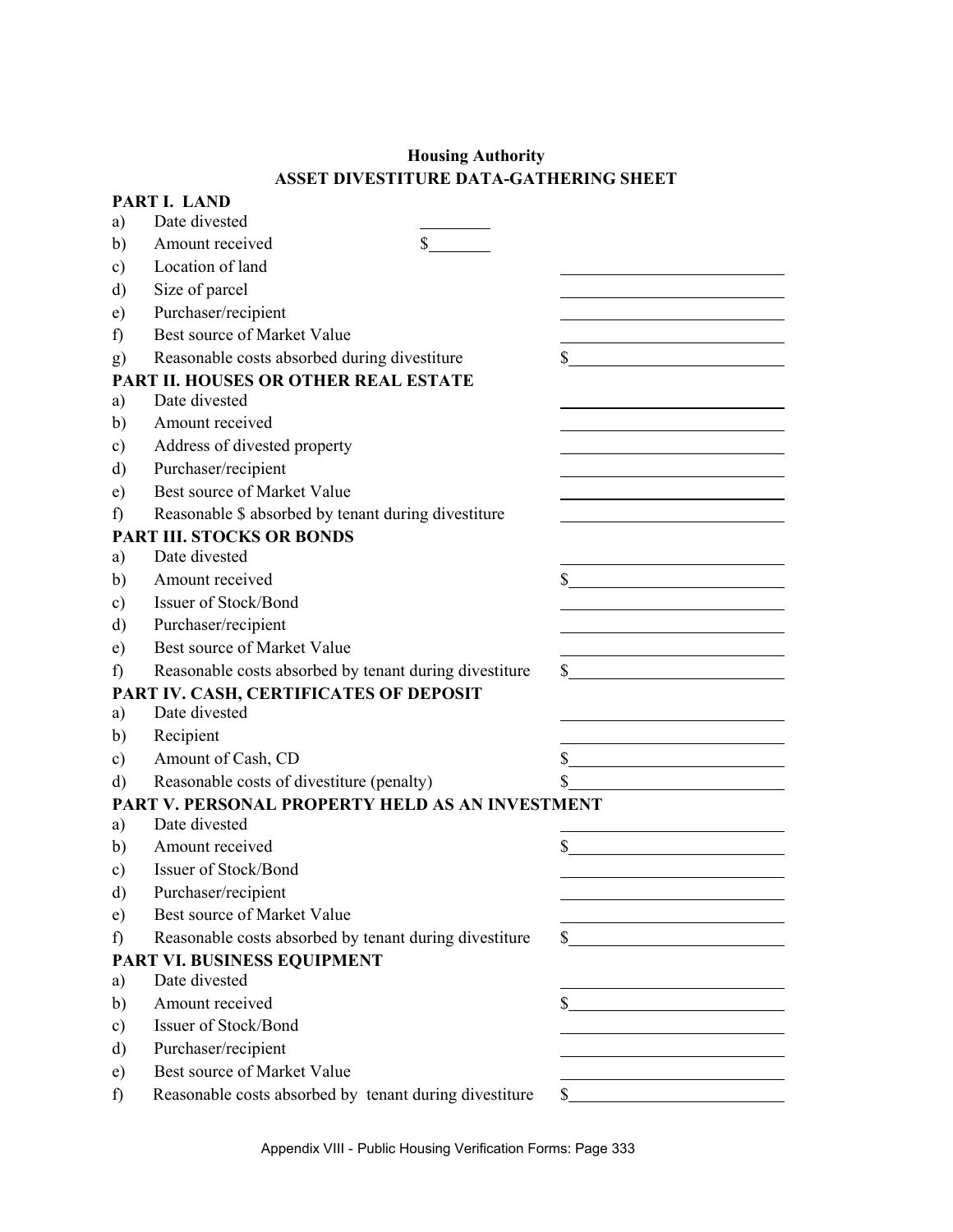**Housing Authority**

**ASSET DIVESTITURE DATA-GATHERING SHEET**

**PART I. LAND**

a) Date divested \_\_\_\_\_\_\_\_

b) Amount received $\_\_\_\_\_\_\_

c) Location of land \_\_\_\_\_\_\_\_\_\_\_\_\_\_\_\_\_\_\_\_\_\_\_\_

d) Size of parcel \_\_\_\_\_\_\_\_\_\_\_\_\_\_\_\_\_\_\_\_\_\_\_\_

e) Purchaser/recipient \_\_\_\_\_\_\_\_\_\_\_\_\_\_\_\_\_\_\_\_\_\_\_\_

f) Best source of Market Value \_\_\_\_\_\_\_\_\_\_\_\_\_\_\_\_\_\_\_\_\_\_\_\_

g) Reasonable costs absorbed during divestiture $\_\_\_\_\_\_\_\_\_\_\_\_\_\_\_\_\_\_\_\_\_\_\_

**PART II. HOUSES OR OTHER REAL ESTATE**

a) Date divested \_\_\_\_\_\_\_\_\_\_\_\_\_\_\_\_\_\_\_\_\_\_\_\_

b) Amount received \_\_\_\_\_\_\_\_\_\_\_\_\_\_\_\_\_\_\_\_\_\_\_\_

c) Address of divested property \_\_\_\_\_\_\_\_\_\_\_\_\_\_\_\_\_\_\_\_\_\_\_\_

d) Purchaser/recipient \_\_\_\_\_\_\_\_\_\_\_\_\_\_\_\_\_\_\_\_\_\_\_\_

e) Best source of Market Value \_\_\_\_\_\_\_\_\_\_\_\_\_\_\_\_\_\_\_\_\_\_\_\_

f) Reasonable $ absorbed by tenant during divestiture \_\_\_\_\_\_\_\_\_\_\_\_\_\_\_\_\_\_\_\_\_\_\_\_

**PART III. STOCKS OR BONDS**

a) Date divested \_\_\_\_\_\_\_\_\_\_\_\_\_\_\_\_\_\_\_\_\_\_\_\_

b) Amount received $\_\_\_\_\_\_\_\_\_\_\_\_\_\_\_\_\_\_\_\_\_\_\_

c) Issuer of Stock/Bond \_\_\_\_\_\_\_\_\_\_\_\_\_\_\_\_\_\_\_\_\_\_\_\_

d) Purchaser/recipient \_\_\_\_\_\_\_\_\_\_\_\_\_\_\_\_\_\_\_\_\_\_\_\_

e) Best source of Market Value \_\_\_\_\_\_\_\_\_\_\_\_\_\_\_\_\_\_\_\_\_\_\_\_

f) Reasonable costs absorbed by tenant during divestiture $\_\_\_\_\_\_\_\_\_\_\_\_\_\_\_\_\_\_\_\_\_\_\_

**PART IV. CASH, CERTIFICATES OF DEPOSIT**

a) Date divested \_\_\_\_\_\_\_\_\_\_\_\_\_\_\_\_\_\_\_\_\_\_\_\_

b) Recipient \_\_\_\_\_\_\_\_\_\_\_\_\_\_\_\_\_\_\_\_\_\_\_\_

c) Amount of Cash, CD $\_\_\_\_\_\_\_\_\_\_\_\_\_\_\_\_\_\_\_\_\_\_\_

d) Reasonable costs of divestiture (penalty) $\_\_\_\_\_\_\_\_\_\_\_\_\_\_\_\_\_\_\_\_\_\_\_

**PART V. PERSONAL PROPERTY HELD AS AN INVESTMENT**

a) Date divested \_\_\_\_\_\_\_\_\_\_\_\_\_\_\_\_\_\_\_\_\_\_\_\_

b) Amount received $\_\_\_\_\_\_\_\_\_\_\_\_\_\_\_\_\_\_\_\_\_\_\_

c) Issuer of Stock/Bond \_\_\_\_\_\_\_\_\_\_\_\_\_\_\_\_\_\_\_\_\_\_\_\_

d) Purchaser/recipient \_\_\_\_\_\_\_\_\_\_\_\_\_\_\_\_\_\_\_\_\_\_\_\_

e) Best source of Market Value \_\_\_\_\_\_\_\_\_\_\_\_\_\_\_\_\_\_\_\_\_\_\_\_

f) Reasonable costs absorbed by tenant during divestiture $\_\_\_\_\_\_\_\_\_\_\_\_\_\_\_\_\_\_\_\_\_\_\_

**PART VI. BUSINESS EQUIPMENT**

a) Date divested \_\_\_\_\_\_\_\_\_\_\_\_\_\_\_\_\_\_\_\_\_\_\_\_

b) Amount received $\_\_\_\_\_\_\_\_\_\_\_\_\_\_\_\_\_\_\_\_\_\_\_

c) Issuer of Stock/Bond \_\_\_\_\_\_\_\_\_\_\_\_\_\_\_\_\_\_\_\_\_\_\_\_

d) Purchaser/recipient \_\_\_\_\_\_\_\_\_\_\_\_\_\_\_\_\_\_\_\_\_\_\_\_

e) Best source of Market Value \_\_\_\_\_\_\_\_\_\_\_\_\_\_\_\_\_\_\_\_\_\_\_\_

f) Reasonable costs absorbed by tenant during divestiture $\_\_\_\_\_\_\_\_\_\_\_\_\_\_\_\_\_\_\_\_\_\_\_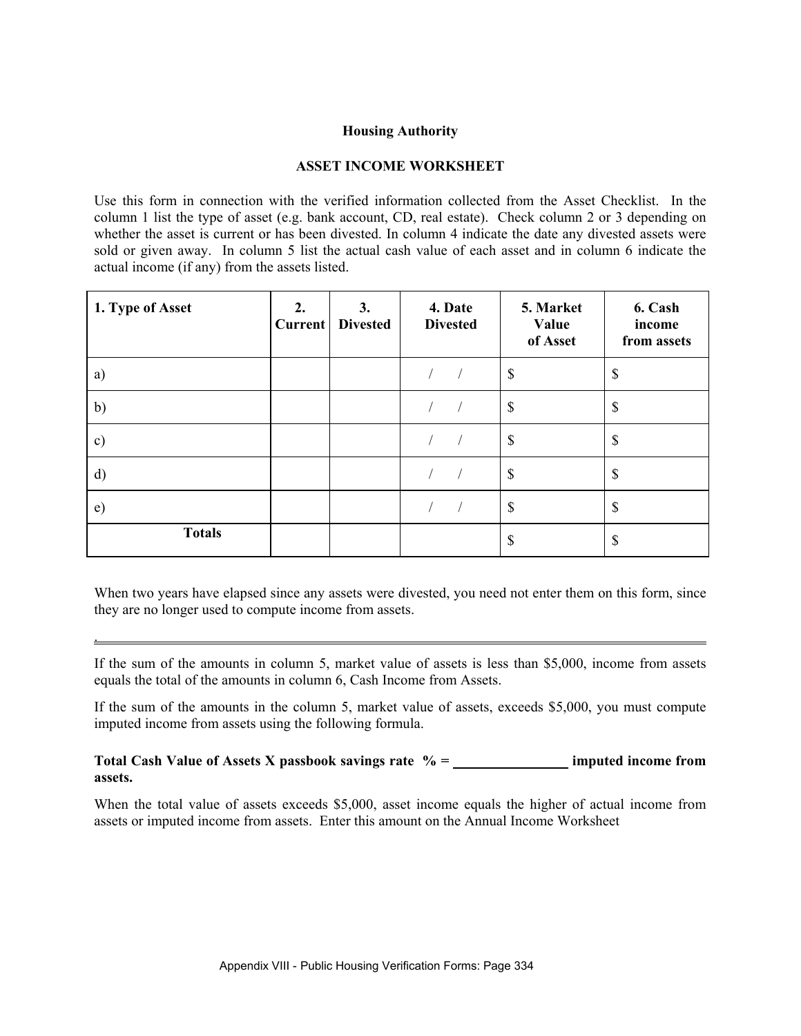**Housing Authority**

**ASSET INCOME WORKSHEET**

Use this form in connection with the verified information collected from the Asset Checklist. In the column 1 list the type of asset (e.g. bank account, CD, real estate). Check column 2 or 3 depending on whether the asset is current or has been divested. In column 4 indicate the date any divested assets were sold or given away. In column 5 list the actual cash value of each asset and in column 6 indicate the actual income (if any) from the assets listed.

| 1. Type of Asset | 2. Current | 3. Divested | 4. Date Divested | 5. Market Value of Asset | 6. Cash income from assets |
|---|---|---|---|---|---|
| a) | | | / / | $ | $ |
| b) | | | / / | $ | $ |
| c) | | | / / | $ | $ |
| d) | | | / / | $ | $ |
| e) | | | / / | $ | $ |
| **Totals** | | | | $ | $ |

When two years have elapsed since any assets were divested, you need not enter them on this form, since they are no longer used to compute income from assets.

---

If the sum of the amounts in column 5, market value of assets is less than $5,000, income from assets equals the total of the amounts in column 6, Cash Income from Assets.

If the sum of the amounts in the column 5, market value of assets, exceeds $5,000, you must compute imputed income from assets using the following formula.

**Total Cash Value of Assets X passbook savings rate % = ________________ imputed income from assets.**

When the total value of assets exceeds $5,000, asset income equals the higher of actual income from assets or imputed income from assets. Enter this amount on the Annual Income Worksheet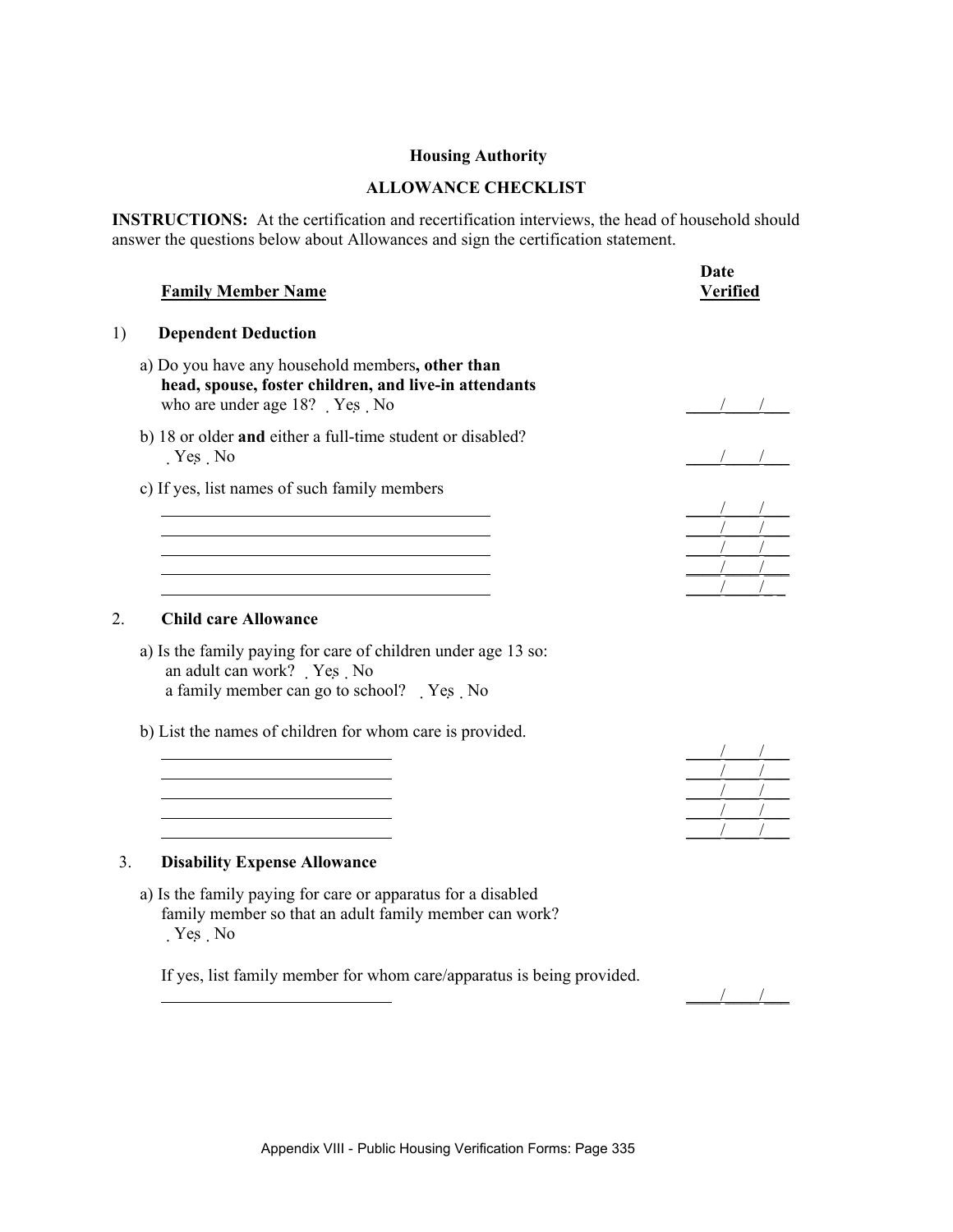**Housing Authority**

**ALLOWANCE CHECKLIST**

**INSTRUCTIONS:** At the certification and recertification interviews, the head of household should answer the questions below about Allowances and sign the certification statement.

| **Family Member Name** | **Date Verified** |
|---|---|

1) **Dependent Deduction**

a) Do you have any household members**, other than head, spouse, foster children, and live-in attendants** who are under age 18? ˛ Yes ˛ No ____/____/____

b) 18 or older **and** either a full-time student or disabled? ˛ Yes ˛ No ____/____/____

c) If yes, list names of such family members

| | |
|---|---|
| ______________________________ | ____/____/____ |
| ______________________________ | ____/____/____ |
| ______________________________ | ____/____/____ |
| ______________________________ | ____/____/____ |
| ______________________________ | ____/____/____ |

2. **Child care Allowance**

a) Is the family paying for care of children under age 13 so:
an adult can work? ˛ Yes ˛ No
a family member can go to school? ˛ Yes ˛ No

b) List the names of children for whom care is provided.

| | |
|---|---|
| ______________________ | ____/____/____ |
| ______________________ | ____/____/____ |
| ______________________ | ____/____/____ |
| ______________________ | ____/____/____ |
| ______________________ | ____/____/____ |

3. **Disability Expense Allowance**

a) Is the family paying for care or apparatus for a disabled family member so that an adult family member can work?
˛ Yes ˛ No

If yes, list family member for whom care/apparatus is being provided.

______________________ ____/____/____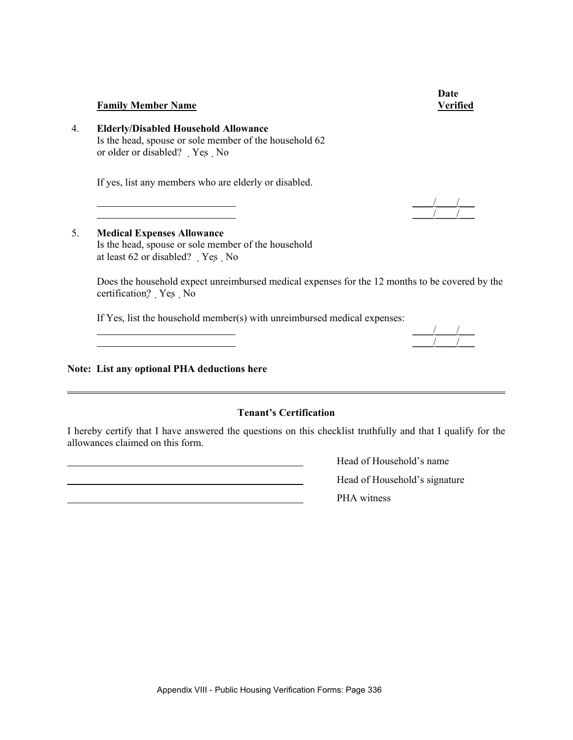**Family Member Name** **Date Verified**

4. **Elderly/Disabled Household Allowance**
   Is the head, spouse or sole member of the household 62 or older or disabled? ☐ Yes ☐ No

   If yes, list any members who are elderly or disabled.

   ____________________________ ____/____/____
   ____________________________ ____/____/____

5. **Medical Expenses Allowance**
   Is the head, spouse or sole member of the household at least 62 or disabled? ☐ Yes ☐ No

   Does the household expect unreimbursed medical expenses for the 12 months to be covered by the certification? ☐ Yes ☐ No

   If Yes, list the household member(s) with unreimbursed medical expenses:

   ____________________________ ____/____/____
   ____________________________ ____/____/____

**Note: List any optional PHA deductions here**

---

**Tenant's Certification**

I hereby certify that I have answered the questions on this checklist truthfully and that I qualify for the allowances claimed on this form.

________________________________________ Head of Household's name

________________________________________ Head of Household's signature

________________________________________ PHA witness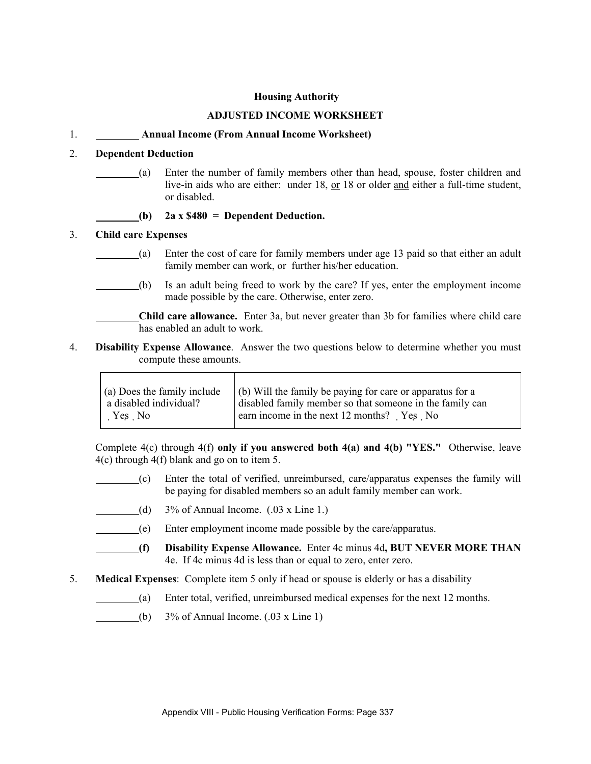**Housing Authority**

**ADJUSTED INCOME WORKSHEET**

1. ________ **Annual Income (From Annual Income Worksheet)**

2. **Dependent Deduction**

________(a) Enter the number of family members other than head, spouse, foster children and live-in aids who are either: under 18, <u>or</u> 18 or older <u>and</u> either a full-time student, or disabled.

________**(b) 2a x $480 = Dependent Deduction.**

3. **Child care Expenses**

________(a) Enter the cost of care for family members under age 13 paid so that either an adult family member can work, or further his/her education.

________(b) Is an adult being freed to work by the care? If yes, enter the employment income made possible by the care. Otherwise, enter zero.

________**Child care allowance.** Enter 3a, but never greater than 3b for families where child care has enabled an adult to work.

4. **Disability Expense Allowance**. Answer the two questions below to determine whether you must compute these amounts.

| (a) Does the family include a disabled individual? ☐ Yes ☐ No | (b) Will the family be paying for care or apparatus for a disabled family member so that someone in the family can earn income in the next 12 months? ☐ Yes ☐ No |
|---|---|

Complete 4(c) through 4(f) **only if you answered both 4(a) and 4(b) "YES."** Otherwise, leave 4(c) through 4(f) blank and go on to item 5.

________(c) Enter the total of verified, unreimbursed, care/apparatus expenses the family will be paying for disabled members so an adult family member can work.

________(d) 3% of Annual Income. (.03 x Line 1.)

________(e) Enter employment income made possible by the care/apparatus.

________**(f) Disability Expense Allowance.** Enter 4c minus 4d**, BUT NEVER MORE THAN** 4e. If 4c minus 4d is less than or equal to zero, enter zero.

5. **Medical Expenses**: Complete item 5 only if head or spouse is elderly or has a disability

________(a) Enter total, verified, unreimbursed medical expenses for the next 12 months.

________(b) 3% of Annual Income. (.03 x Line 1)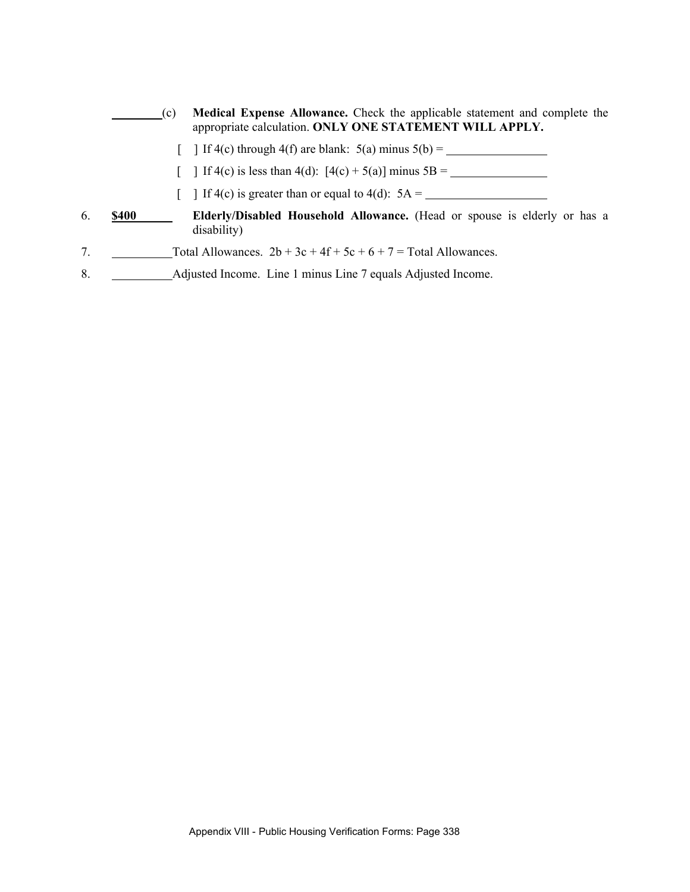________(c) **Medical Expense Allowance.** Check the applicable statement and complete the appropriate calculation. **ONLY ONE STATEMENT WILL APPLY.**

[ ] If 4(c) through 4(f) are blank: 5(a) minus 5(b) = ________________

[ ] If 4(c) is less than 4(d): [4(c) + 5(a)] minus 5B = ________________

[ ] If 4(c) is greater than or equal to 4(d): 5A = ________________

6. **$400** **Elderly/Disabled Household Allowance.** (Head or spouse is elderly or has a disability)

7. __________Total Allowances. 2b + 3c + 4f + 5c + 6 + 7 = Total Allowances.

8. __________Adjusted Income. Line 1 minus Line 7 equals Adjusted Income.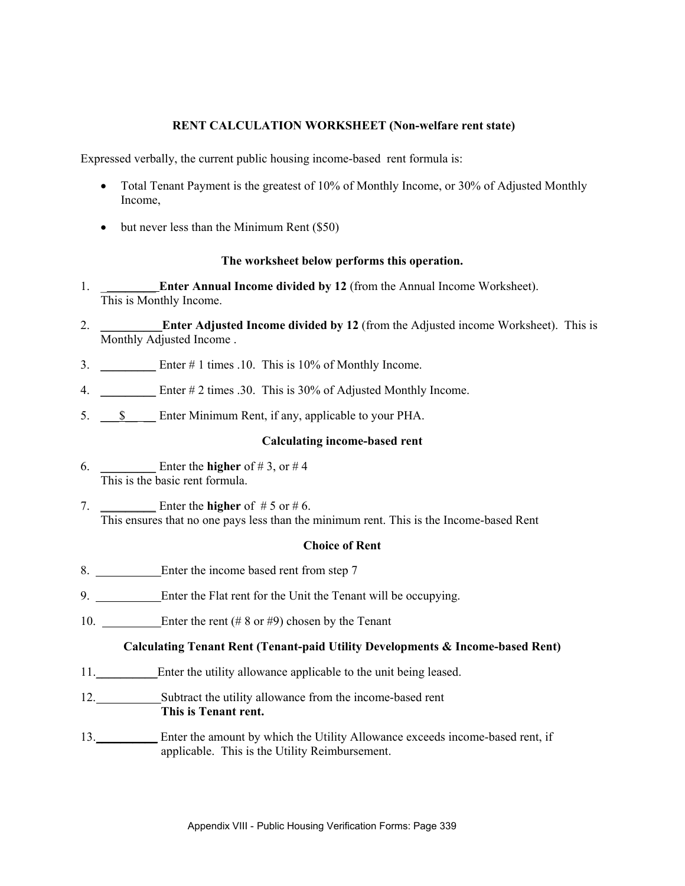**RENT CALCULATION WORKSHEET (Non-welfare rent state)**

Expressed verbally, the current public housing income-based rent formula is:

- Total Tenant Payment is the greatest of 10% of Monthly Income, or 30% of Adjusted Monthly Income,
- but never less than the Minimum Rent ($50)

**The worksheet below performs this operation.**

1. _________ **Enter Annual Income divided by 12** (from the Annual Income Worksheet). This is Monthly Income.
2. _________ **Enter Adjusted Income divided by 12** (from the Adjusted income Worksheet). This is Monthly Adjusted Income .
3. _________ Enter # 1 times .10. This is 10% of Monthly Income.
4. _________ Enter # 2 times .30. This is 30% of Adjusted Monthly Income.
5. ___$____ Enter Minimum Rent, if any, applicable to your PHA.

**Calculating income-based rent**

6. _________ Enter the **higher** of # 3, or # 4
   This is the basic rent formula.
7. _________ Enter the **higher** of # 5 or # 6.
   This ensures that no one pays less than the minimum rent. This is the Income-based Rent

**Choice of Rent**

8. __________ Enter the income based rent from step 7
9. __________ Enter the Flat rent for the Unit the Tenant will be occupying.
10. _________ Enter the rent (# 8 or #9) chosen by the Tenant

**Calculating Tenant Rent (Tenant-paid Utility Developments & Income-based Rent)**

11. __________ Enter the utility allowance applicable to the unit being leased.
12. __________ Subtract the utility allowance from the income-based rent
    **This is Tenant rent.**
13. __________ Enter the amount by which the Utility Allowance exceeds income-based rent, if applicable. This is the Utility Reimbursement.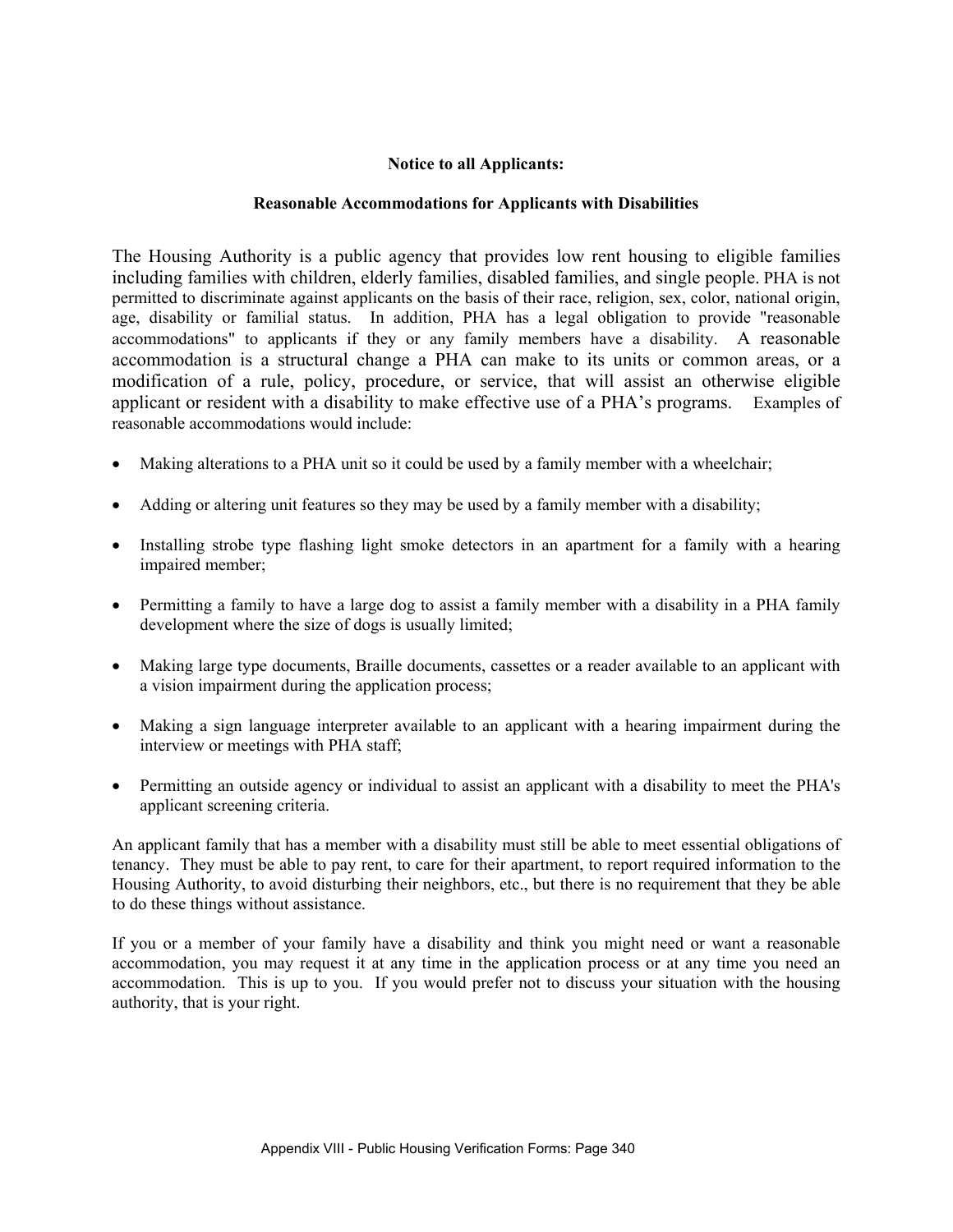**Notice to all Applicants:**

**Reasonable Accommodations for Applicants with Disabilities**

The Housing Authority is a public agency that provides low rent housing to eligible families including families with children, elderly families, disabled families, and single people. PHA is not permitted to discriminate against applicants on the basis of their race, religion, sex, color, national origin, age, disability or familial status. In addition, PHA has a legal obligation to provide "reasonable accommodations" to applicants if they or any family members have a disability. A reasonable accommodation is a structural change a PHA can make to its units or common areas, or a modification of a rule, policy, procedure, or service, that will assist an otherwise eligible applicant or resident with a disability to make effective use of a PHA's programs. Examples of reasonable accommodations would include:

- Making alterations to a PHA unit so it could be used by a family member with a wheelchair;
- Adding or altering unit features so they may be used by a family member with a disability;
- Installing strobe type flashing light smoke detectors in an apartment for a family with a hearing impaired member;
- Permitting a family to have a large dog to assist a family member with a disability in a PHA family development where the size of dogs is usually limited;
- Making large type documents, Braille documents, cassettes or a reader available to an applicant with a vision impairment during the application process;
- Making a sign language interpreter available to an applicant with a hearing impairment during the interview or meetings with PHA staff;
- Permitting an outside agency or individual to assist an applicant with a disability to meet the PHA's applicant screening criteria.

An applicant family that has a member with a disability must still be able to meet essential obligations of tenancy. They must be able to pay rent, to care for their apartment, to report required information to the Housing Authority, to avoid disturbing their neighbors, etc., but there is no requirement that they be able to do these things without assistance.

If you or a member of your family have a disability and think you might need or want a reasonable accommodation, you may request it at any time in the application process or at any time you need an accommodation. This is up to you. If you would prefer not to discuss your situation with the housing authority, that is your right.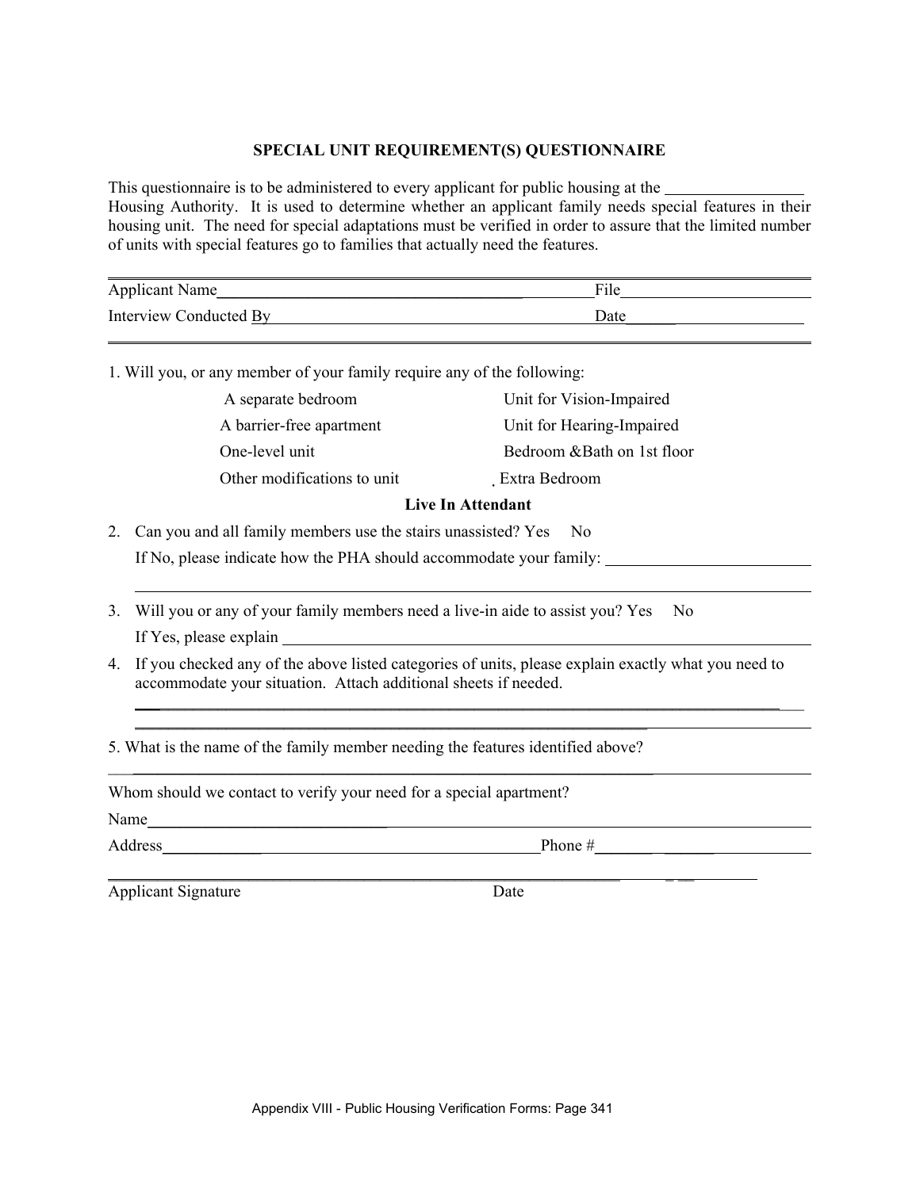# SPECIAL UNIT REQUIREMENT(S) QUESTIONNAIRE

This questionnaire is to be administered to every applicant for public housing at the _________________ Housing Authority. It is used to determine whether an applicant family needs special features in their housing unit. The need for special adaptations must be verified in order to assure that the limited number of units with special features go to families that actually need the features.

---

Applicant Name_________________________________________ File_______________________

Interview Conducted By__________________________________ Date______________________

---

1. Will you, or any member of your family require any of the following:

| | |
|---|---|
| A separate bedroom | Unit for Vision-Impaired |
| A barrier-free apartment | Unit for Hearing-Impaired |
| One-level unit | Bedroom &Bath on 1st floor |
| Other modifications to unit | Extra Bedroom |

**Live In Attendant**

2. Can you and all family members use the stairs unassisted? Yes No

   If No, please indicate how the PHA should accommodate your family: ________________________

   ______________________________________________________________________________

3. Will you or any of your family members need a live-in aide to assist you? Yes No

   If Yes, please explain ____________________________________________________________

4. If you checked any of the above listed categories of units, please explain exactly what you need to accommodate your situation. Attach additional sheets if needed.

   ______________________________________________________________________________

   ______________________________________________________________________________

5. What is the name of the family member needing the features identified above?

______________________________________________________________________________

Whom should we contact to verify your need for a special apartment?

Name__________________________________________________________________________

Address_____________________________________________ Phone #_____________________

______________________________________________________________________________

Applicant Signature Date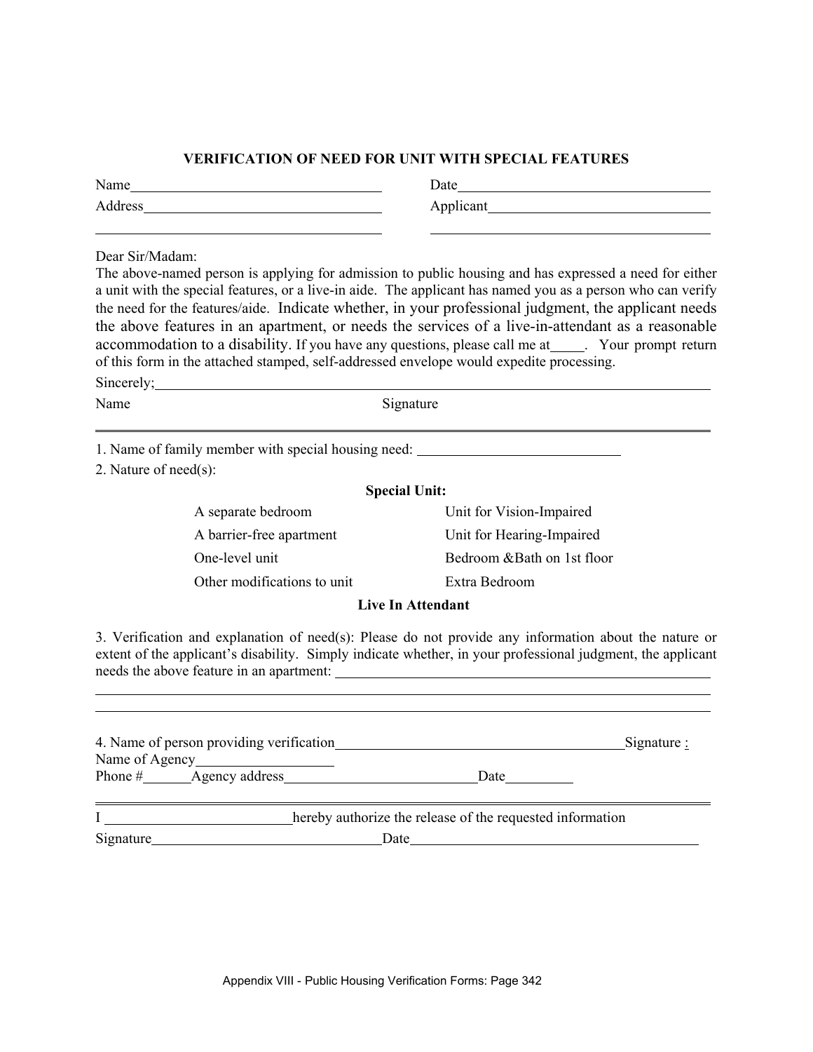## VERIFICATION OF NEED FOR UNIT WITH SPECIAL FEATURES

Name________________________________ Date________________________________

Address______________________________ Applicant____________________________

_____________________________________ _____________________________________

Dear Sir/Madam:

The above-named person is applying for admission to public housing and has expressed a need for either a unit with the special features, or a live-in aide. The applicant has named you as a person who can verify the need for the features/aide. Indicate whether, in your professional judgment, the applicant needs the above features in an apartment, or needs the services of a live-in-attendant as a reasonable accommodation to a disability. If you have any questions, please call me at____. Your prompt return of this form in the attached stamped, self-addressed envelope would expedite processing.

Sincerely;__________________________________________________________________

Name Signature

---

1. Name of family member with special housing need: ____________________________

2. Nature of need(s):

**Special Unit:**

| | |
|---|---|
| A separate bedroom | Unit for Vision-Impaired |
| A barrier-free apartment | Unit for Hearing-Impaired |
| One-level unit | Bedroom &Bath on 1st floor |
| Other modifications to unit | Extra Bedroom |

**Live In Attendant**

3. Verification and explanation of need(s): Please do not provide any information about the nature or extent of the applicant's disability. Simply indicate whether, in your professional judgment, the applicant needs the above feature in an apartment: ________________________________________________

_____________________________________________________________________________

_____________________________________________________________________________

4. Name of person providing verification________________________________________Signature :

Name of Agency___________________

Phone #_______Agency address__________________________Date_________

---

I __________________________hereby authorize the release of the requested information

Signature________________________________Date________________________________________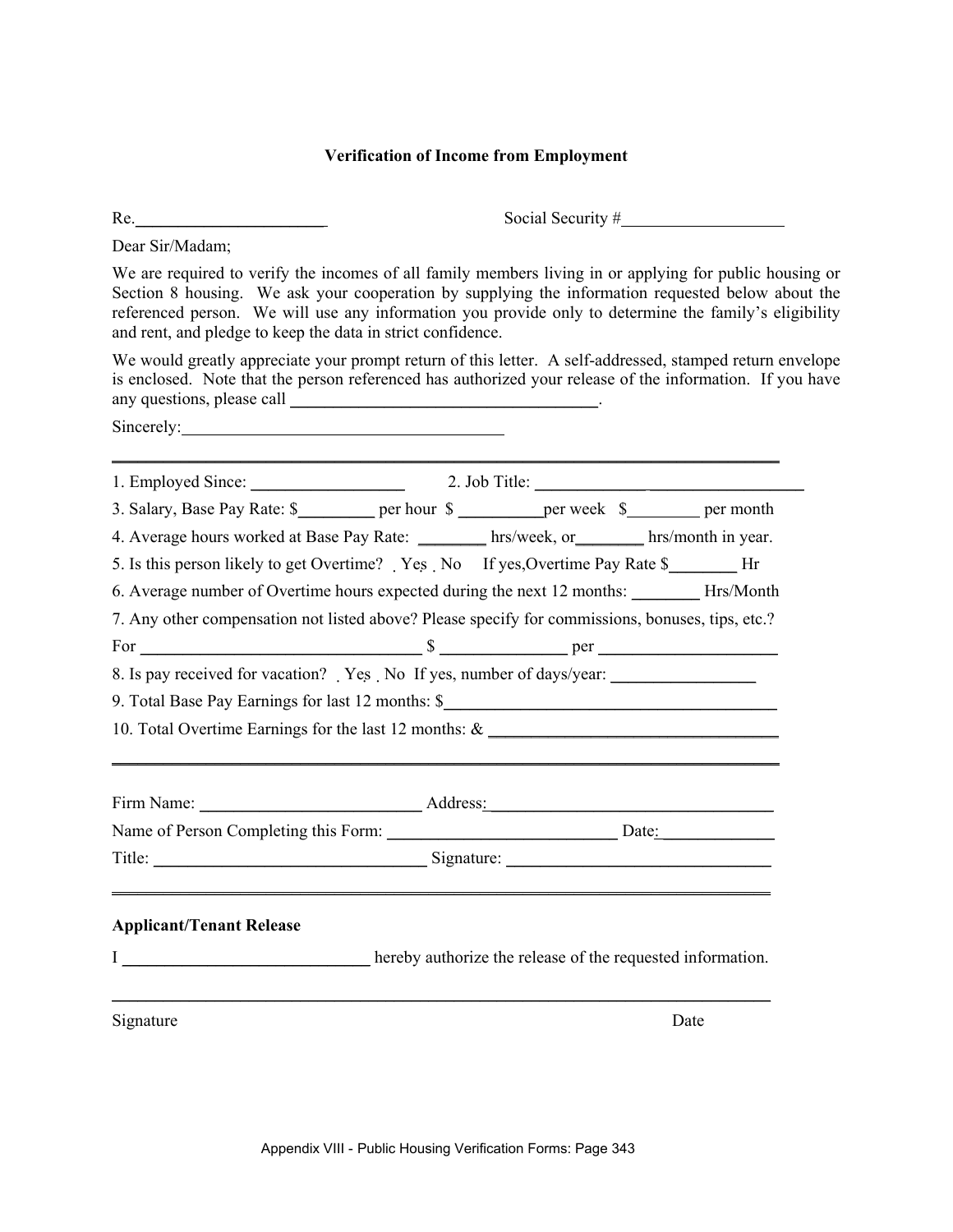## Verification of Income from Employment

Re.______________________ Social Security #___________________

Dear Sir/Madam;

We are required to verify the incomes of all family members living in or applying for public housing or Section 8 housing. We ask your cooperation by supplying the information requested below about the referenced person. We will use any information you provide only to determine the family's eligibility and rent, and pledge to keep the data in strict confidence.

We would greatly appreciate your prompt return of this letter. A self-addressed, stamped return envelope is enclosed. Note that the person referenced has authorized your release of the information. If you have any questions, please call ____________________________________.

Sincerely:______________________________________

---

1. Employed Since: _________________ 2. Job Title: _______________________________

3. Salary, Base Pay Rate: $_________ per hour $ __________per week $________ per month

4. Average hours worked at Base Pay Rate: ________ hrs/week, or________ hrs/month in year.

5. Is this person likely to get Overtime? ☐ Yes ☐ No If yes,Overtime Pay Rate $________ Hr

6. Average number of Overtime hours expected during the next 12 months: ________ Hrs/Month

7. Any other compensation not listed above? Please specify for commissions, bonuses, tips, etc.?

For _________________________________ $ _______________ per ____________________

8. Is pay received for vacation? ☐ Yes ☐ No If yes, number of days/year: ________________

9. Total Base Pay Earnings for last 12 months: $_______________________________________

10. Total Overtime Earnings for the last 12 months: & __________________________________

---

Firm Name: __________________________ Address:__________________________________

Name of Person Completing this Form: ____________________________ Date:_____________

Title: _________________________________ Signature: _______________________________

---

**Applicant/Tenant Release**

I _____________________________ hereby authorize the release of the requested information.

_____________________________________________________________________________

Signature Date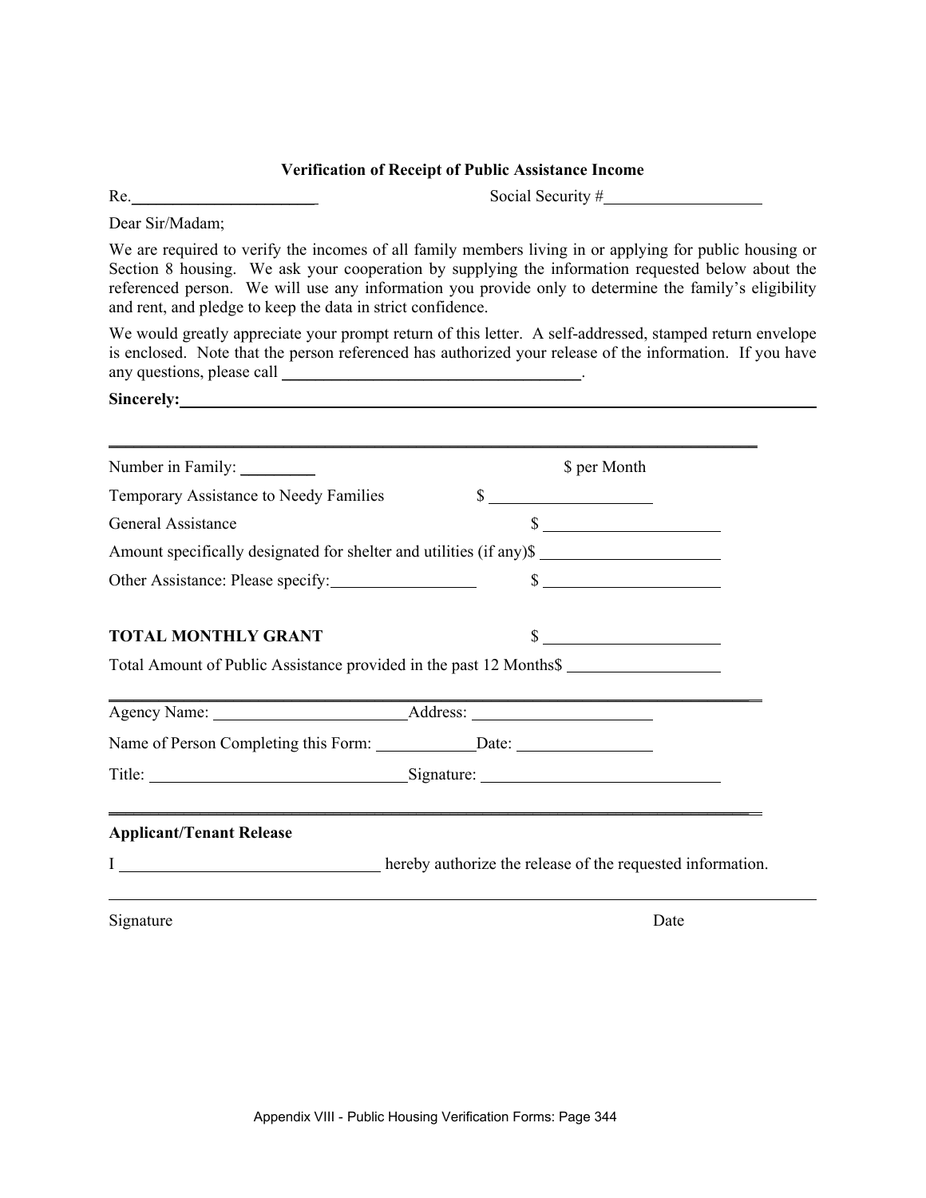### Verification of Receipt of Public Assistance Income

Re.______________________ Social Security #____________________

Dear Sir/Madam;

We are required to verify the incomes of all family members living in or applying for public housing or Section 8 housing. We ask your cooperation by supplying the information requested below about the referenced person. We will use any information you provide only to determine the family's eligibility and rent, and pledge to keep the data in strict confidence.

We would greatly appreciate your prompt return of this letter. A self-addressed, stamped return envelope is enclosed. Note that the person referenced has authorized your release of the information. If you have any questions, please call ____________________________________.

**Sincerely:**______________________________________________________________________

---

Number in Family: _________ $ per Month

Temporary Assistance to Needy Families $ ____________________

General Assistance $ ____________________

Amount specifically designated for shelter and utilities (if any)$ ____________________

Other Assistance: Please specify:_________________ $ ____________________

**TOTAL MONTHLY GRANT** $ ____________________

Total Amount of Public Assistance provided in the past 12 Months$ __________________

---

Agency Name: ________________________Address: ______________________

Name of Person Completing this Form: ____________Date: ________________

Title: _______________________________Signature: ____________________________

---

**Applicant/Tenant Release**

I _______________________________ hereby authorize the release of the requested information.

_____________________________________________________________________________

Signature Date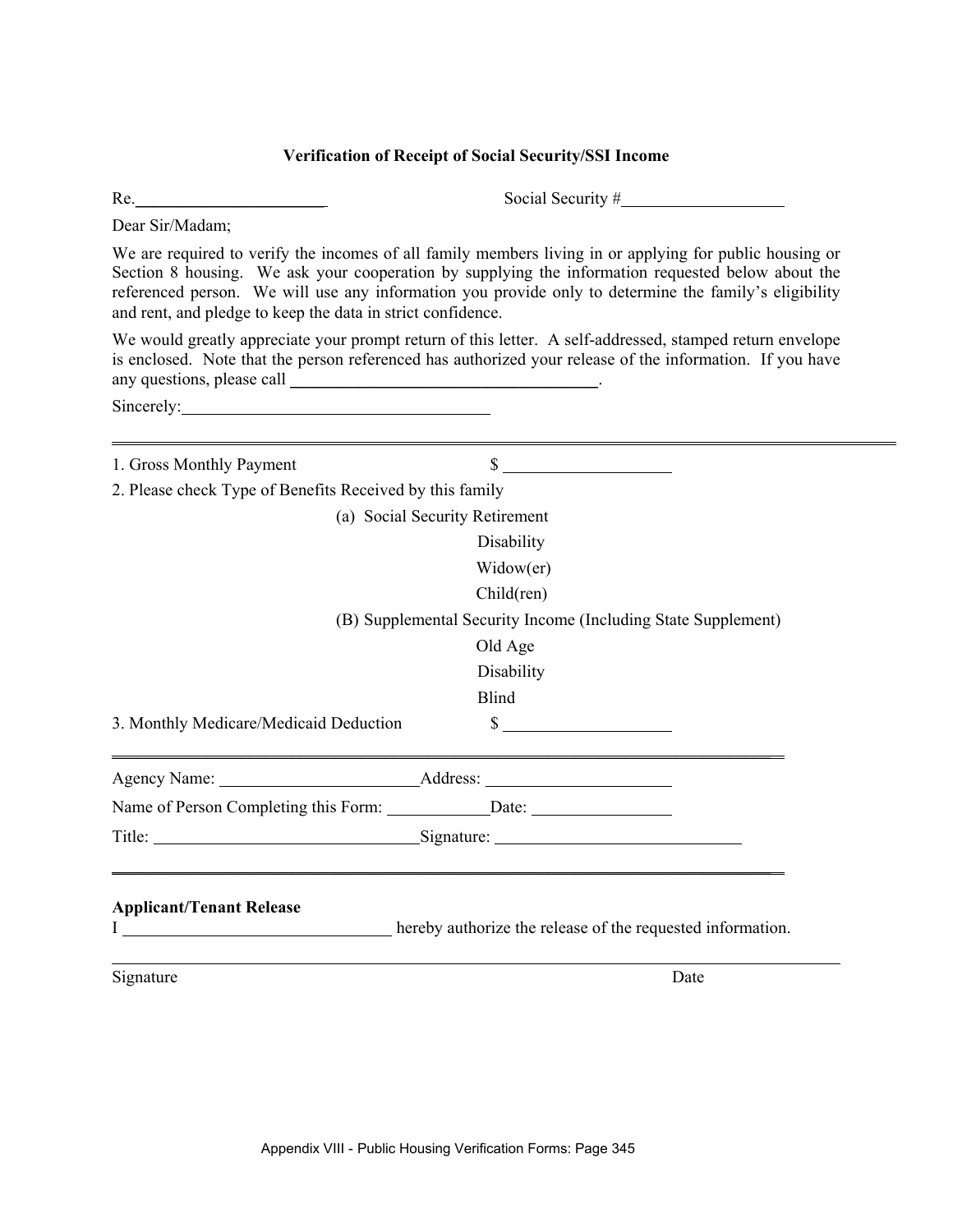## Verification of Receipt of Social Security/SSI Income

Re.________________________ Social Security #____________________

Dear Sir/Madam;

We are required to verify the incomes of all family members living in or applying for public housing or Section 8 housing. We ask your cooperation by supplying the information requested below about the referenced person. We will use any information you provide only to determine the family's eligibility and rent, and pledge to keep the data in strict confidence.

We would greatly appreciate your prompt return of this letter. A self-addressed, stamped return envelope is enclosed. Note that the person referenced has authorized your release of the information. If you have any questions, please call ______________________________________.

Sincerely:____________________________________

---

1. Gross Monthly Payment $ ____________________
2. Please check Type of Benefits Received by this family

   (a) Social Security Retirement
   - Disability
   - Widow(er)
   - Child(ren)

   (B) Supplemental Security Income (Including State Supplement)
   - Old Age
   - Disability
   - Blind

3. Monthly Medicare/Medicaid Deduction $ ____________________

---

Agency Name: ________________________ Address: ______________________

Name of Person Completing this Form: ____________ Date: ________________

Title: _______________________________ Signature: ______________________________

---

**Applicant/Tenant Release**

I _______________________________ hereby authorize the release of the requested information.

_____________________________________________________________________________

Signature Date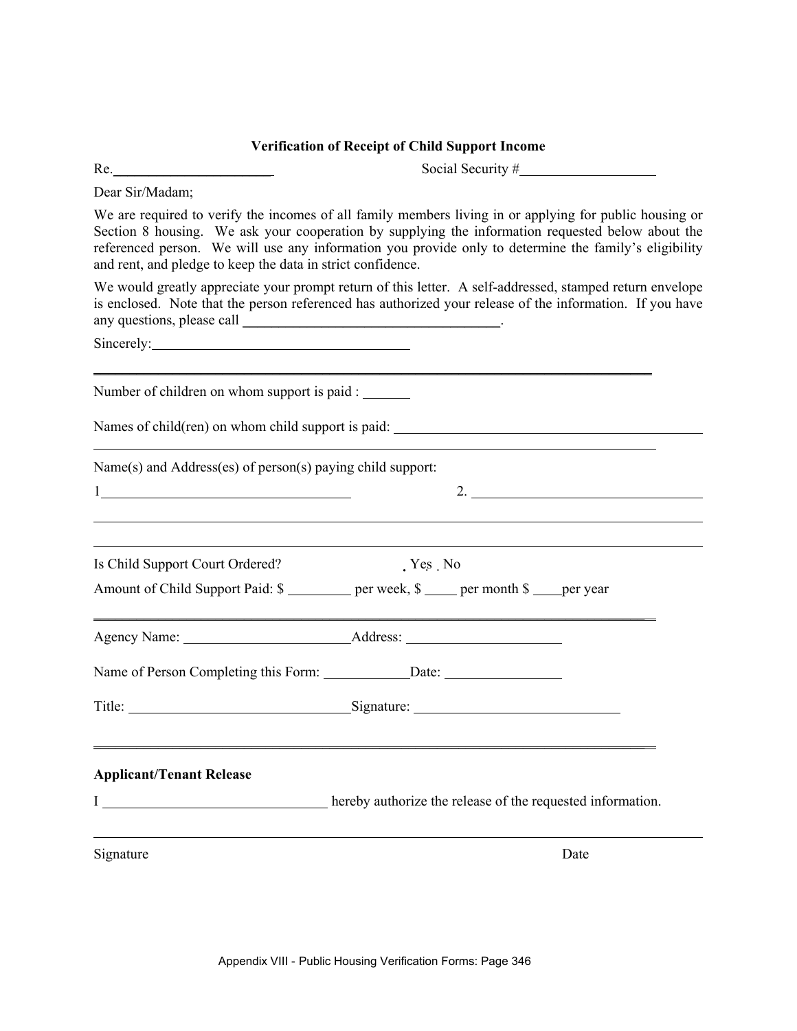**Verification of Receipt of Child Support Income**

Re.______________________ Social Security #___________________

Dear Sir/Madam;

We are required to verify the incomes of all family members living in or applying for public housing or Section 8 housing. We ask your cooperation by supplying the information requested below about the referenced person. We will use any information you provide only to determine the family's eligibility and rent, and pledge to keep the data in strict confidence.

We would greatly appreciate your prompt return of this letter. A self-addressed, stamped return envelope is enclosed. Note that the person referenced has authorized your release of the information. If you have any questions, please call ____________________________________.

Sincerely:____________________________________

---

Number of children on whom support is paid : _______

Names of child(ren) on whom child support is paid: ____________________________________________

____________________________________________________________________________

Name(s) and Address(es) of person(s) paying child support:

1____________________________________ 2. ________________________________

____________________________________________________________________________

____________________________________________________________________________

Is Child Support Court Ordered? . Yes . No

Amount of Child Support Paid: $ _________ per week, $ _____ per month $ ____per year

---

Agency Name: ________________________Address: ______________________

Name of Person Completing this Form: ____________Date: ________________

Title: ________________________________Signature: _____________________________

---

**Applicant/Tenant Release**

I ________________________________ hereby authorize the release of the requested information.

____________________________________________________________________________

Signature Date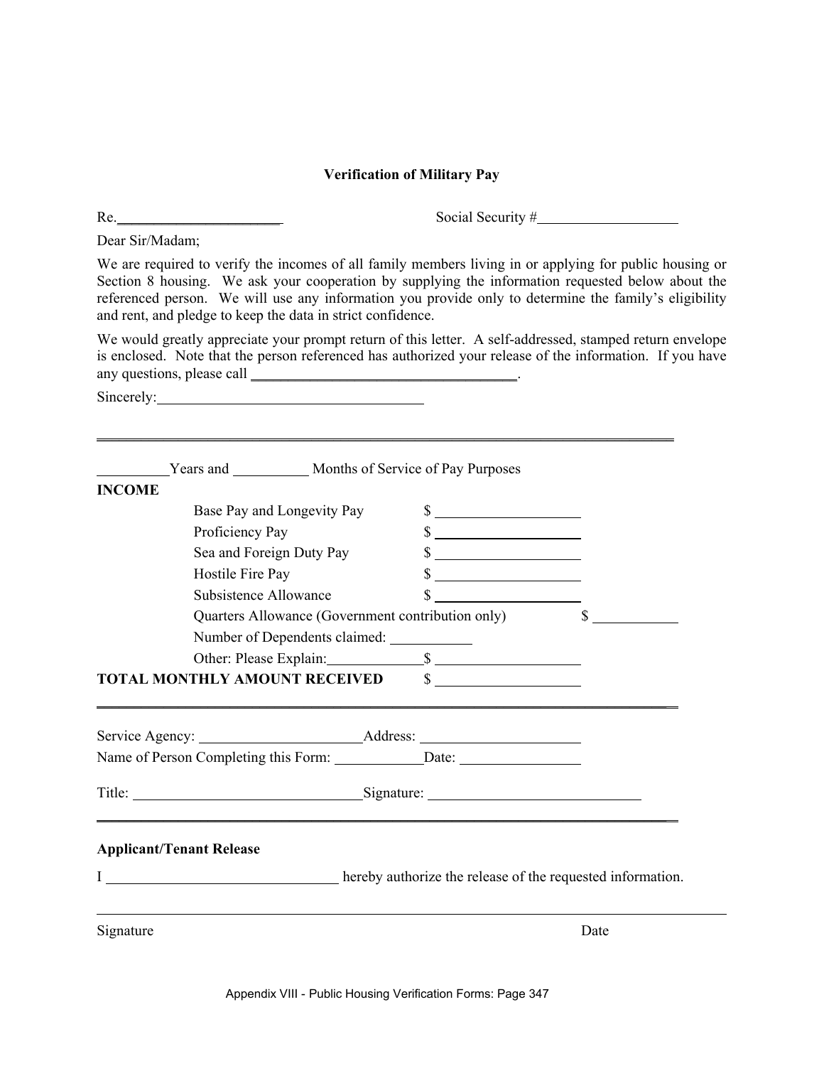## Verification of Military Pay

Re.\_\_\_\_\_\_\_\_\_\_\_\_\_\_\_\_\_\_\_\_\_\_ Social Security #\_\_\_\_\_\_\_\_\_\_\_\_\_\_\_\_\_\_\_

Dear Sir/Madam;

We are required to verify the incomes of all family members living in or applying for public housing or Section 8 housing. We ask your cooperation by supplying the information requested below about the referenced person. We will use any information you provide only to determine the family's eligibility and rent, and pledge to keep the data in strict confidence.

We would greatly appreciate your prompt return of this letter. A self-addressed, stamped return envelope is enclosed. Note that the person referenced has authorized your release of the information. If you have any questions, please call \_\_\_\_\_\_\_\_\_\_\_\_\_\_\_\_\_\_\_\_\_\_\_\_\_\_\_\_\_\_\_\_\_\_\_\_.

Sincerely:\_\_\_\_\_\_\_\_\_\_\_\_\_\_\_\_\_\_\_\_\_\_\_\_\_\_\_\_\_\_\_\_\_\_\_\_

---

\_\_\_\_\_\_\_\_\_Years and \_\_\_\_\_\_\_\_\_\_ Months of Service of Pay Purposes

**INCOME**

- Base Pay and Longevity Pay $ \_\_\_\_\_\_\_\_\_\_\_\_\_\_\_\_\_\_\_\_
- Proficiency Pay $ \_\_\_\_\_\_\_\_\_\_\_\_\_\_\_\_\_\_\_\_
- Sea and Foreign Duty Pay $ \_\_\_\_\_\_\_\_\_\_\_\_\_\_\_\_\_\_\_\_
- Hostile Fire Pay $ \_\_\_\_\_\_\_\_\_\_\_\_\_\_\_\_\_\_\_\_
- Subsistence Allowance $ \_\_\_\_\_\_\_\_\_\_\_\_\_\_\_\_\_\_\_\_
- Quarters Allowance (Government contribution only) $ \_\_\_\_\_\_\_\_\_\_\_\_
- Number of Dependents claimed: \_\_\_\_\_\_\_\_\_\_\_
- Other: Please Explain:\_\_\_\_\_\_\_\_\_\_\_\_\_$ \_\_\_\_\_\_\_\_\_\_\_\_\_\_\_\_\_\_\_\_

**TOTAL MONTHLY AMOUNT RECEIVED** $ \_\_\_\_\_\_\_\_\_\_\_\_\_\_\_\_\_\_\_\_

---

Service Agency: \_\_\_\_\_\_\_\_\_\_\_\_\_\_\_\_\_\_\_\_\_\_Address: \_\_\_\_\_\_\_\_\_\_\_\_\_\_\_\_\_\_\_\_\_\_

Name of Person Completing this Form: \_\_\_\_\_\_\_\_\_\_\_\_Date: \_\_\_\_\_\_\_\_\_\_\_\_\_\_\_\_

Title: \_\_\_\_\_\_\_\_\_\_\_\_\_\_\_\_\_\_\_\_\_\_\_\_\_\_\_\_\_\_\_Signature: \_\_\_\_\_\_\_\_\_\_\_\_\_\_\_\_\_\_\_\_\_\_\_\_\_\_\_\_\_\_

---

**Applicant/Tenant Release**

I \_\_\_\_\_\_\_\_\_\_\_\_\_\_\_\_\_\_\_\_\_\_\_\_\_\_\_\_\_\_\_ hereby authorize the release of the requested information.

\_\_\_\_\_\_\_\_\_\_\_\_\_\_\_\_\_\_\_\_\_\_\_\_\_\_\_\_\_\_\_\_\_\_\_\_\_\_\_\_\_\_\_\_\_\_\_\_\_\_\_\_\_\_\_\_\_\_\_\_\_\_\_\_\_\_\_\_\_\_\_\_\_\_\_\_\_\_

Signature Date

Appendix VIII - Public Housing Verification Forms: Page 347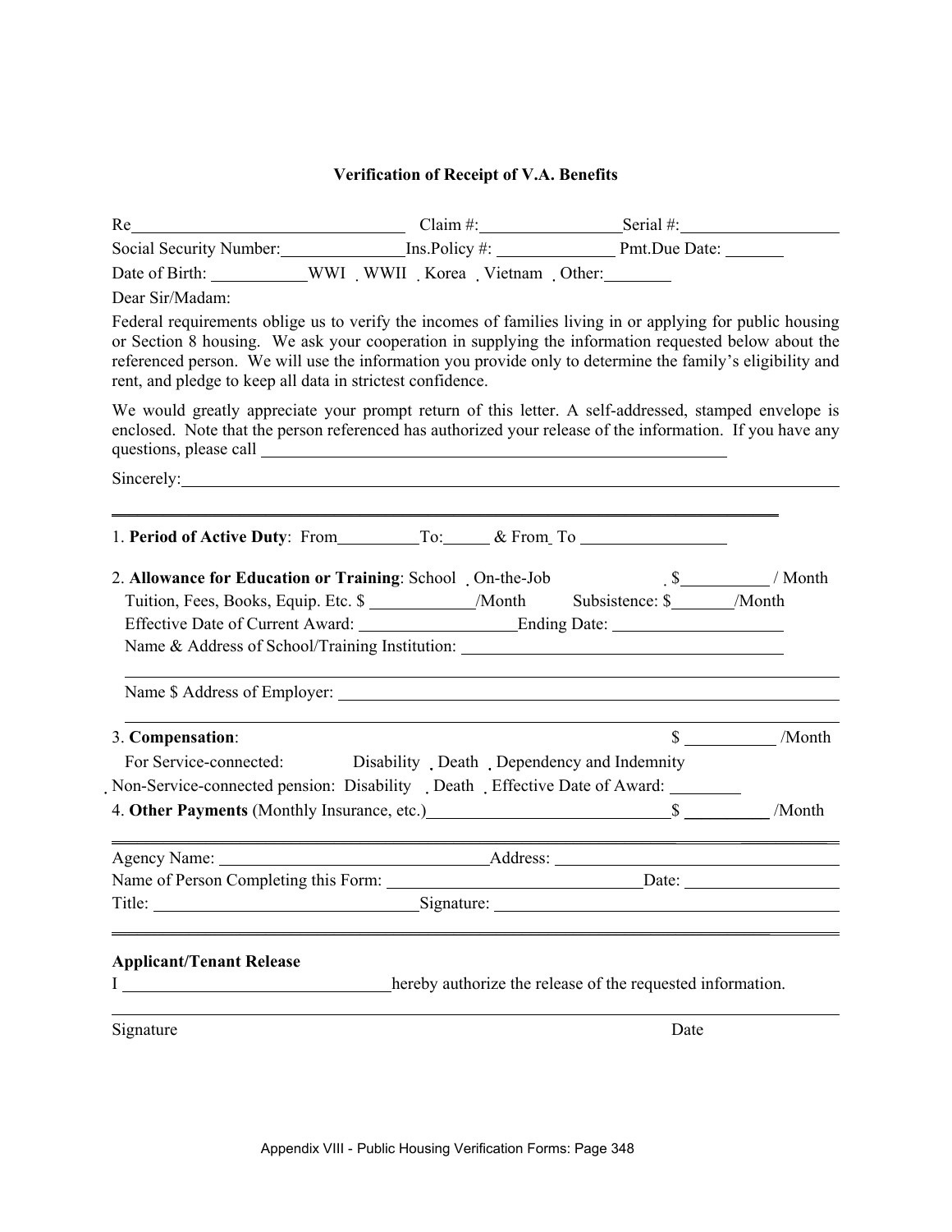# Verification of Receipt of V.A. Benefits

Re________________________________ Claim #:________________ Serial #:__________________

Social Security Number:______________ Ins.Policy #: _____________ Pmt.Due Date: _______

Date of Birth: ___________ WWI ˛ WWII ˛ Korea ˛ Vietnam ˛ Other:________

Dear Sir/Madam:

Federal requirements oblige us to verify the incomes of families living in or applying for public housing or Section 8 housing. We ask your cooperation in supplying the information requested below about the referenced person. We will use the information you provide only to determine the family's eligibility and rent, and pledge to keep all data in strictest confidence.

We would greatly appreciate your prompt return of this letter. A self-addressed, stamped envelope is enclosed. Note that the person referenced has authorized your release of the information. If you have any questions, please call ________________________________________________________

Sincerely:____________________________________________________________________________

---

1. **Period of Active Duty**: From__________ To:_____ & From To _________________

2. **Allowance for Education or Training**: School ˛ On-the-Job ˛ $__________ / Month
   Tuition, Fees, Books, Equip. Etc. $ ____________/Month Subsistence: $_______/Month
   Effective Date of Current Award: __________________ Ending Date: ___________________
   Name & Address of School/Training Institution: _____________________________________

   ________________________________________________________________________________

   Name $ Address of Employer: ____________________________________________________

   ________________________________________________________________________________

3. **Compensation**: $ __________ /Month
   For Service-connected: Disability ˛ Death ˛ Dependency and Indemnity
   ˛ Non-Service-connected pension: Disability ˛ Death ˛ Effective Date of Award: ________

4. **Other Payments** (Monthly Insurance, etc.)____________________________ $ _________ /Month

---

Agency Name: _______________________________ Address: __________________________________

Name of Person Completing this Form: ______________________________ Date: __________________

Title: _______________________________ Signature: _________________________________________

---

**Applicant/Tenant Release**

I _______________________________ hereby authorize the release of the requested information.

________________________________________________________________________________

Signature Date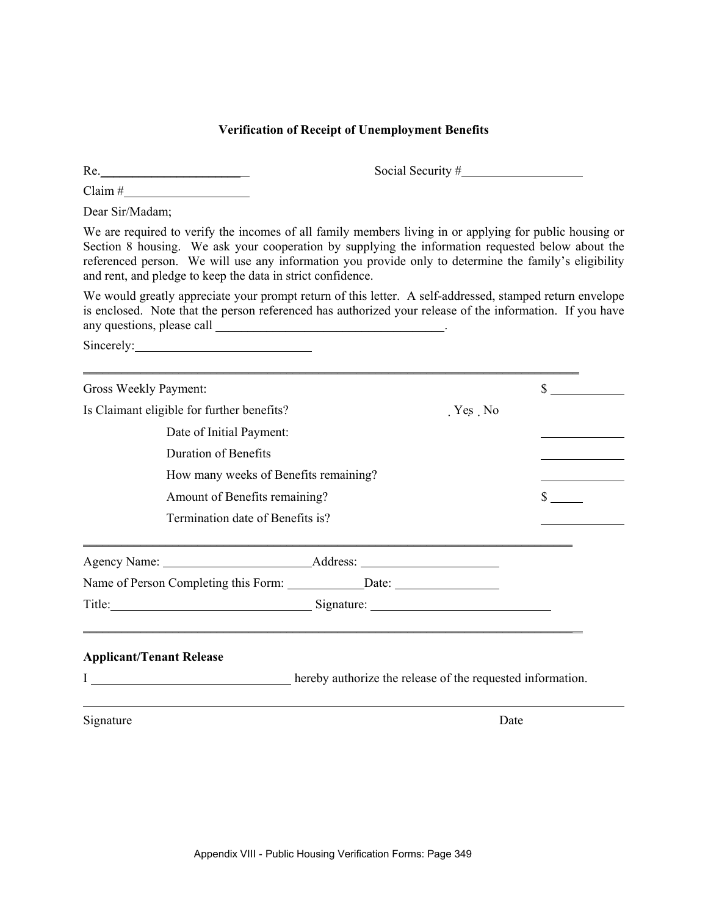**Verification of Receipt of Unemployment Benefits**

Re.\_\_\_\_\_\_\_\_\_\_\_\_\_\_\_\_\_\_\_\_\_\_\_\_ Social Security #\_\_\_\_\_\_\_\_\_\_\_\_\_\_\_\_\_\_\_\_

Claim #\_\_\_\_\_\_\_\_\_\_\_\_\_\_\_\_\_\_\_\_

Dear Sir/Madam;

We are required to verify the incomes of all family members living in or applying for public housing or Section 8 housing. We ask your cooperation by supplying the information requested below about the referenced person. We will use any information you provide only to determine the family's eligibility and rent, and pledge to keep the data in strict confidence.

We would greatly appreciate your prompt return of this letter. A self-addressed, stamped return envelope is enclosed. Note that the person referenced has authorized your release of the information. If you have any questions, please call \_\_\_\_\_\_\_\_\_\_\_\_\_\_\_\_\_\_\_\_\_\_\_\_\_\_\_\_\_\_\_\_\_\_\_\_\_\_.

Sincerely:\_\_\_\_\_\_\_\_\_\_\_\_\_\_\_\_\_\_\_\_\_\_\_\_\_\_\_\_

---

Gross Weekly Payment: $ \_\_\_\_\_\_\_\_\_\_\_\_

Is Claimant eligible for further benefits? ☐ Yes ☐ No

- Date of Initial Payment: \_\_\_\_\_\_\_\_\_\_\_\_\_\_
- Duration of Benefits \_\_\_\_\_\_\_\_\_\_\_\_\_\_
- How many weeks of Benefits remaining? \_\_\_\_\_\_\_\_\_\_\_\_\_\_
- Amount of Benefits remaining? $ \_\_\_\_\_\_
- Termination date of Benefits is? \_\_\_\_\_\_\_\_\_\_\_\_\_\_

---

Agency Name: \_\_\_\_\_\_\_\_\_\_\_\_\_\_\_\_\_\_\_\_\_\_\_\_\_ Address: \_\_\_\_\_\_\_\_\_\_\_\_\_\_\_\_\_\_\_\_\_\_\_\_

Name of Person Completing this Form: \_\_\_\_\_\_\_\_\_\_\_\_\_ Date: \_\_\_\_\_\_\_\_\_\_\_\_\_\_\_\_\_\_

Title: \_\_\_\_\_\_\_\_\_\_\_\_\_\_\_\_\_\_\_\_\_\_\_\_\_\_\_\_\_\_\_\_\_\_ Signature: \_\_\_\_\_\_\_\_\_\_\_\_\_\_\_\_\_\_\_\_\_\_\_\_\_\_\_\_\_\_\_\_

---

**Applicant/Tenant Release**

I \_\_\_\_\_\_\_\_\_\_\_\_\_\_\_\_\_\_\_\_\_\_\_\_\_\_\_\_\_\_\_\_\_\_ hereby authorize the release of the requested information.

\_\_\_\_\_\_\_\_\_\_\_\_\_\_\_\_\_\_\_\_\_\_\_\_\_\_\_\_\_\_\_\_\_\_\_\_\_\_\_\_\_\_\_\_\_\_\_\_\_\_\_\_\_\_\_\_\_\_\_\_\_\_\_\_\_\_\_\_\_\_\_\_\_\_\_\_\_\_\_\_\_\_\_\_\_\_\_\_\_\_

Signature Date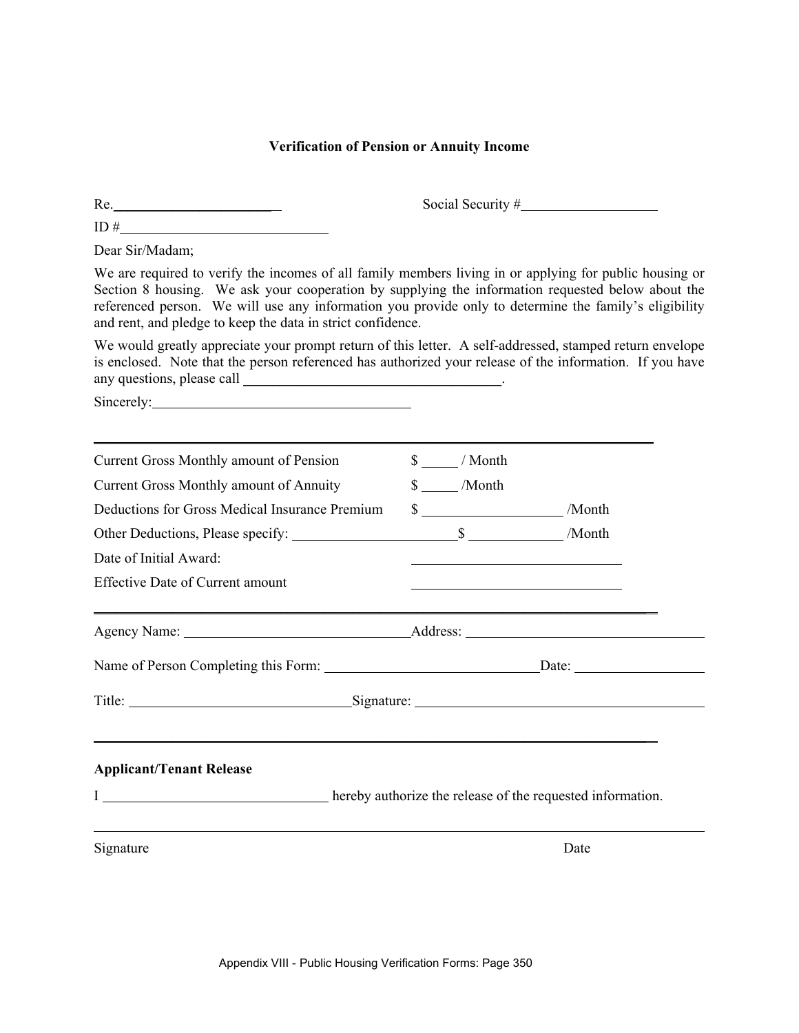### Verification of Pension or Annuity Income

Re.______________________ Social Security #___________________

ID #_____________________________

Dear Sir/Madam;

We are required to verify the incomes of all family members living in or applying for public housing or Section 8 housing. We ask your cooperation by supplying the information requested below about the referenced person. We will use any information you provide only to determine the family's eligibility and rent, and pledge to keep the data in strict confidence.

We would greatly appreciate your prompt return of this letter. A self-addressed, stamped return envelope is enclosed. Note that the person referenced has authorized your release of the information. If you have any questions, please call ____________________________________.

Sincerely:___________________________________

---

Current Gross Monthly amount of Pension $ _____ / Month

Current Gross Monthly amount of Annuity $ _____ /Month

Deductions for Gross Medical Insurance Premium $ ___________________ /Month

Other Deductions, Please specify: ______________________$ _____________ /Month

Date of Initial Award: ______________________________

Effective Date of Current amount ______________________________

---

Agency Name: ________________________________Address: _________________________________

Name of Person Completing this Form: ______________________________Date: __________________

Title: ______________________________Signature: _________________________________________

---

**Applicant/Tenant Release**

I _______________________________ hereby authorize the release of the requested information.

_____________________________________________________________________________________

Signature Date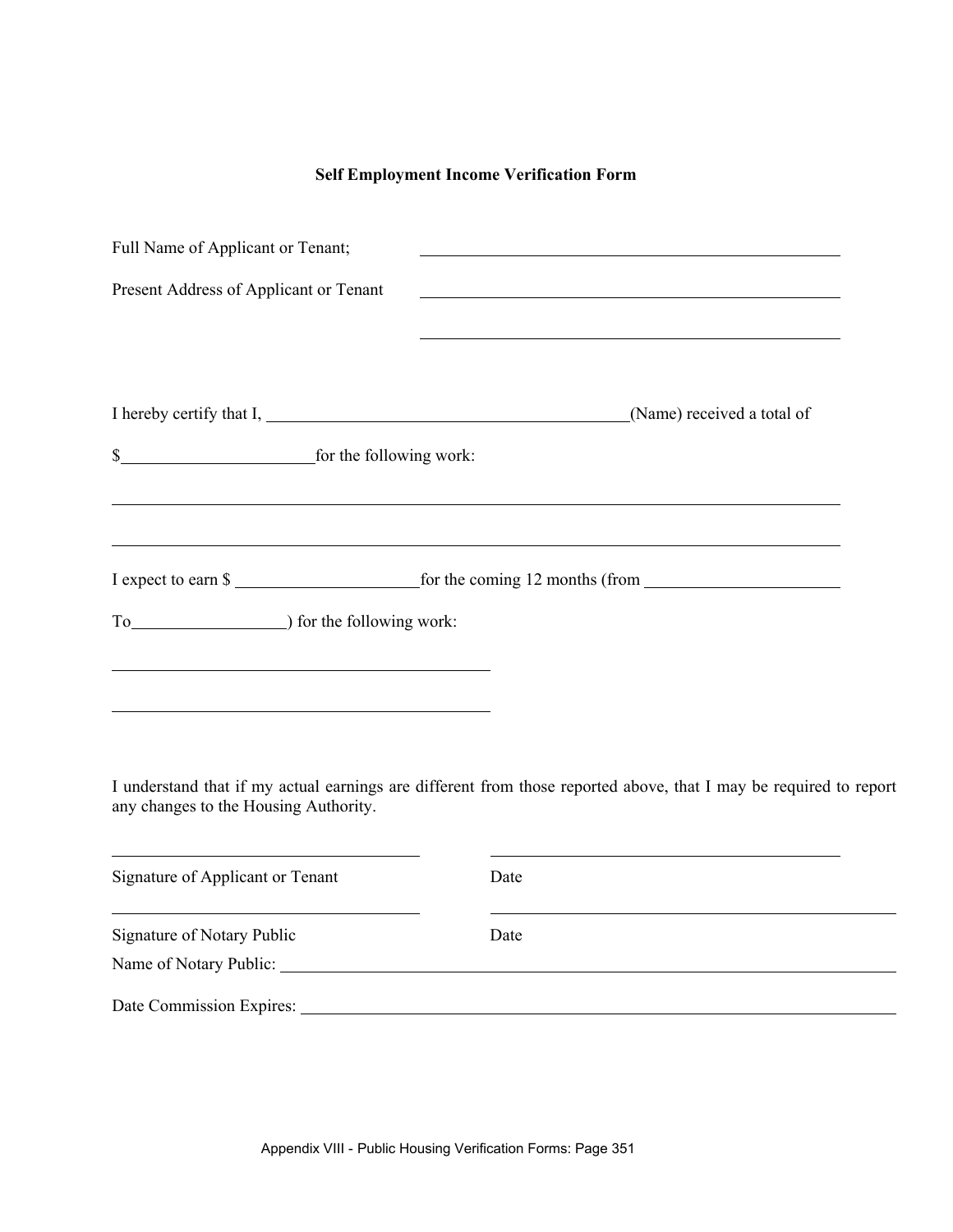**Self Employment Income Verification Form**

Full Name of Applicant or Tenant; ______________________________

Present Address of Applicant or Tenant ______________________________

______________________________

I hereby certify that I, ______________________________(Name) received a total of

$____________________for the following work:

______________________________________________________________

______________________________________________________________

I expect to earn $ ____________________for the coming 12 months (from ____________________

To________________) for the following work:

______________________________

______________________________

I understand that if my actual earnings are different from those reported above, that I may be required to report any changes to the Housing Authority.

______________________________ ______________________________

Signature of Applicant or Tenant Date

______________________________ ______________________________

Signature of Notary Public Date

Name of Notary Public: ______________________________

Date Commission Expires: ______________________________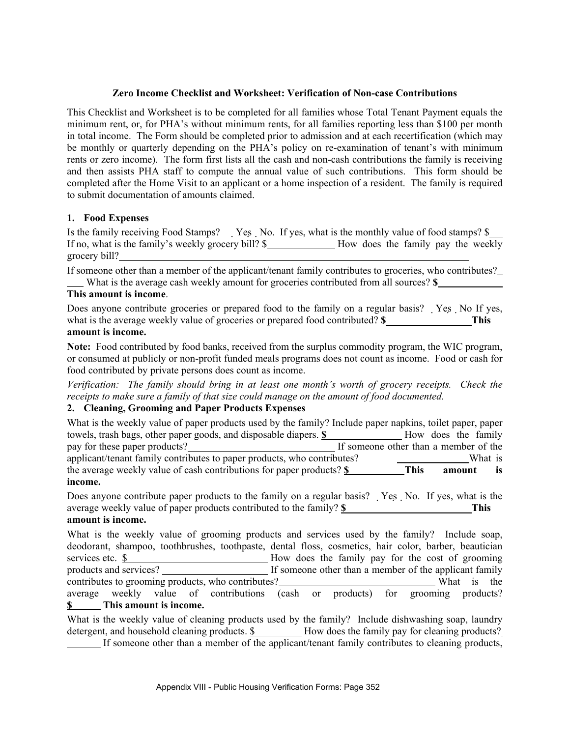**Zero Income Checklist and Worksheet: Verification of Non-case Contributions**

This Checklist and Worksheet is to be completed for all families whose Total Tenant Payment equals the minimum rent, or, for PHA's without minimum rents, for all families reporting less than $100 per month in total income. The Form should be completed prior to admission and at each recertification (which may be monthly or quarterly depending on the PHA's policy on re-examination of tenant's with minimum rents or zero income). The form first lists all the cash and non-cash contributions the family is receiving and then assists PHA staff to compute the annual value of such contributions. This form should be completed after the Home Visit to an applicant or a home inspection of a resident. The family is required to submit documentation of amounts claimed.

## 1. Food Expenses

Is the family receiving Food Stamps? ☐ Yes ☐ No. If yes, what is the monthly value of food stamps? $\_\_\_ If no, what is the family's weekly grocery bill? $\_\_\_\_\_\_\_\_\_\_ How does the family pay the weekly grocery bill?\_\_\_\_\_\_\_\_\_\_\_\_\_\_\_\_\_\_\_\_\_\_\_\_\_\_\_\_\_\_\_\_\_\_\_\_\_\_

If someone other than a member of the applicant/tenant family contributes to groceries, who contributes?\_\_\_\_ What is the average cash weekly amount for groceries contributed from all sources? **$\_\_\_\_\_\_\_\_\_\_ This amount is income**.

Does anyone contribute groceries or prepared food to the family on a regular basis? ☐ Yes ☐ No If yes, what is the average weekly value of groceries or prepared food contributed? **$\_\_\_\_\_\_\_\_\_\_\_\_ This amount is income.**

**Note:** Food contributed by food banks, received from the surplus commodity program, the WIC program, or consumed at publicly or non-profit funded meals programs does not count as income. Food or cash for food contributed by private persons does count as income.

*Verification: The family should bring in at least one month's worth of grocery receipts. Check the receipts to make sure a family of that size could manage on the amount of food documented.*

## 2. Cleaning, Grooming and Paper Products Expenses

What is the weekly value of paper products used by the family? Include paper napkins, toilet paper, paper towels, trash bags, other paper goods, and disposable diapers. **$\_\_\_\_\_\_\_\_\_\_\_** How does the family pay for these paper products?\_\_\_\_\_\_\_\_\_\_\_\_\_\_\_\_\_\_\_\_\_\_ If someone other than a member of the applicant/tenant family contributes to paper products, who contributes? \_\_\_\_\_\_\_\_\_\_\_ What is the average weekly value of cash contributions for paper products? **$\_\_\_\_\_\_\_\_\_ This amount is income.**

Does anyone contribute paper products to the family on a regular basis? ☐ Yes ☐ No. If yes, what is the average weekly value of paper products contributed to the family? **$\_\_\_\_\_\_\_\_\_\_\_\_\_\_\_\_\_\_ This amount is income.**

What is the weekly value of grooming products and services used by the family? Include soap, deodorant, shampoo, toothbrushes, toothpaste, dental floss, cosmetics, hair color, barber, beautician services etc. $\_\_\_\_\_\_\_\_\_\_\_\_\_\_\_\_\_\_\_\_ How does the family pay for the cost of grooming products and services? \_\_\_\_\_\_\_\_\_\_\_\_\_\_\_\_ If someone other than a member of the applicant family contributes to grooming products, who contributes?\_\_\_\_\_\_\_\_\_\_\_\_\_\_\_\_\_\_\_\_\_\_ What is the average weekly value of contributions (cash or products) for grooming products? **$\_\_\_\_\_ This amount is income.**

What is the weekly value of cleaning products used by the family? Include dishwashing soap, laundry detergent, and household cleaning products. $\_\_\_\_\_\_\_\_ How does the family pay for cleaning products?\_\_\_\_\_\_\_ If someone other than a member of the applicant/tenant family contributes to cleaning products,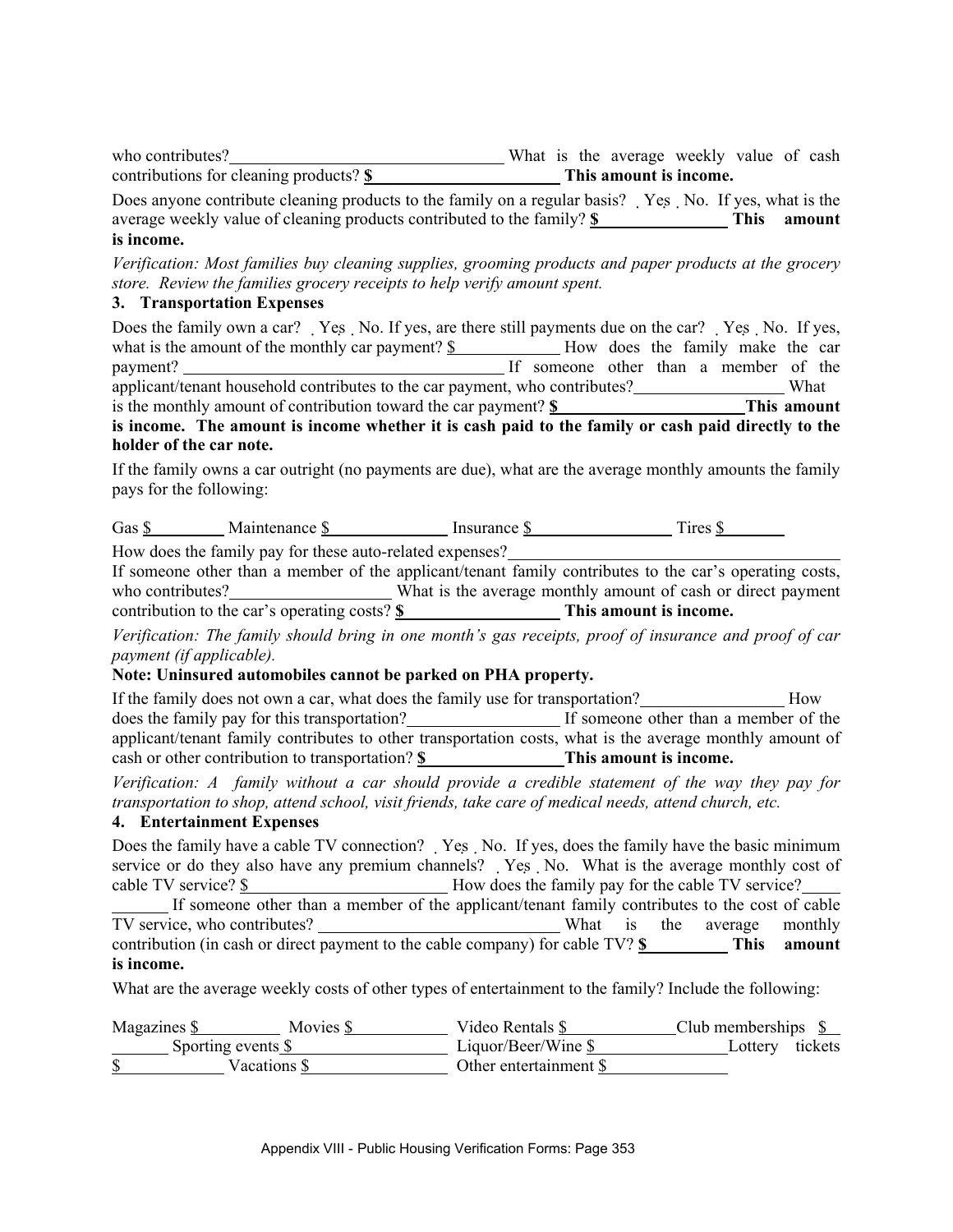who contributes?________________________________ What is the average weekly value of cash contributions for cleaning products? **$______________________ This amount is income.**

Does anyone contribute cleaning products to the family on a regular basis? ☐ Yes ☐ No. If yes, what is the average weekly value of cleaning products contributed to the family? **$________________ This amount is income.**

*Verification: Most families buy cleaning supplies, grooming products and paper products at the grocery store. Review the families grocery receipts to help verify amount spent.*

**3. Transportation Expenses**

Does the family own a car? ☐ Yes ☐ No. If yes, are there still payments due on the car? ☐ Yes ☐ No. If yes, what is the amount of the monthly car payment? $_____________ How does the family make the car payment? ________________________________________ If someone other than a member of the applicant/tenant household contributes to the car payment, who contributes?__________________ What is the monthly amount of contribution toward the car payment? **$______________________ This amount is income. The amount is income whether it is cash paid to the family or cash paid directly to the holder of the car note.**

If the family owns a car outright (no payments are due), what are the average monthly amounts the family pays for the following:

Gas $_________ Maintenance $______________ Insurance $_________________ Tires $________

How does the family pay for these auto-related expenses?________________________________________

If someone other than a member of the applicant/tenant family contributes to the car's operating costs, who contributes?___________________ What is the average monthly amount of cash or direct payment contribution to the car's operating costs? **$___________________ This amount is income.**

*Verification: The family should bring in one month's gas receipts, proof of insurance and proof of car payment (if applicable).*

**Note: Uninsured automobiles cannot be parked on PHA property.**

If the family does not own a car, what does the family use for transportation?_________________ How does the family pay for this transportation?__________________ If someone other than a member of the applicant/tenant family contributes to other transportation costs, what is the average monthly amount of cash or other contribution to transportation? **$_________________ This amount is income.**

*Verification: A family without a car should provide a credible statement of the way they pay for transportation to shop, attend school, visit friends, take care of medical needs, attend church, etc.*

**4. Entertainment Expenses**

Does the family have a cable TV connection? ☐ Yes ☐ No. If yes, does the family have the basic minimum service or do they also have any premium channels? ☐ Yes ☐ No. What is the average monthly cost of cable TV service? $________________________ How does the family pay for the cable TV service?____________ If someone other than a member of the applicant/tenant family contributes to the cost of cable TV service, who contributes? ____________________________ What is the average monthly contribution (in cash or direct payment to the cable company) for cable TV? **$__________ This amount is income.**

What are the average weekly costs of other types of entertainment to the family? Include the following:

Magazines $__________ Movies $___________ Video Rentals $_____________ Club memberships $______ Sporting events $___________________ Liquor/Beer/Wine $________________ Lottery tickets $____________ Vacations $_________________ Other entertainment $_______________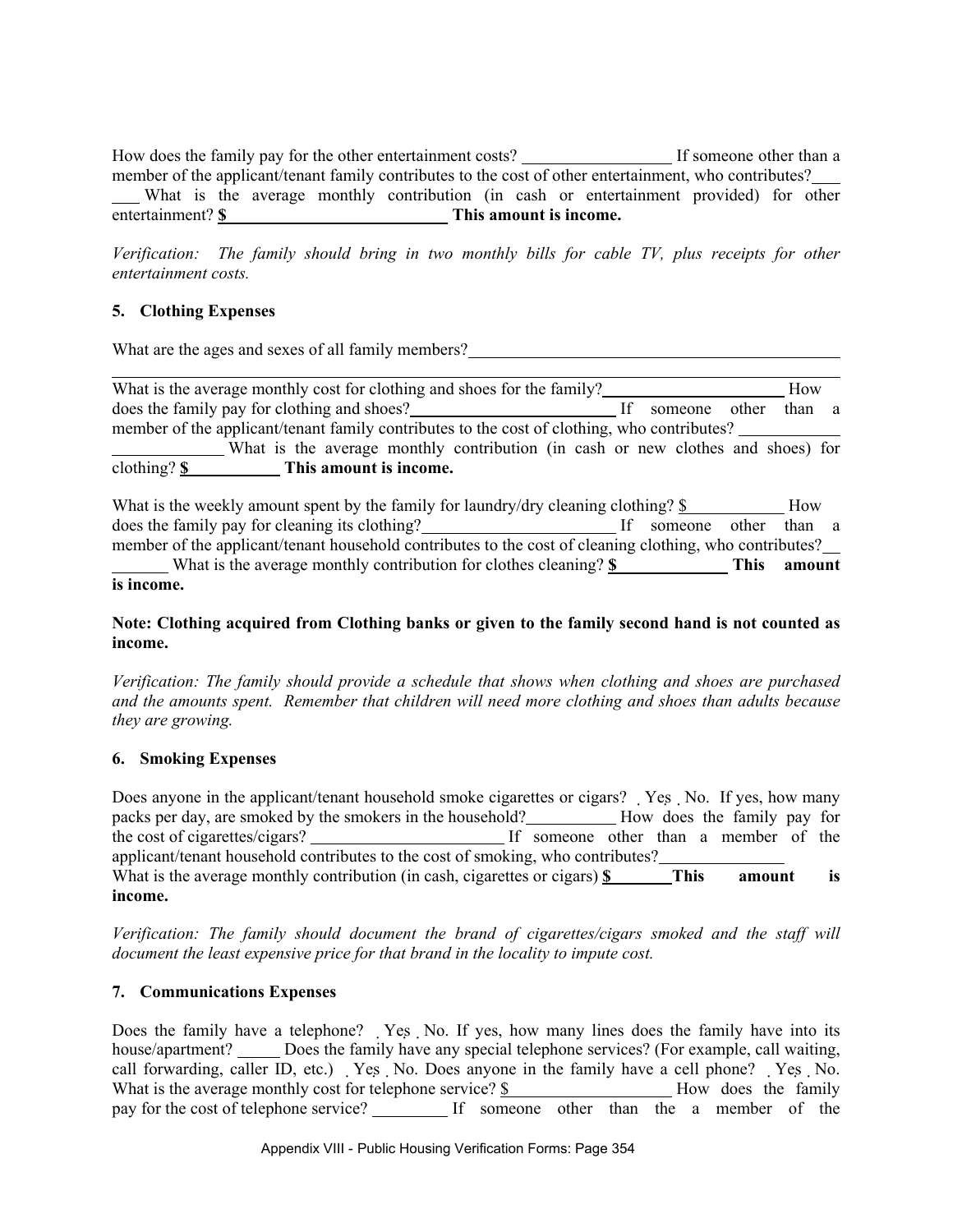How does the family pay for the other entertainment costs? ________________ If someone other than a member of the applicant/tenant family contributes to the cost of other entertainment, who contributes?______ What is the average monthly contribution (in cash or entertainment provided) for other entertainment? **$__________________________ This amount is income.**

*Verification: The family should bring in two monthly bills for cable TV, plus receipts for other entertainment costs.*

**5. Clothing Expenses**

What are the ages and sexes of all family members?______________________________________________

________________________________________________________________________________

What is the average monthly cost for clothing and shoes for the family?_____________________ How does the family pay for clothing and shoes?________________________ If someone other than a member of the applicant/tenant family contributes to the cost of clothing, who contributes? _________________________ What is the average monthly contribution (in cash or new clothes and shoes) for clothing? **$___________ This amount is income.**

What is the weekly amount spent by the family for laundry/dry cleaning clothing? $___________ How does the family pay for cleaning its clothing?______________________ If someone other than a member of the applicant/tenant household contributes to the cost of cleaning clothing, who contributes?_________ What is the average monthly contribution for clothes cleaning? **$_____________ This amount is income.**

**Note: Clothing acquired from Clothing banks or given to the family second hand is not counted as income.**

*Verification: The family should provide a schedule that shows when clothing and shoes are purchased and the amounts spent. Remember that children will need more clothing and shoes than adults because they are growing.*

**6. Smoking Expenses**

Does anyone in the applicant/tenant household smoke cigarettes or cigars? ☐ Yes ☐ No. If yes, how many packs per day, are smoked by the smokers in the household?__________ How does the family pay for the cost of cigarettes/cigars? ______________________ If someone other than a member of the applicant/tenant household contributes to the cost of smoking, who contributes?______________
What is the average monthly contribution (in cash, cigarettes or cigars) **$_______ This amount is income.**

*Verification: The family should document the brand of cigarettes/cigars smoked and the staff will document the least expensive price for that brand in the locality to impute cost.*

**7. Communications Expenses**

Does the family have a telephone? ☐ Yes ☐ No. If yes, how many lines does the family have into its house/apartment? _____ Does the family have any special telephone services? (For example, call waiting, call forwarding, caller ID, etc.) ☐ Yes ☐ No. Does anyone in the family have a cell phone? ☐ Yes ☐ No. What is the average monthly cost for telephone service? $__________________ How does the family pay for the cost of telephone service? _________ If someone other than the a member of the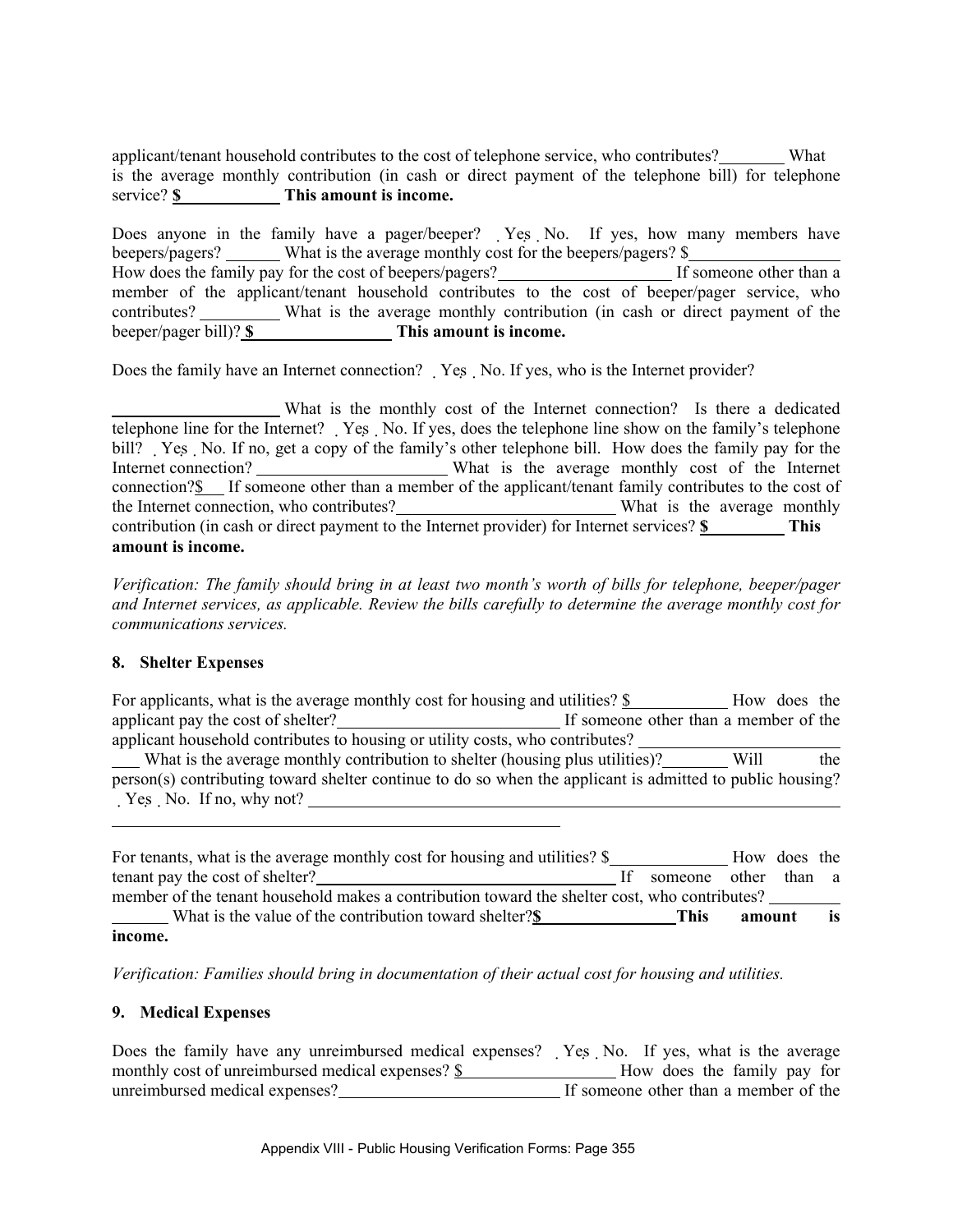applicant/tenant household contributes to the cost of telephone service, who contributes?________ What is the average monthly contribution (in cash or direct payment of the telephone bill) for telephone service? **$____________ This amount is income.**

Does anyone in the family have a pager/beeper? ☐ Yes ☐ No. If yes, how many members have beepers/pagers? ______ What is the average monthly cost for the beepers/pagers? $_________________ How does the family pay for the cost of beepers/pagers?____________________ If someone other than a member of the applicant/tenant household contributes to the cost of beeper/pager service, who contributes? _________ What is the average monthly contribution (in cash or direct payment of the beeper/pager bill)? **$_________________ This amount is income.**

Does the family have an Internet connection? ☐ Yes ☐ No. If yes, who is the Internet provider?

____________________ What is the monthly cost of the Internet connection? Is there a dedicated telephone line for the Internet? ☐ Yes ☐ No. If yes, does the telephone line show on the family's telephone bill? ☐ Yes ☐ No. If no, get a copy of the family's other telephone bill. How does the family pay for the Internet connection? ______________________ What is the average monthly cost of the Internet connection?$___ If someone other than a member of the applicant/tenant family contributes to the cost of the Internet connection, who contributes?__________________________ What is the average monthly contribution (in cash or direct payment to the Internet provider) for Internet services? **$_________ This amount is income.**

*Verification: The family should bring in at least two month's worth of bills for telephone, beeper/pager and Internet services, as applicable. Review the bills carefully to determine the average monthly cost for communications services.*

**8. Shelter Expenses**

For applicants, what is the average monthly cost for housing and utilities? $___________ How does the applicant pay the cost of shelter?__________________________ If someone other than a member of the applicant household contributes to housing or utility costs, who contributes? ___________________ ___ What is the average monthly contribution to shelter (housing plus utilities)?________ Will the person(s) contributing toward shelter continue to do so when the applicant is admitted to public housing? ☐ Yes ☐ No. If no, why not? ________________________________________________________________

For tenants, what is the average monthly cost for housing and utilities? $_____________ How does the tenant pay the cost of shelter?____________________________________ If someone other than a member of the tenant household makes a contribution toward the shelter cost, who contributes? ________ _______ What is the value of the contribution toward shelter?**$________________This amount is income.**

*Verification: Families should bring in documentation of their actual cost for housing and utilities.*

**9. Medical Expenses**

Does the family have any unreimbursed medical expenses? ☐ Yes ☐ No. If yes, what is the average monthly cost of unreimbursed medical expenses? $__________________ How does the family pay for unreimbursed medical expenses?___________________________ If someone other than a member of the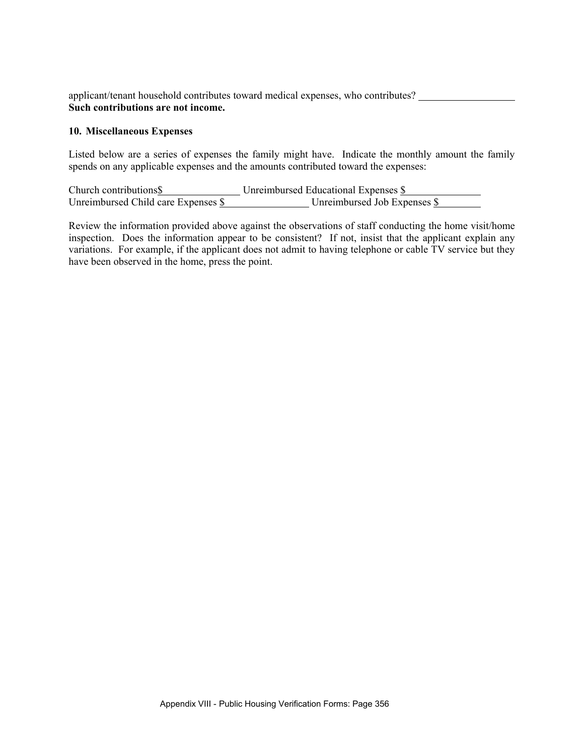applicant/tenant household contributes toward medical expenses, who contributes? ___________________
**Such contributions are not income.**

**10. Miscellaneous Expenses**

Listed below are a series of expenses the family might have. Indicate the monthly amount the family spends on any applicable expenses and the amounts contributed toward the expenses:

Church contributions$_______________ Unreimbursed Educational Expenses $_______________
Unreimbursed Child care Expenses $________________ Unreimbursed Job Expenses $________

Review the information provided above against the observations of staff conducting the home visit/home inspection. Does the information appear to be consistent? If not, insist that the applicant explain any variations. For example, if the applicant does not admit to having telephone or cable TV service but they have been observed in the home, press the point.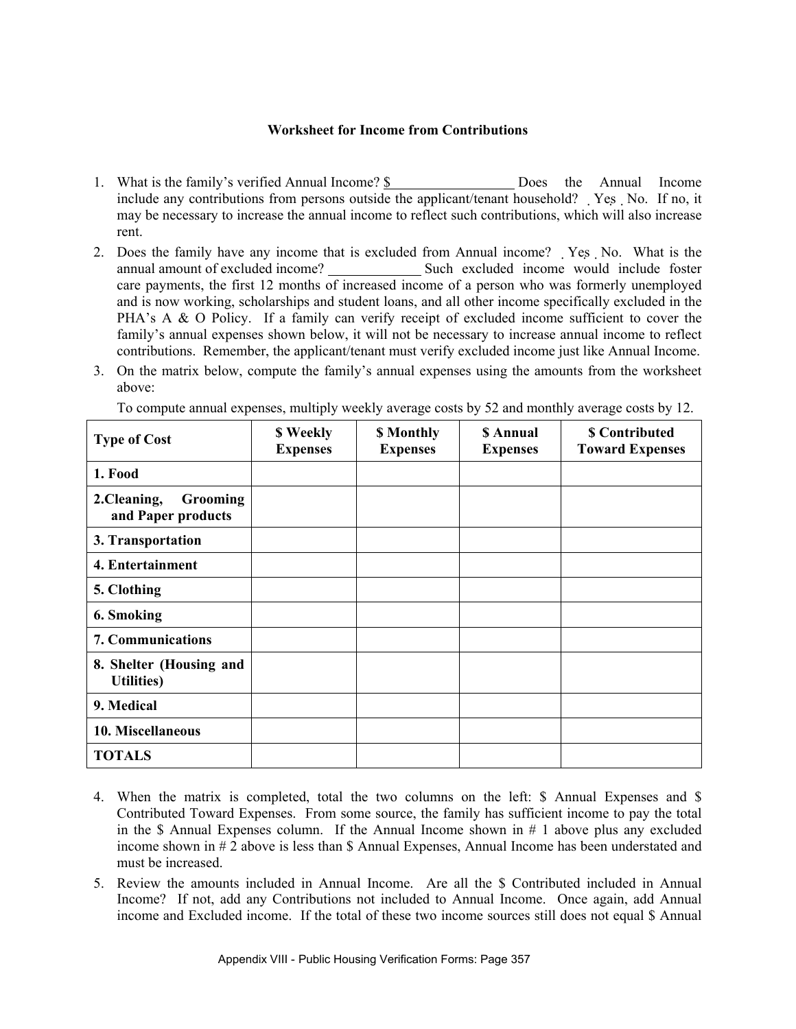**Worksheet for Income from Contributions**

1. What is the family's verified Annual Income? $__________________ Does the Annual Income include any contributions from persons outside the applicant/tenant household? ˛ Yes ˛ No. If no, it may be necessary to increase the annual income to reflect such contributions, which will also increase rent.
2. Does the family have any income that is excluded from Annual income? ˛ Yes ˛ No. What is the annual amount of excluded income? _____________ Such excluded income would include foster care payments, the first 12 months of increased income of a person who was formerly unemployed and is now working, scholarships and student loans, and all other income specifically excluded in the PHA's A & O Policy. If a family can verify receipt of excluded income sufficient to cover the family's annual expenses shown below, it will not be necessary to increase annual income to reflect contributions. Remember, the applicant/tenant must verify excluded income just like Annual Income.
3. On the matrix below, compute the family's annual expenses using the amounts from the worksheet above:

   To compute annual expenses, multiply weekly average costs by 52 and monthly average costs by 12.

| Type of Cost | $ Weekly Expenses | $ Monthly Expenses | $ Annual Expenses | $ Contributed Toward Expenses |
|---|---|---|---|---|
| 1. Food | | | | |
| 2.Cleaning, Grooming and Paper products | | | | |
| 3. Transportation | | | | |
| 4. Entertainment | | | | |
| 5. Clothing | | | | |
| 6. Smoking | | | | |
| 7. Communications | | | | |
| 8. Shelter (Housing and Utilities) | | | | |
| 9. Medical | | | | |
| 10. Miscellaneous | | | | |
| TOTALS | | | | |

4. When the matrix is completed, total the two columns on the left: $ Annual Expenses and $ Contributed Toward Expenses. From some source, the family has sufficient income to pay the total in the $ Annual Expenses column. If the Annual Income shown in # 1 above plus any excluded income shown in # 2 above is less than $ Annual Expenses, Annual Income has been understated and must be increased.
5. Review the amounts included in Annual Income. Are all the $ Contributed included in Annual Income? If not, add any Contributions not included to Annual Income. Once again, add Annual income and Excluded income. If the total of these two income sources still does not equal $ Annual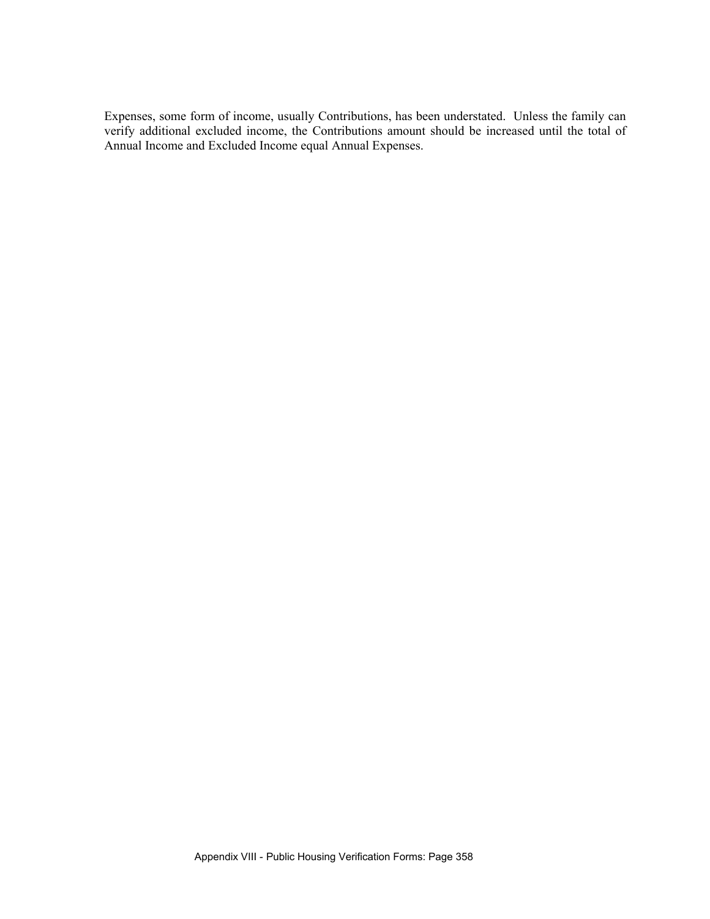Expenses, some form of income, usually Contributions, has been understated. Unless the family can verify additional excluded income, the Contributions amount should be increased until the total of Annual Income and Excluded Income equal Annual Expenses.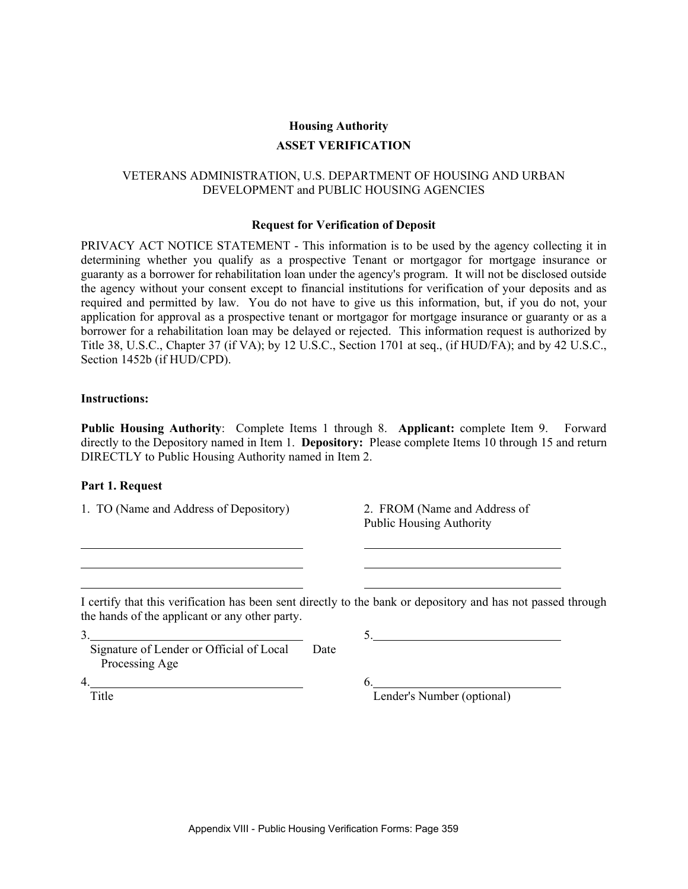**Housing Authority**

**ASSET VERIFICATION**

VETERANS ADMINISTRATION, U.S. DEPARTMENT OF HOUSING AND URBAN DEVELOPMENT and PUBLIC HOUSING AGENCIES

**Request for Verification of Deposit**

PRIVACY ACT NOTICE STATEMENT - This information is to be used by the agency collecting it in determining whether you qualify as a prospective Tenant or mortgagor for mortgage insurance or guaranty as a borrower for rehabilitation loan under the agency's program. It will not be disclosed outside the agency without your consent except to financial institutions for verification of your deposits and as required and permitted by law. You do not have to give us this information, but, if you do not, your application for approval as a prospective tenant or mortgagor for mortgage insurance or guaranty or as a borrower for a rehabilitation loan may be delayed or rejected. This information request is authorized by Title 38, U.S.C., Chapter 37 (if VA); by 12 U.S.C., Section 1701 at seq., (if HUD/FA); and by 42 U.S.C., Section 1452b (if HUD/CPD).

**Instructions:**

**Public Housing Authority**: Complete Items 1 through 8. **Applicant:** complete Item 9. Forward directly to the Depository named in Item 1. **Depository:** Please complete Items 10 through 15 and return DIRECTLY to Public Housing Authority named in Item 2.

**Part 1. Request**

1. TO (Name and Address of Depository)

\_\_\_\_\_\_\_\_\_\_\_\_\_\_\_\_\_\_\_\_\_\_\_\_\_\_\_\_\_\_\_\_\_\_\_\_

\_\_\_\_\_\_\_\_\_\_\_\_\_\_\_\_\_\_\_\_\_\_\_\_\_\_\_\_\_\_\_\_\_\_\_\_

\_\_\_\_\_\_\_\_\_\_\_\_\_\_\_\_\_\_\_\_\_\_\_\_\_\_\_\_\_\_\_\_\_\_\_\_

2. FROM (Name and Address of Public Housing Authority

\_\_\_\_\_\_\_\_\_\_\_\_\_\_\_\_\_\_\_\_\_\_\_\_\_\_\_\_\_\_\_\_\_\_\_\_

\_\_\_\_\_\_\_\_\_\_\_\_\_\_\_\_\_\_\_\_\_\_\_\_\_\_\_\_\_\_\_\_\_\_\_\_

\_\_\_\_\_\_\_\_\_\_\_\_\_\_\_\_\_\_\_\_\_\_\_\_\_\_\_\_\_\_\_\_\_\_\_\_

I certify that this verification has been sent directly to the bank or depository and has not passed through the hands of the applicant or any other party.

3. \_\_\_\_\_\_\_\_\_\_\_\_\_\_\_\_\_\_\_\_\_\_\_\_\_\_\_\_\_\_\_\_\_\_\_\_
Signature of Lender or Official of Local Processing Age Date

4. \_\_\_\_\_\_\_\_\_\_\_\_\_\_\_\_\_\_\_\_\_\_\_\_\_\_\_\_\_\_\_\_\_\_\_\_
Title

5. \_\_\_\_\_\_\_\_\_\_\_\_\_\_\_\_\_\_\_\_\_\_\_\_\_\_\_\_\_\_\_\_\_\_\_\_

6. \_\_\_\_\_\_\_\_\_\_\_\_\_\_\_\_\_\_\_\_\_\_\_\_\_\_\_\_\_\_\_\_\_\_\_\_
Lender's Number (optional)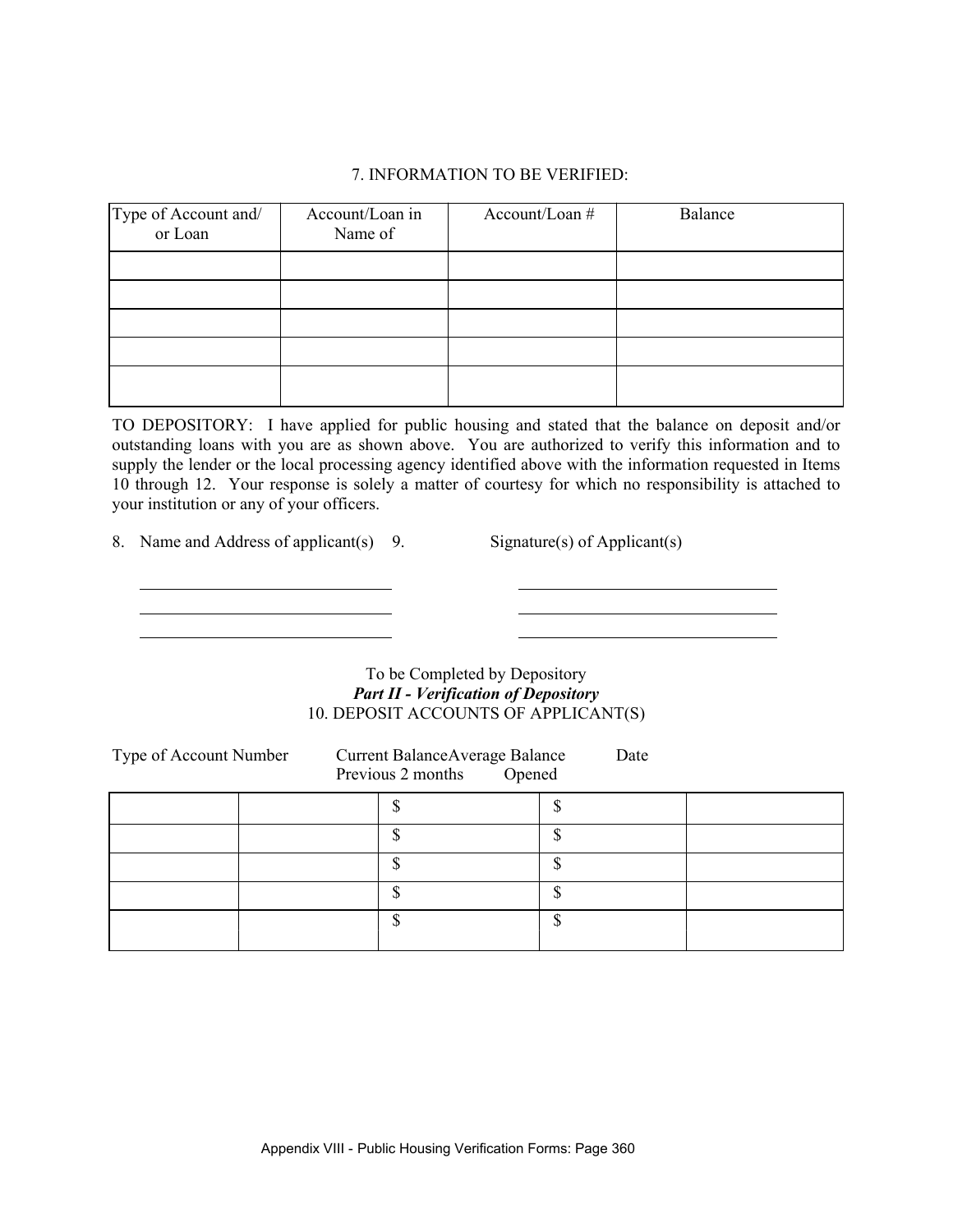7. INFORMATION TO BE VERIFIED:

| Type of Account and/ or Loan | Account/Loan in Name of | Account/Loan # | Balance |
|---|---|---|---|
| | | | |
| | | | |
| | | | |
| | | | |
| | | | |

TO DEPOSITORY: I have applied for public housing and stated that the balance on deposit and/or outstanding loans with you are as shown above. You are authorized to verify this information and to supply the lender or the local processing agency identified above with the information requested in Items 10 through 12. Your response is solely a matter of courtesy for which no responsibility is attached to your institution or any of your officers.

8. Name and Address of applicant(s)

______________________________
______________________________
______________________________

9. Signature(s) of Applicant(s)

______________________________
______________________________
______________________________

To be Completed by Depository

***Part II - Verification of Depository***

10. DEPOSIT ACCOUNTS OF APPLICANT(S)

| Type of Account | Number | Current Balance | Average Balance Previous 2 months | Date Opened |
|---|---|---|---|---|
| | | $ | $ | |
| | | $ | $ | |
| | | $ | $ | |
| | | $ | $ | |
| | | $ | $ | |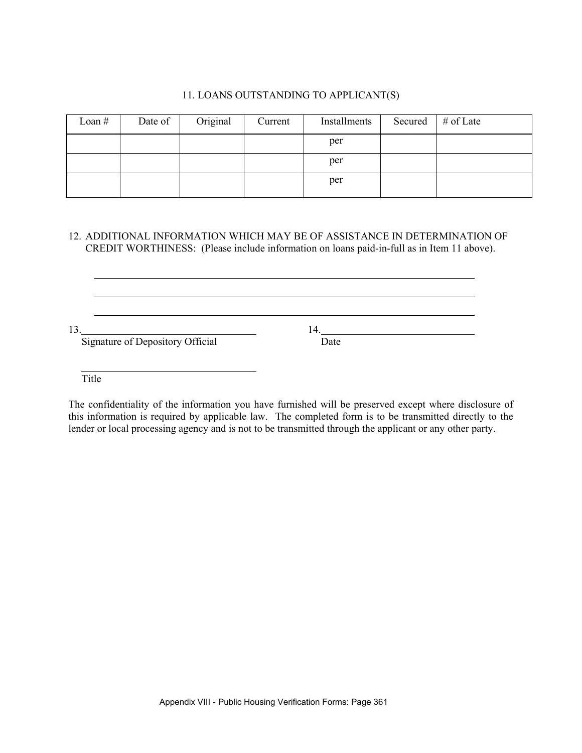11. LOANS OUTSTANDING TO APPLICANT(S)

| Loan # | Date of | Original | Current | Installments | Secured | # of Late |
|---|---|---|---|---|---|---|
| | | | | per | | |
| | | | | per | | |
| | | | | per | | |

12. ADDITIONAL INFORMATION WHICH MAY BE OF ASSISTANCE IN DETERMINATION OF CREDIT WORTHINESS: (Please include information on loans paid-in-full as in Item 11 above).

\_\_\_\_\_\_\_\_\_\_\_\_\_\_\_\_\_\_\_\_\_\_\_\_\_\_\_\_\_\_\_\_\_\_\_\_\_\_\_\_\_\_\_\_\_\_\_\_\_\_\_\_\_\_\_\_\_\_\_\_

\_\_\_\_\_\_\_\_\_\_\_\_\_\_\_\_\_\_\_\_\_\_\_\_\_\_\_\_\_\_\_\_\_\_\_\_\_\_\_\_\_\_\_\_\_\_\_\_\_\_\_\_\_\_\_\_\_\_\_\_

\_\_\_\_\_\_\_\_\_\_\_\_\_\_\_\_\_\_\_\_\_\_\_\_\_\_\_\_\_\_\_\_\_\_\_\_\_\_\_\_\_\_\_\_\_\_\_\_\_\_\_\_\_\_\_\_\_\_\_\_

13.\_\_\_\_\_\_\_\_\_\_\_\_\_\_\_\_\_\_\_\_\_\_\_\_\_\_\_\_\_\_ 14.\_\_\_\_\_\_\_\_\_\_\_\_\_\_\_\_\_\_\_\_\_\_\_\_\_\_\_\_\_\_

Signature of Depository Official Date

\_\_\_\_\_\_\_\_\_\_\_\_\_\_\_\_\_\_\_\_\_\_\_\_\_\_\_\_\_\_

Title

The confidentiality of the information you have furnished will be preserved except where disclosure of this information is required by applicable law. The completed form is to be transmitted directly to the lender or local processing agency and is not to be transmitted through the applicant or any other party.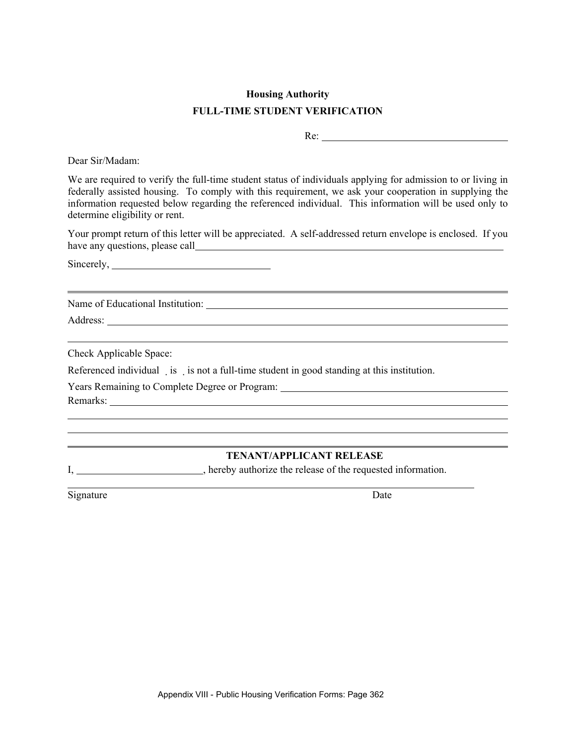**Housing Authority**

**FULL-TIME STUDENT VERIFICATION**

Re: \_\_\_\_\_\_\_\_\_\_\_\_\_\_\_\_\_\_\_\_\_\_\_\_\_\_\_\_\_\_\_\_

Dear Sir/Madam:

We are required to verify the full-time student status of individuals applying for admission to or living in federally assisted housing. To comply with this requirement, we ask your cooperation in supplying the information requested below regarding the referenced individual. This information will be used only to determine eligibility or rent.

Your prompt return of this letter will be appreciated. A self-addressed return envelope is enclosed. If you have any questions, please call\_\_\_\_\_\_\_\_\_\_\_\_\_\_\_\_\_\_\_\_\_\_\_\_\_\_\_\_\_\_\_\_\_\_\_\_\_\_\_\_\_\_\_\_

Sincerely, \_\_\_\_\_\_\_\_\_\_\_\_\_\_\_\_\_\_\_\_\_\_\_\_\_\_\_\_

---

Name of Educational Institution: \_\_\_\_\_\_\_\_\_\_\_\_\_\_\_\_\_\_\_\_\_\_\_\_\_\_\_\_\_\_\_\_\_\_\_\_\_\_\_\_

Address: \_\_\_\_\_\_\_\_\_\_\_\_\_\_\_\_\_\_\_\_\_\_\_\_\_\_\_\_\_\_\_\_\_\_\_\_\_\_\_\_\_\_\_\_\_\_\_\_\_\_\_\_\_\_\_\_

\_\_\_\_\_\_\_\_\_\_\_\_\_\_\_\_\_\_\_\_\_\_\_\_\_\_\_\_\_\_\_\_\_\_\_\_\_\_\_\_\_\_\_\_\_\_\_\_\_\_\_\_\_\_\_\_\_\_\_\_\_\_\_\_\_\_

Check Applicable Space:

Referenced individual \_ is \_ is not a full-time student in good standing at this institution.

Years Remaining to Complete Degree or Program: \_\_\_\_\_\_\_\_\_\_\_\_\_\_\_\_\_\_\_\_\_\_\_\_\_\_\_\_\_\_\_\_

Remarks: \_\_\_\_\_\_\_\_\_\_\_\_\_\_\_\_\_\_\_\_\_\_\_\_\_\_\_\_\_\_\_\_\_\_\_\_\_\_\_\_\_\_\_\_\_\_\_\_\_\_\_\_\_\_\_\_

\_\_\_\_\_\_\_\_\_\_\_\_\_\_\_\_\_\_\_\_\_\_\_\_\_\_\_\_\_\_\_\_\_\_\_\_\_\_\_\_\_\_\_\_\_\_\_\_\_\_\_\_\_\_\_\_\_\_\_\_\_\_\_\_\_\_

\_\_\_\_\_\_\_\_\_\_\_\_\_\_\_\_\_\_\_\_\_\_\_\_\_\_\_\_\_\_\_\_\_\_\_\_\_\_\_\_\_\_\_\_\_\_\_\_\_\_\_\_\_\_\_\_\_\_\_\_\_\_\_\_\_\_

---

**TENANT/APPLICANT RELEASE**

I, \_\_\_\_\_\_\_\_\_\_\_\_\_\_\_\_\_\_\_\_\_\_, hereby authorize the release of the requested information.

\_\_\_\_\_\_\_\_\_\_\_\_\_\_\_\_\_\_\_\_\_\_\_\_\_\_\_\_\_\_\_\_\_\_\_\_\_\_\_\_\_\_\_\_\_\_\_\_\_\_\_\_\_\_\_\_\_\_\_\_\_\_\_\_

Signature Date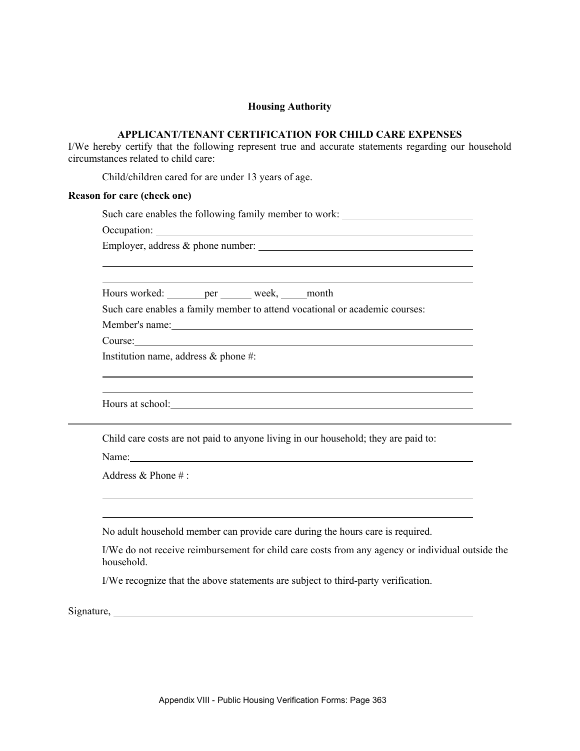**Housing Authority**

**APPLICANT/TENANT CERTIFICATION FOR CHILD CARE EXPENSES**

I/We hereby certify that the following represent true and accurate statements regarding our household circumstances related to child care:

Child/children cared for are under 13 years of age.

**Reason for care (check one)**

Such care enables the following family member to work: ________________________

Occupation: ____________________________________________

Employer, address & phone number: ______________________________

____________________________________________

____________________________________________

Hours worked: _______per ______ week, _____month

Such care enables a family member to attend vocational or academic courses:

Member's name:____________________________________________

Course:____________________________________________

Institution name, address & phone #:

____________________________________________

____________________________________________

Hours at school:____________________________________________

---

Child care costs are not paid to anyone living in our household; they are paid to:

Name:____________________________________________

Address & Phone # :

____________________________________________

____________________________________________

No adult household member can provide care during the hours care is required.

I/We do not receive reimbursement for child care costs from any agency or individual outside the household.

I/We recognize that the above statements are subject to third-party verification.

Signature, ____________________________________________

Appendix VIII - Public Housing Verification Forms: Page 363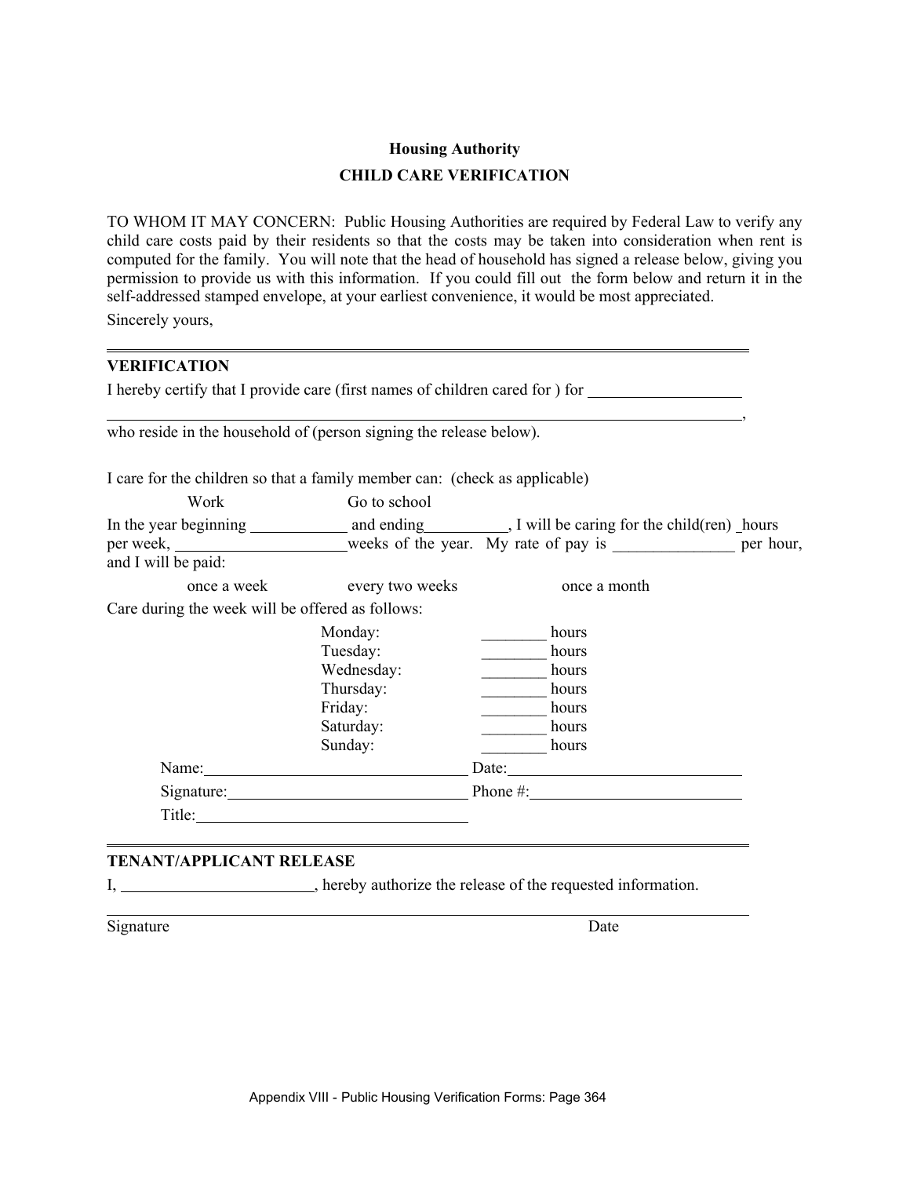## Housing Authority

## CHILD CARE VERIFICATION

TO WHOM IT MAY CONCERN: Public Housing Authorities are required by Federal Law to verify any child care costs paid by their residents so that the costs may be taken into consideration when rent is computed for the family. You will note that the head of household has signed a release below, giving you permission to provide us with this information. If you could fill out the form below and return it in the self-addressed stamped envelope, at your earliest convenience, it would be most appreciated.

Sincerely yours,

---

**VERIFICATION**

I hereby certify that I provide care (first names of children cared for ) for ____________________

______________________________________________________________________________,

who reside in the household of (person signing the release below).

I care for the children so that a family member can: (check as applicable)

Work Go to school

In the year beginning ____________ and ending__________, I will be caring for the child(ren) _hours per week, ______________________weeks of the year. My rate of pay is _______________ per hour, and I will be paid:

once a week every two weeks once a month

Care during the week will be offered as follows:

Monday: ________ hours
Tuesday: ________ hours
Wednesday: ________ hours
Thursday: ________ hours
Friday: ________ hours
Saturday: ________ hours
Sunday: ________ hours

Name:________________________________ Date:______________________________

Signature:_____________________________ Phone #:___________________________

Title:_________________________________

---

**TENANT/APPLICANT RELEASE**

I, ________________________, hereby authorize the release of the requested information.

______________________________________________________________________________

Signature Date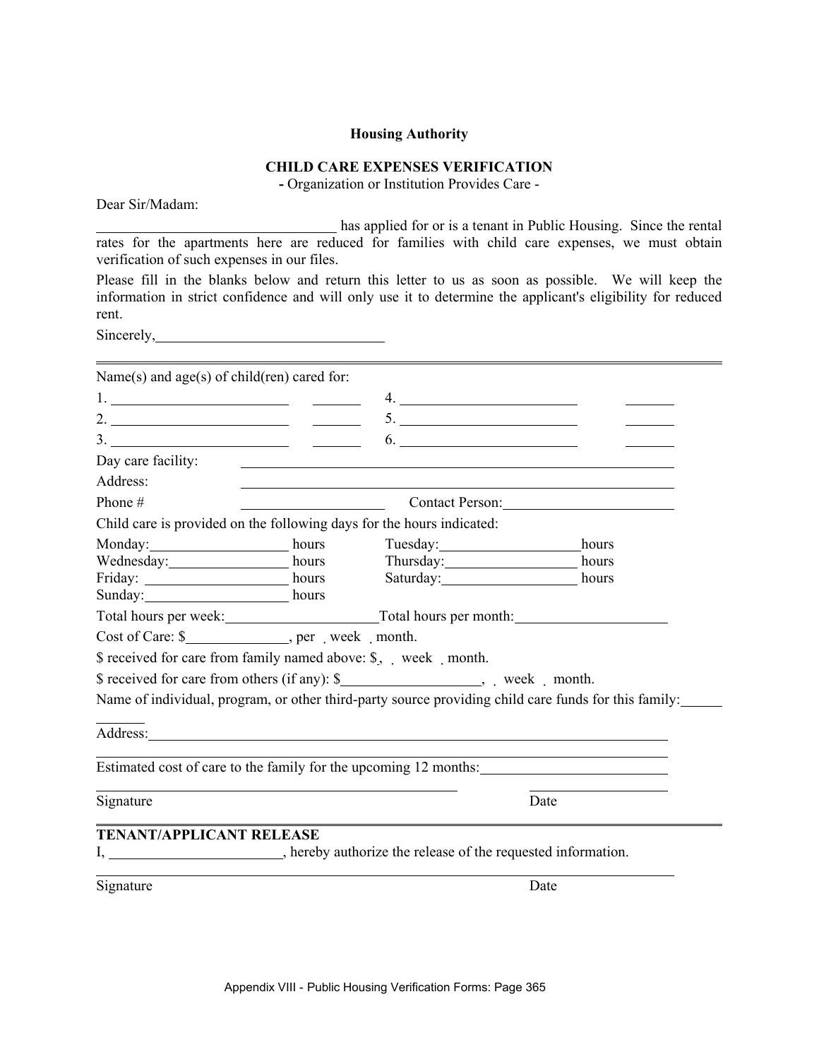**Housing Authority**

**CHILD CARE EXPENSES VERIFICATION**

**-** Organization or Institution Provides Care -

Dear Sir/Madam:

_________________________________ has applied for or is a tenant in Public Housing. Since the rental rates for the apartments here are reduced for families with child care expenses, we must obtain verification of such expenses in our files.

Please fill in the blanks below and return this letter to us as soon as possible. We will keep the information in strict confidence and will only use it to determine the applicant's eligibility for reduced rent.

Sincerely,_______________________________

---

Name(s) and age(s) of child(ren) cared for:

1. ________________________ _______ 4. ________________________ _______
2. ________________________ _______ 5. ________________________ _______
3. ________________________ _______ 6. ________________________ _______

Day care facility: ____________________________________________

Address: ____________________________________________

Phone # ____________________ Contact Person: ________________________

Child care is provided on the following days for the hours indicated:

Monday:__________________ hours Tuesday:__________________hours

Wednesday:________________ hours Thursday:_________________ hours

Friday: __________________ hours Saturday:_________________ hours

Sunday:__________________ hours

Total hours per week:____________________Total hours per month:____________________

Cost of Care: $______________, per week month.

$ received for care from family named above: $, week month.

$ received for care from others (if any): $__________________, week month.

Name of individual, program, or other third-party source providing child care funds for this family:______

Address:____________________________________________________________

Estimated cost of care to the family for the upcoming 12 months:________________________

__________________________________________________ ____________________

Signature Date

---

**TENANT/APPLICANT RELEASE**

I, ________________________, hereby authorize the release of the requested information.

______________________________________________________________________________

Signature Date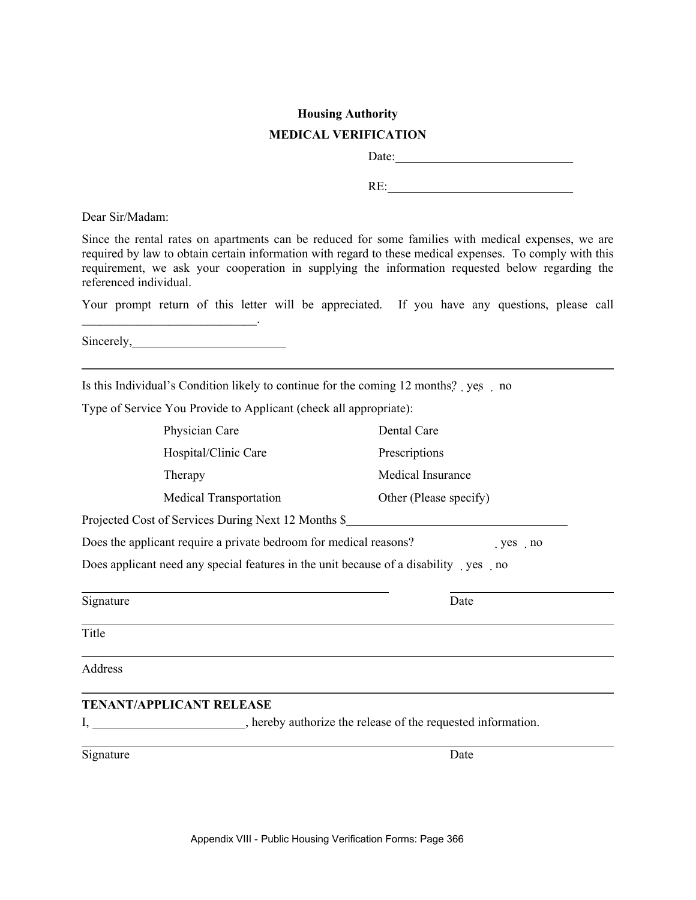**Housing Authority**

**MEDICAL VERIFICATION**

Date: ______________________________

RE: ______________________________

Dear Sir/Madam:

Since the rental rates on apartments can be reduced for some families with medical expenses, we are required by law to obtain certain information with regard to these medical expenses. To comply with this requirement, we ask your cooperation in supplying the information requested below regarding the referenced individual.

Your prompt return of this letter will be appreciated. If you have any questions, please call ____________________________.

Sincerely, _________________________

---

Is this Individual's Condition likely to continue for the coming 12 months? ☐ yes ☐ no

Type of Service You Provide to Applicant (check all appropriate):

| | |
|---|---|
| Physician Care | Dental Care |
| Hospital/Clinic Care | Prescriptions |
| Therapy | Medical Insurance |
| Medical Transportation | Other (Please specify) |

Projected Cost of Services During Next 12 Months $ ____________________________________

Does the applicant require a private bedroom for medical reasons? ☐ yes ☐ no

Does applicant need any special features in the unit because of a disability ☐ yes ☐ no

_________________________________________________ ______________________

Signature Date

_________________________________________________________________________

Title

_________________________________________________________________________

Address

---

**TENANT/APPLICANT RELEASE**

I, _________________________, hereby authorize the release of the requested information.

_________________________________________________________________________

Signature Date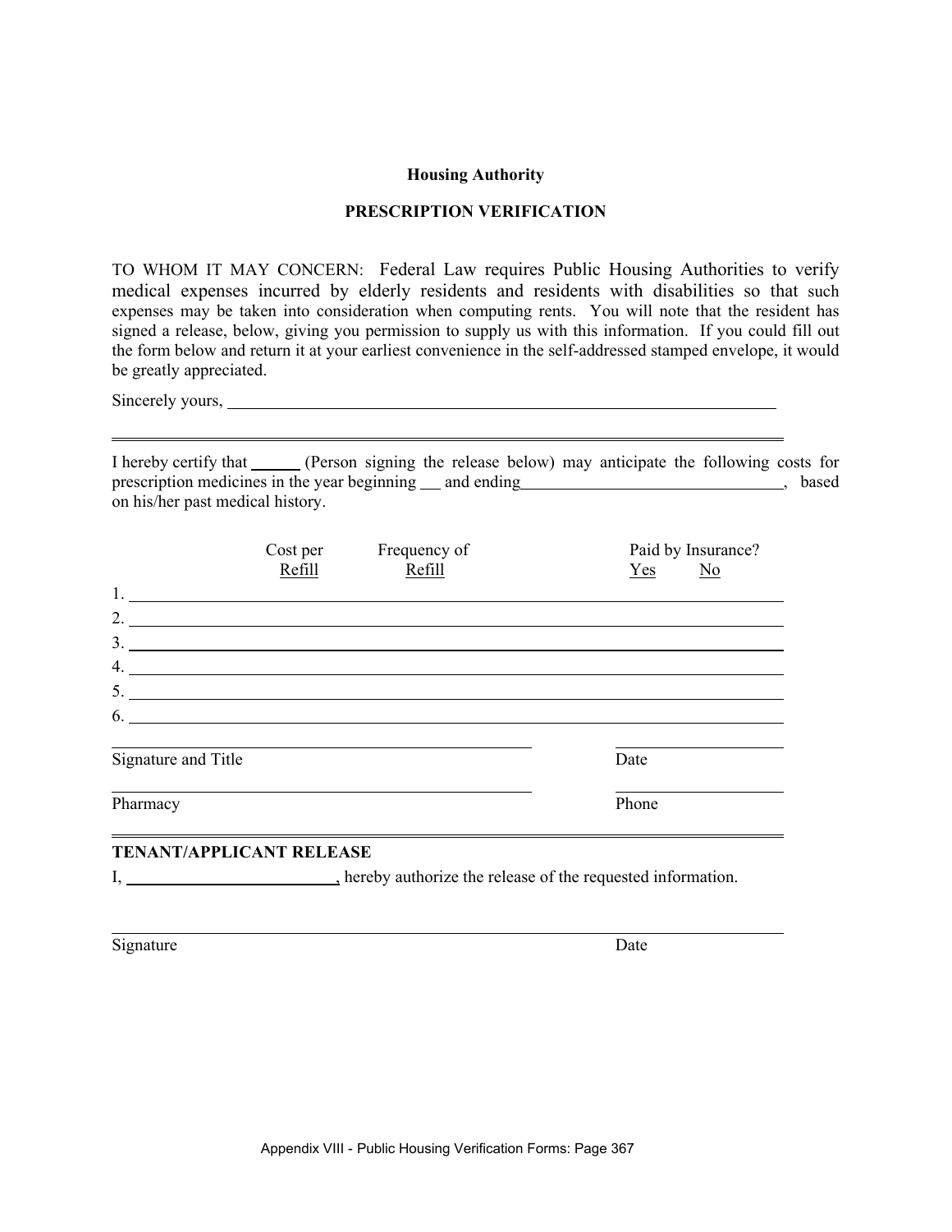**Housing Authority**

**PRESCRIPTION VERIFICATION**

TO WHOM IT MAY CONCERN: Federal Law requires Public Housing Authorities to verify medical expenses incurred by elderly residents and residents with disabilities so that such expenses may be taken into consideration when computing rents. You will note that the resident has signed a release, below, giving you permission to supply us with this information. If you could fill out the form below and return it at your earliest convenience in the self-addressed stamped envelope, it would be greatly appreciated.

Sincerely yours, ___________________________________________

---

I hereby certify that ______ (Person signing the release below) may anticipate the following costs for prescription medicines in the year beginning ___ and ending_______________________, based on his/her past medical history.

| | Cost per Refill | Frequency of Refill | Paid by Insurance? Yes | No |
|---|---|---|---|---|
| 1. | | | | |
| 2. | | | | |
| 3. | | | | |
| 4. | | | | |
| 5. | | | | |
| 6. | | | | |

_______________________________ Signature and Title          _______________ Date

_______________________________ Pharmacy          _______________ Phone

---

**TENANT/APPLICANT RELEASE**

I, ______________________, hereby authorize the release of the requested information.

_______________________________ Signature          Date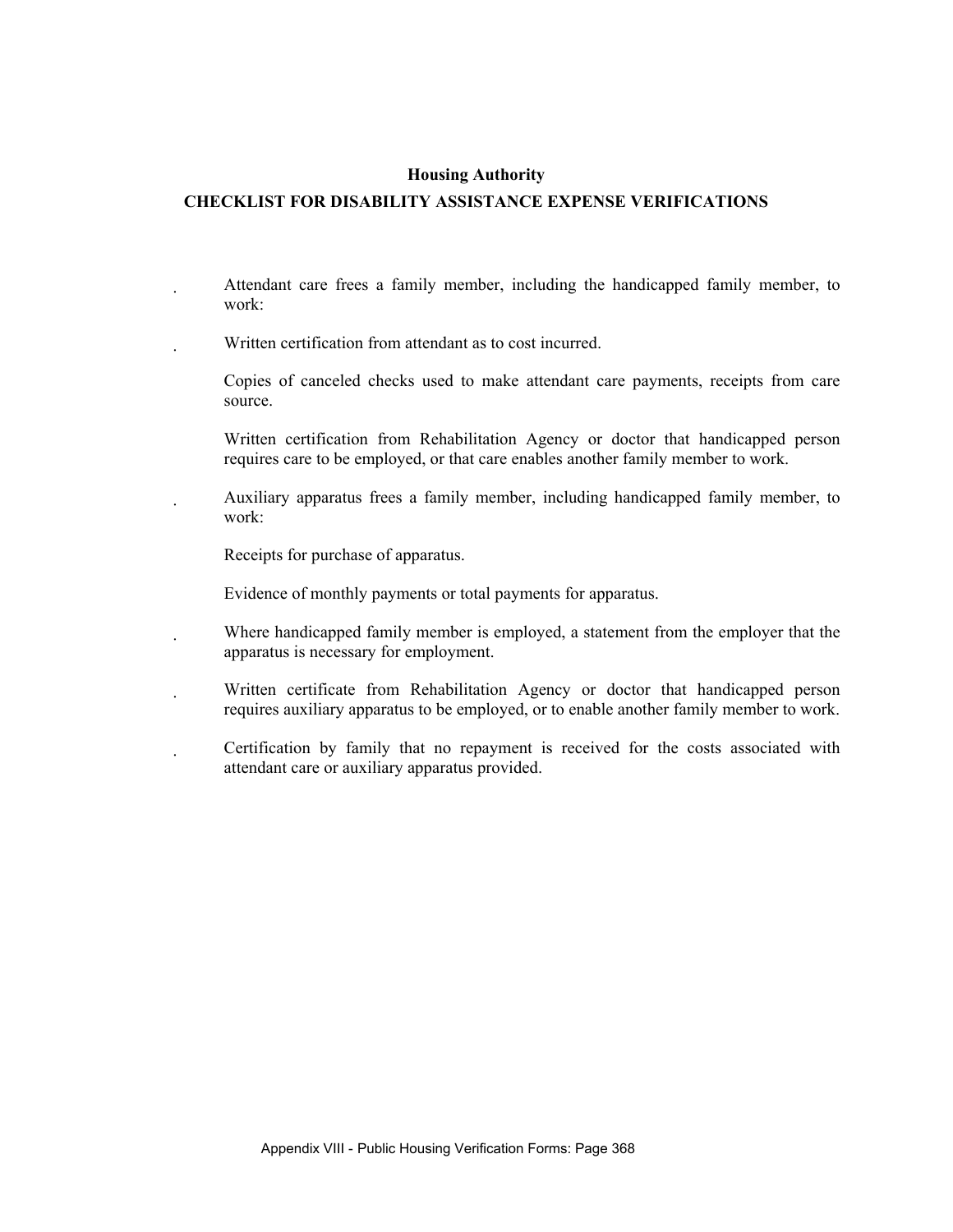**Housing Authority**

**CHECKLIST FOR DISABILITY ASSISTANCE EXPENSE VERIFICATIONS**

- Attendant care frees a family member, including the handicapped family member, to work:
  - Written certification from attendant as to cost incurred.
  - Copies of canceled checks used to make attendant care payments, receipts from care source.
  - Written certification from Rehabilitation Agency or doctor that handicapped person requires care to be employed, or that care enables another family member to work.
- Auxiliary apparatus frees a family member, including handicapped family member, to work:
  - Receipts for purchase of apparatus.
  - Evidence of monthly payments or total payments for apparatus.
  - Where handicapped family member is employed, a statement from the employer that the apparatus is necessary for employment.
  - Written certificate from Rehabilitation Agency or doctor that handicapped person requires auxiliary apparatus to be employed, or to enable another family member to work.
- Certification by family that no repayment is received for the costs associated with attendant care or auxiliary apparatus provided.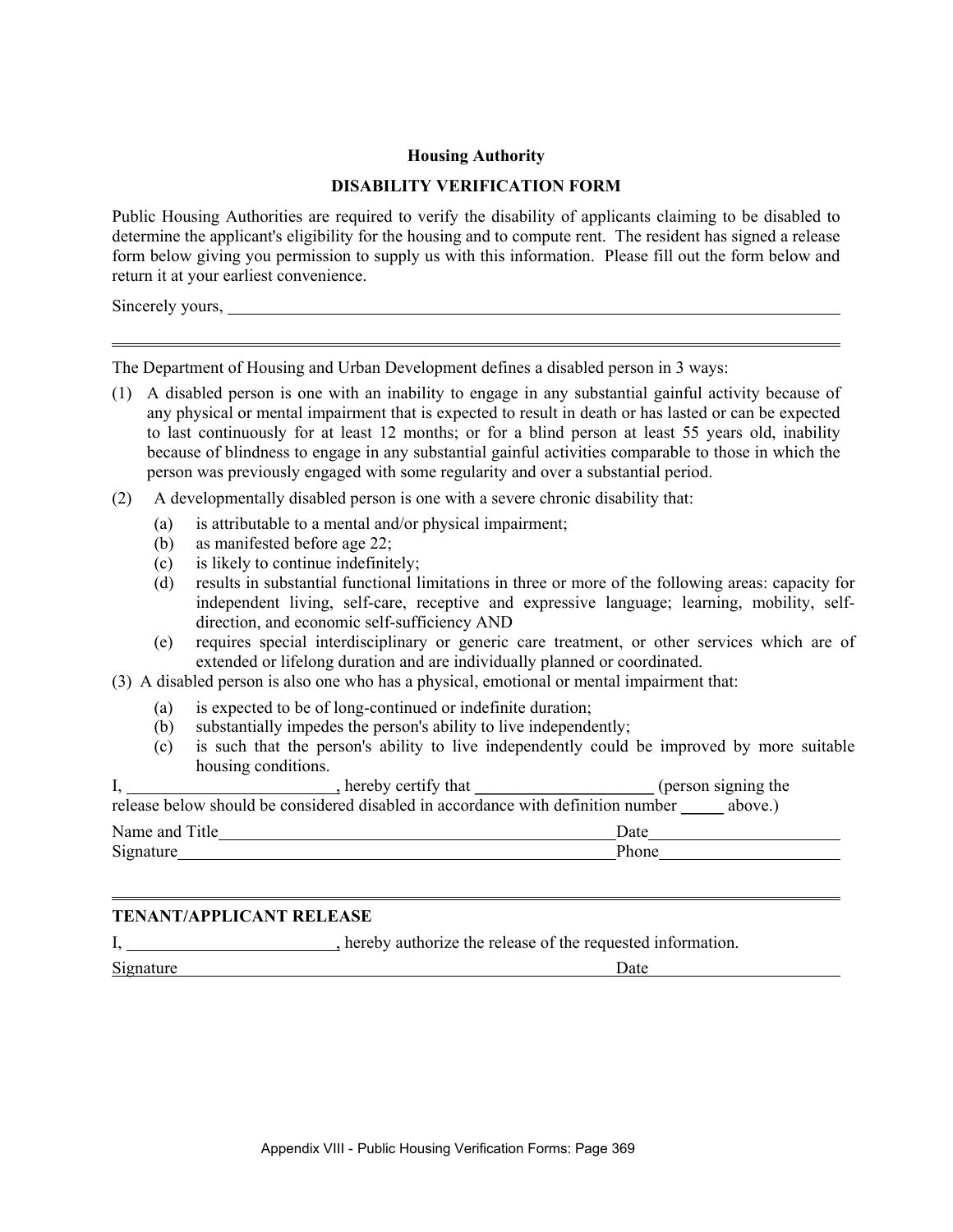**Housing Authority**

**DISABILITY VERIFICATION FORM**

Public Housing Authorities are required to verify the disability of applicants claiming to be disabled to determine the applicant's eligibility for the housing and to compute rent. The resident has signed a release form below giving you permission to supply us with this information. Please fill out the form below and return it at your earliest convenience.

Sincerely yours, ______________________________________________

---

The Department of Housing and Urban Development defines a disabled person in 3 ways:

(1) A disabled person is one with an inability to engage in any substantial gainful activity because of any physical or mental impairment that is expected to result in death or has lasted or can be expected to last continuously for at least 12 months; or for a blind person at least 55 years old, inability because of blindness to engage in any substantial gainful activities comparable to those in which the person was previously engaged with some regularity and over a substantial period.

(2) A developmentally disabled person is one with a severe chronic disability that:

- (a) is attributable to a mental and/or physical impairment;
- (b) as manifested before age 22;
- (c) is likely to continue indefinitely;
- (d) results in substantial functional limitations in three or more of the following areas: capacity for independent living, self-care, receptive and expressive language; learning, mobility, self-direction, and economic self-sufficiency AND
- (e) requires special interdisciplinary or generic care treatment, or other services which are of extended or lifelong duration and are individually planned or coordinated.

(3) A disabled person is also one who has a physical, emotional or mental impairment that:

- (a) is expected to be of long-continued or indefinite duration;
- (b) substantially impedes the person's ability to live independently;
- (c) is such that the person's ability to live independently could be improved by more suitable housing conditions.

I, ____________________, hereby certify that ____________________ (person signing the release below should be considered disabled in accordance with definition number _____ above.)

Name and Title ______________________________________ Date ____________________

Signature __________________________________________ Phone ____________________

---

**TENANT/APPLICANT RELEASE**

I, ____________________, hereby authorize the release of the requested information.

Signature __________________________________________ Date ____________________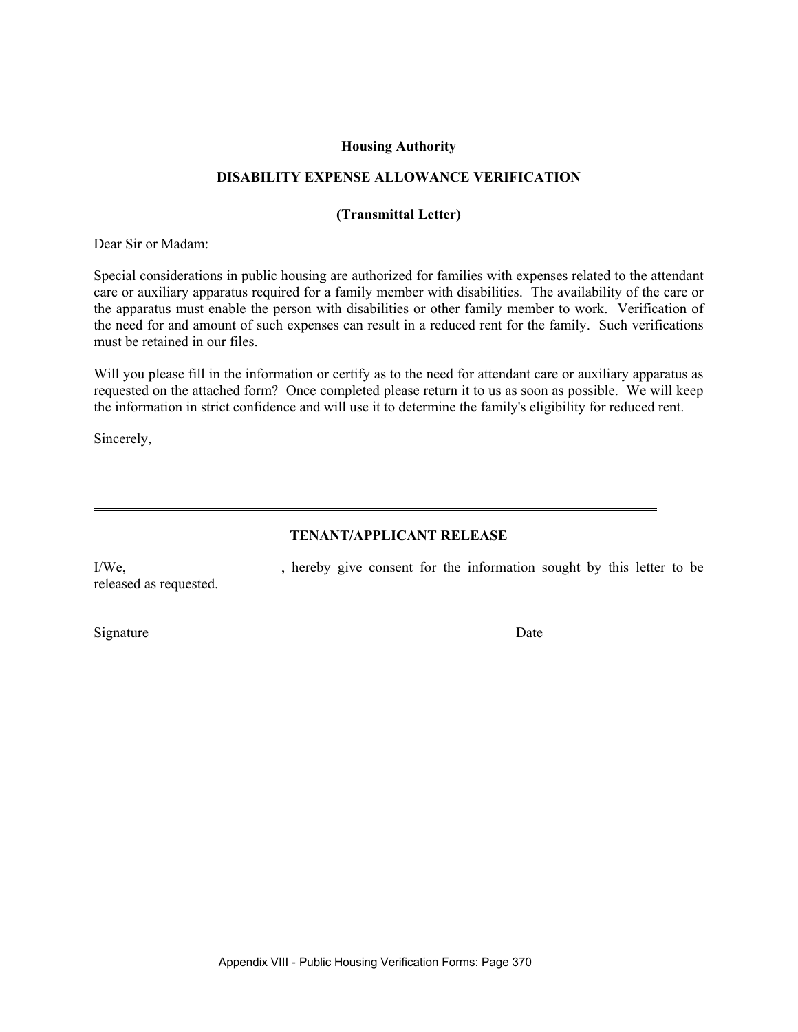**Housing Authority**

**DISABILITY EXPENSE ALLOWANCE VERIFICATION**

**(Transmittal Letter)**

Dear Sir or Madam:

Special considerations in public housing are authorized for families with expenses related to the attendant care or auxiliary apparatus required for a family member with disabilities. The availability of the care or the apparatus must enable the person with disabilities or other family member to work. Verification of the need for and amount of such expenses can result in a reduced rent for the family. Such verifications must be retained in our files.

Will you please fill in the information or certify as to the need for attendant care or auxiliary apparatus as requested on the attached form? Once completed please return it to us as soon as possible. We will keep the information in strict confidence and will use it to determine the family's eligibility for reduced rent.

Sincerely,

---

**TENANT/APPLICANT RELEASE**

I/We, ______________________, hereby give consent for the information sought by this letter to be released as requested.

_______________________________________________________________

Signature                                                                                    Date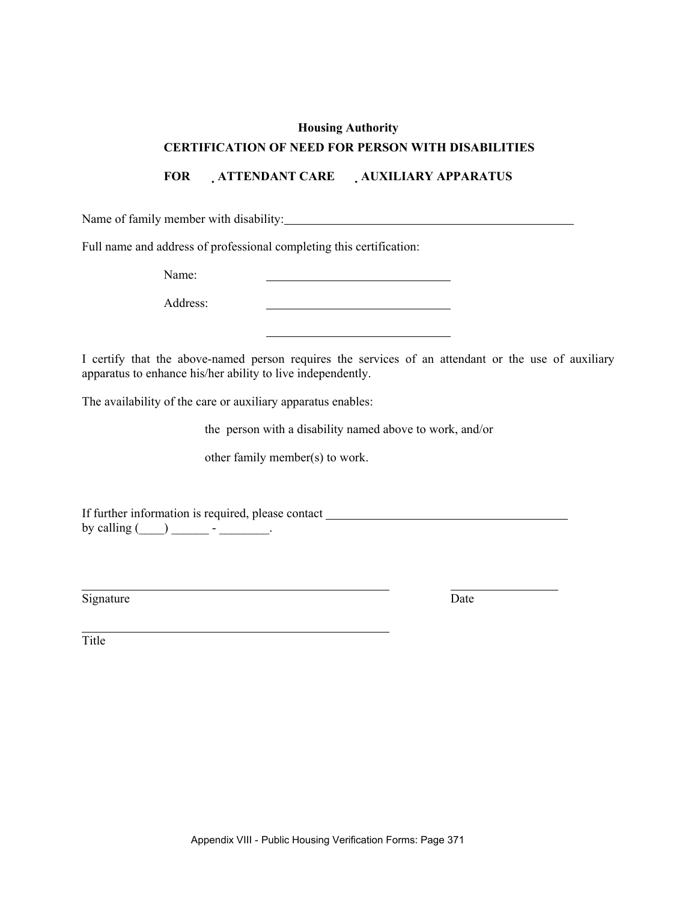**Housing Authority**

**CERTIFICATION OF NEED FOR PERSON WITH DISABILITIES**

**FOR ☐ ATTENDANT CARE ☐ AUXILIARY APPARATUS**

Name of family member with disability: ______________________________________________

Full name and address of professional completing this certification:

Name: ______________________________

Address: ______________________________

______________________________

I certify that the above-named person requires the services of an attendant or the use of auxiliary apparatus to enhance his/her ability to live independently.

The availability of the care or auxiliary apparatus enables:

the person with a disability named above to work, and/or

other family member(s) to work.

If further information is required, please contact ______________________________________ by calling (____) ______ - ________.

_______________________________________________ ____________________

Signature Date

_______________________________________________

Title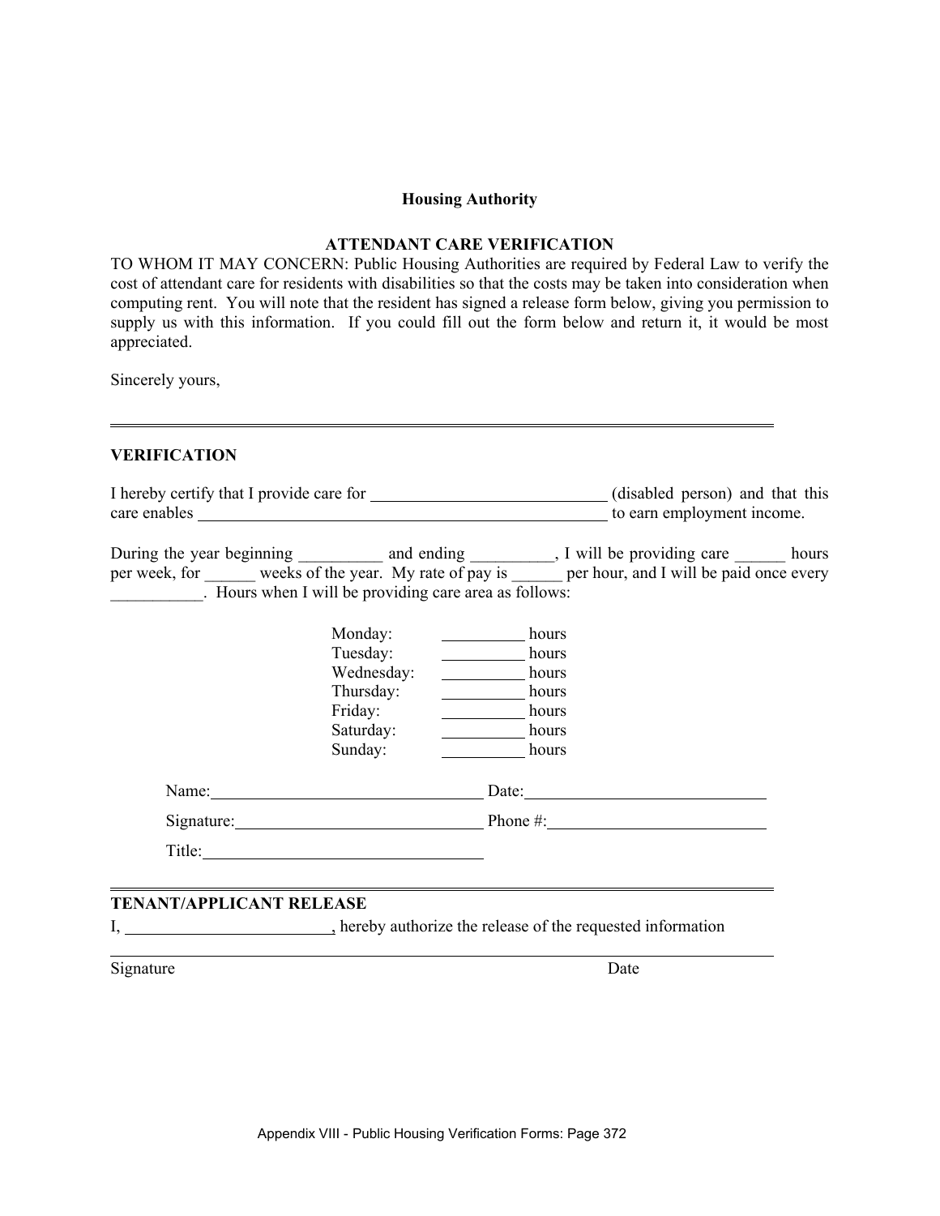**Housing Authority**

**ATTENDANT CARE VERIFICATION**

TO WHOM IT MAY CONCERN: Public Housing Authorities are required by Federal Law to verify the cost of attendant care for residents with disabilities so that the costs may be taken into consideration when computing rent. You will note that the resident has signed a release form below, giving you permission to supply us with this information. If you could fill out the form below and return it, it would be most appreciated.

Sincerely yours,

---

**VERIFICATION**

I hereby certify that I provide care for ____________________________ (disabled person) and that this care enables __________________________________________________ to earn employment income.

During the year beginning __________ and ending __________, I will be providing care ______ hours per week, for ______ weeks of the year. My rate of pay is ______ per hour, and I will be paid once every ___________. Hours when I will be providing care area as follows:

Monday: __________ hours
Tuesday: __________ hours
Wednesday: __________ hours
Thursday: __________ hours
Friday: __________ hours
Saturday: __________ hours
Sunday: __________ hours

Name: ________________________________ Date: ____________________________

Signature: _____________________________ Phone #: __________________________

Title: _________________________________

---

**TENANT/APPLICANT RELEASE**

I, _________________________, hereby authorize the release of the requested information

_______________________________________________________________________________

Signature Date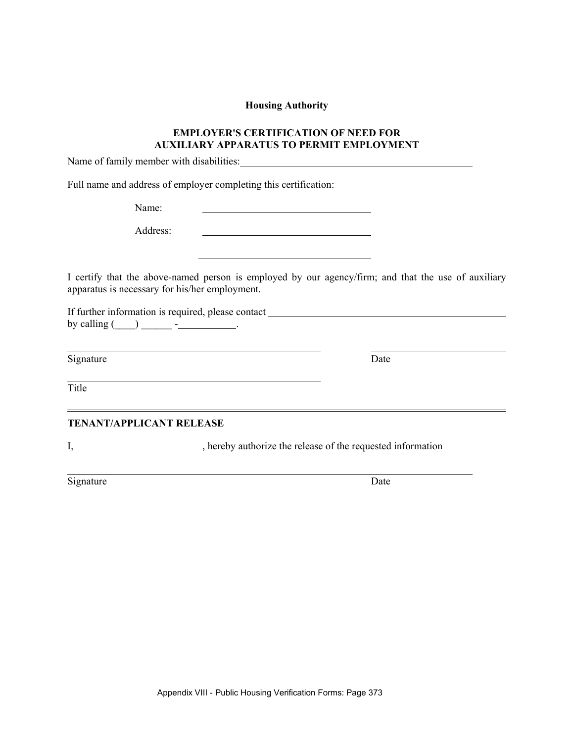**Housing Authority**

**EMPLOYER'S CERTIFICATION OF NEED FOR AUXILIARY APPARATUS TO PERMIT EMPLOYMENT**

Name of family member with disabilities: ______________________________________________

Full name and address of employer completing this certification:

Name: ____________________________________

Address: ____________________________________

____________________________________

I certify that the above-named person is employed by our agency/firm; and that the use of auxiliary apparatus is necessary for his/her employment.

If further information is required, please contact ______________________________________________ by calling (____) ______ -___________.

______________________________________________ ____________________________

Signature Date

______________________________________________

Title

---

**TENANT/APPLICANT RELEASE**

I, ________________________, hereby authorize the release of the requested information

______________________________________________________________________________

Signature Date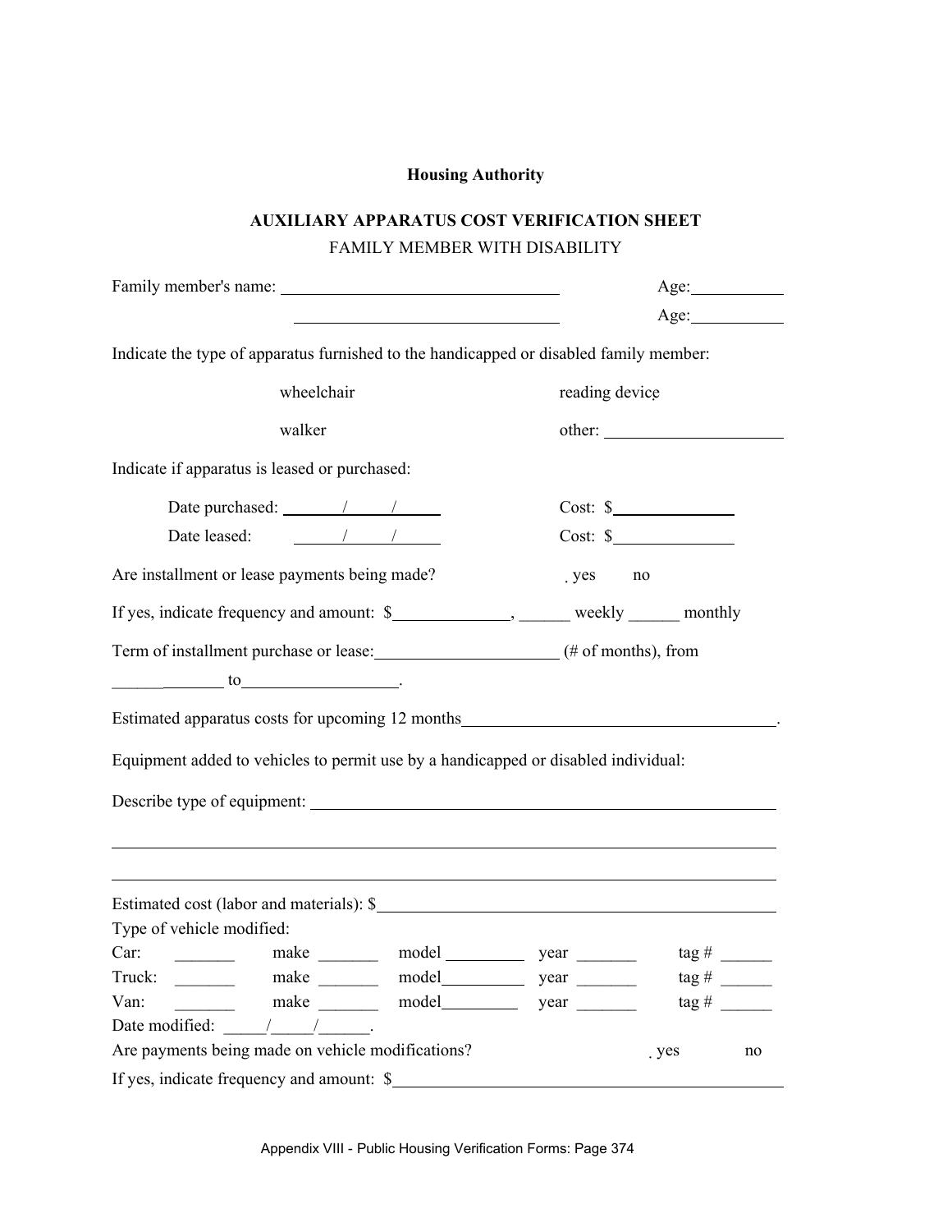**Housing Authority**

**AUXILIARY APPARATUS COST VERIFICATION SHEET**

FAMILY MEMBER WITH DISABILITY

Family member's name: ________________________________ Age: __________

________________________________ Age: __________

Indicate the type of apparatus furnished to the handicapped or disabled family member:

wheelchair reading device

walker other: ____________________

Indicate if apparatus is leased or purchased:

Date purchased: ______/_____/______ Cost: $______________

Date leased: ______/_____/______ Cost: $______________

Are installment or lease payments being made? yes no

If yes, indicate frequency and amount: $_____________, ______ weekly ______ monthly

Term of installment purchase or lease: ____________________ (# of months), from _____________ to__________________.

Estimated apparatus costs for upcoming 12 months____________________________________.

Equipment added to vehicles to permit use by a handicapped or disabled individual:

Describe type of equipment: ________________________________________________________

________________________________________________________________________________

________________________________________________________________________________

Estimated cost (labor and materials): $_____________________________________________

Type of vehicle modified:

Car: _______ make _______ model _________ year _______ tag # ______

Truck: _______ make _______ model_________ year _______ tag # ______

Van: _______ make _______ model_________ year _______ tag # ______

Date modified: _____/_____/______.

Are payments being made on vehicle modifications? yes no

If yes, indicate frequency and amount: $_____________________________________________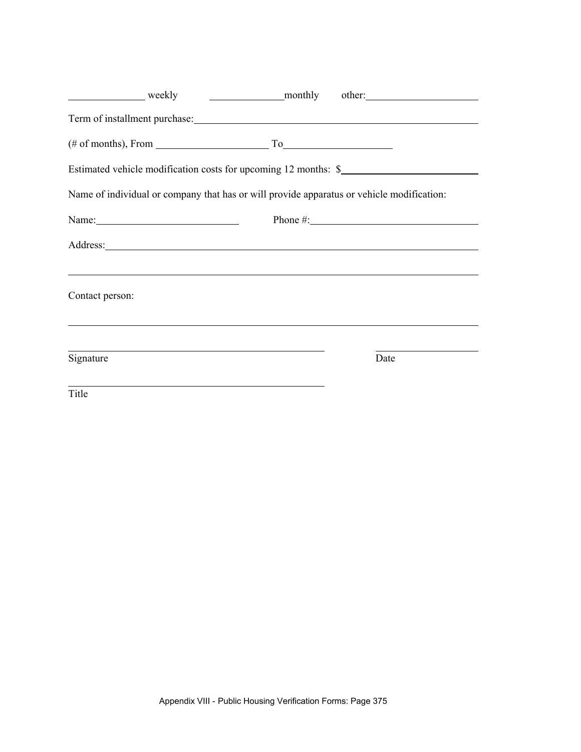_______________ weekly &nbsp;&nbsp;&nbsp;&nbsp;&nbsp;&nbsp;&nbsp;&nbsp; _______________monthly &nbsp;&nbsp;&nbsp;&nbsp;&nbsp; other:______________________

Term of installment purchase:_____________________________________________________________

(# of months), From ______________________ To_____________________

Estimated vehicle modification costs for upcoming 12 months: $___________________________

Name of individual or company that has or will provide apparatus or vehicle modification:

Name:____________________________ &nbsp;&nbsp;&nbsp;&nbsp;&nbsp;&nbsp;&nbsp;&nbsp; Phone #:________________________________

Address:____________________________________________________________________

_________________________________________________________________________

Contact person:

_________________________________________________________________________

___________________________________________________ &nbsp;&nbsp;&nbsp;&nbsp;&nbsp;&nbsp;&nbsp;&nbsp;&nbsp; ____________________

Signature &nbsp;&nbsp;&nbsp;&nbsp;&nbsp;&nbsp;&nbsp;&nbsp;&nbsp;&nbsp;&nbsp;&nbsp;&nbsp;&nbsp;&nbsp;&nbsp;&nbsp;&nbsp;&nbsp;&nbsp;&nbsp;&nbsp;&nbsp;&nbsp;&nbsp;&nbsp;&nbsp;&nbsp;&nbsp;&nbsp;&nbsp;&nbsp;&nbsp;&nbsp;&nbsp;&nbsp;&nbsp;&nbsp;&nbsp;&nbsp;&nbsp;&nbsp;&nbsp;&nbsp;&nbsp;&nbsp;&nbsp;&nbsp;&nbsp;&nbsp;&nbsp;&nbsp;&nbsp;&nbsp;&nbsp;&nbsp;&nbsp;&nbsp;&nbsp;&nbsp;&nbsp;&nbsp;&nbsp;&nbsp;&nbsp;&nbsp;&nbsp;&nbsp;&nbsp;&nbsp; Date

___________________________________________________

Title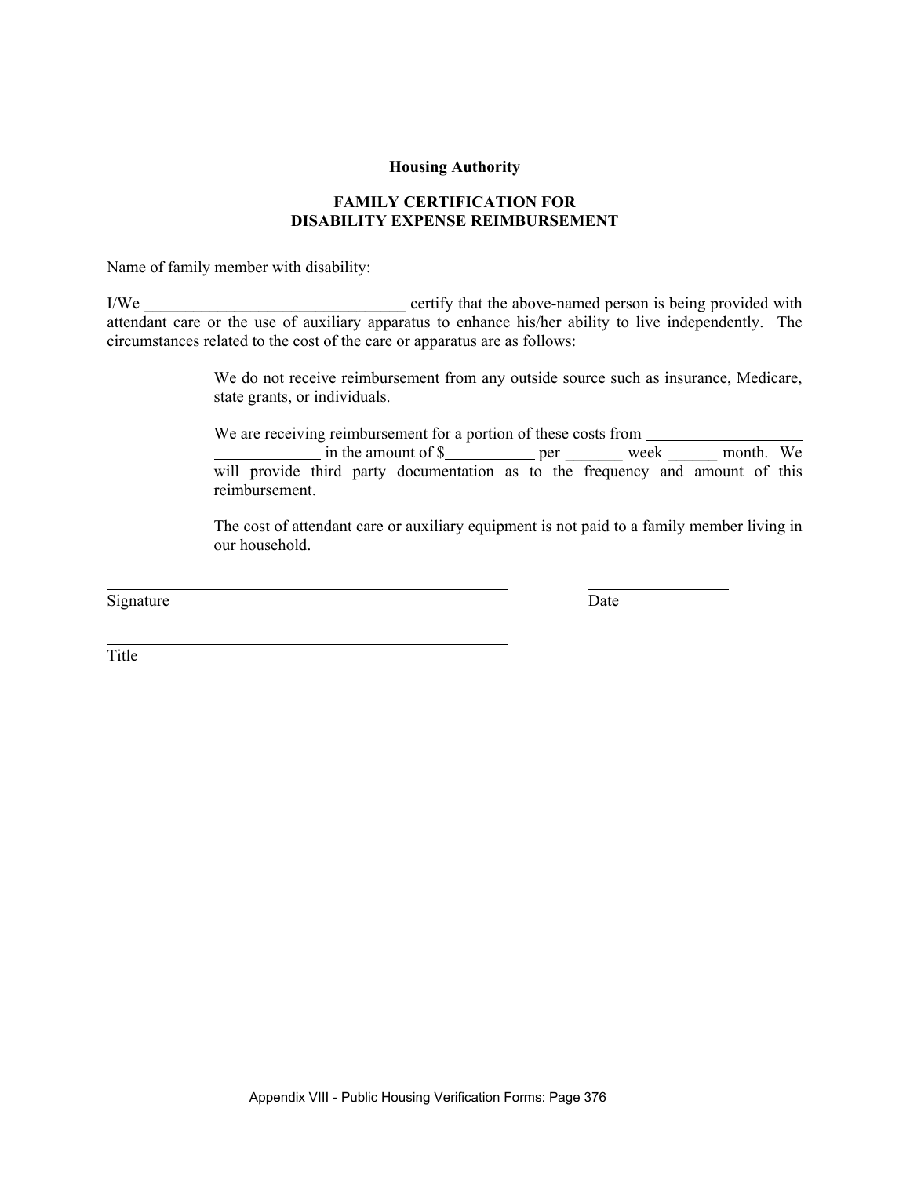**Housing Authority**

**FAMILY CERTIFICATION FOR DISABILITY EXPENSE REIMBURSEMENT**

Name of family member with disability:_______________________________________________

I/We ________________________________ certify that the above-named person is being provided with attendant care or the use of auxiliary apparatus to enhance his/her ability to live independently. The circumstances related to the cost of the care or apparatus are as follows:

> We do not receive reimbursement from any outside source such as insurance, Medicare, state grants, or individuals.
>
> We are receiving reimbursement for a portion of these costs from ___________________ _____________ in the amount of $___________ per _______ week ______ month. We will provide third party documentation as to the frequency and amount of this reimbursement.
>
> The cost of attendant care or auxiliary equipment is not paid to a family member living in our household.

__________________________________________________ &nbsp;&nbsp;&nbsp;&nbsp;&nbsp;&nbsp; _________________
Signature &nbsp;&nbsp;&nbsp;&nbsp;&nbsp;&nbsp;&nbsp;&nbsp;&nbsp;&nbsp;&nbsp;&nbsp;&nbsp;&nbsp;&nbsp;&nbsp;&nbsp;&nbsp;&nbsp;&nbsp;&nbsp;&nbsp;&nbsp;&nbsp;&nbsp;&nbsp;&nbsp;&nbsp;&nbsp;&nbsp;&nbsp;&nbsp;&nbsp;&nbsp;&nbsp;&nbsp;&nbsp;&nbsp;&nbsp;&nbsp;&nbsp;&nbsp;&nbsp;&nbsp;&nbsp;&nbsp;&nbsp;&nbsp;&nbsp;&nbsp;&nbsp;&nbsp;&nbsp;&nbsp;&nbsp;&nbsp; Date

__________________________________________________
Title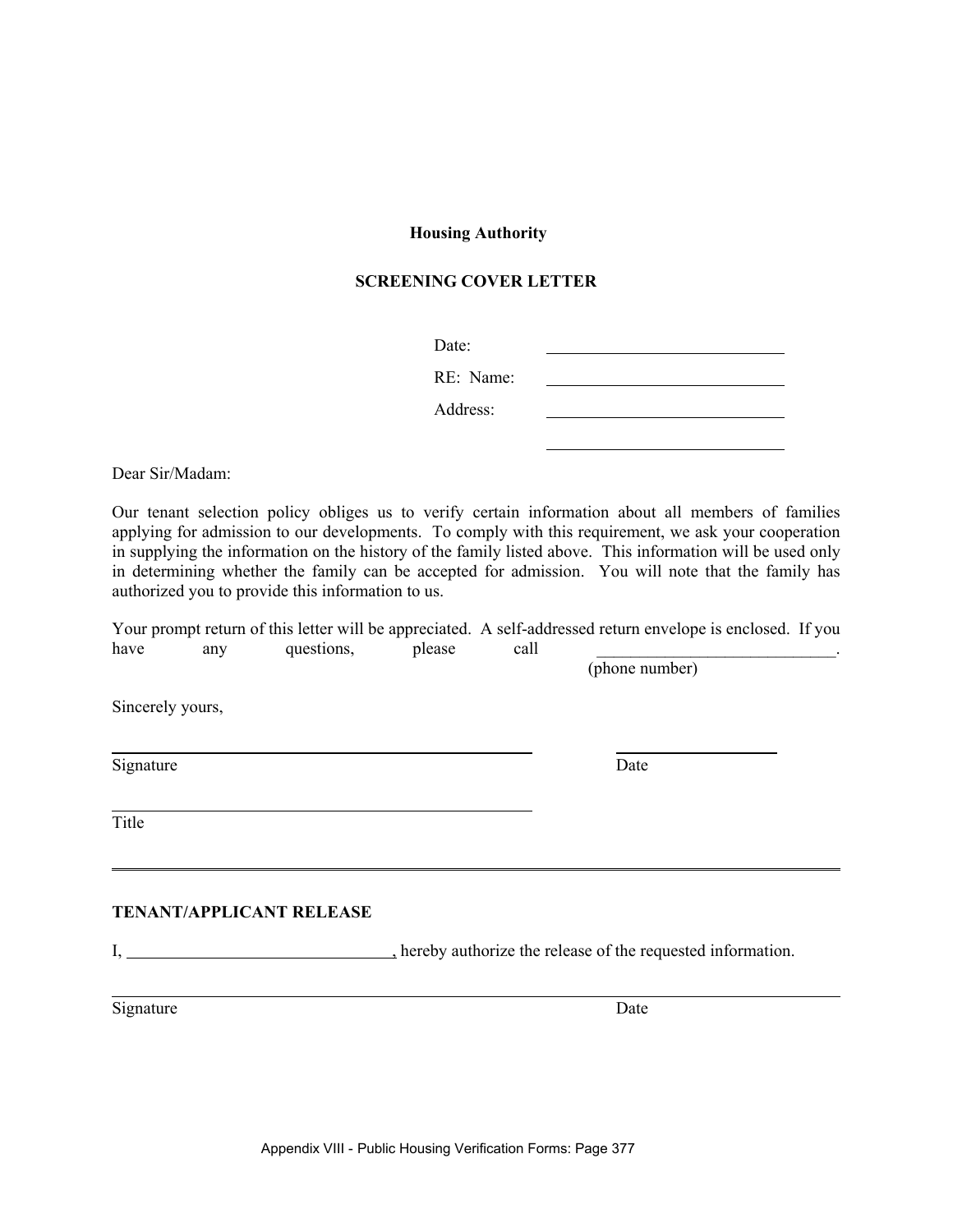**Housing Authority**

**SCREENING COVER LETTER**

Date: \_\_\_\_\_\_\_\_\_\_\_\_\_\_\_\_\_\_\_\_\_\_\_\_\_\_\_\_

RE: Name: \_\_\_\_\_\_\_\_\_\_\_\_\_\_\_\_\_\_\_\_\_\_\_\_\_\_\_\_

Address: \_\_\_\_\_\_\_\_\_\_\_\_\_\_\_\_\_\_\_\_\_\_\_\_\_\_\_\_

\_\_\_\_\_\_\_\_\_\_\_\_\_\_\_\_\_\_\_\_\_\_\_\_\_\_\_\_

Dear Sir/Madam:

Our tenant selection policy obliges us to verify certain information about all members of families applying for admission to our developments. To comply with this requirement, we ask your cooperation in supplying the information on the history of the family listed above. This information will be used only in determining whether the family can be accepted for admission. You will note that the family has authorized you to provide this information to us.

Your prompt return of this letter will be appreciated. A self-addressed return envelope is enclosed. If you have any questions, please call \_\_\_\_\_\_\_\_\_\_\_\_\_\_\_\_\_\_\_\_\_\_\_\_\_\_\_\_.
(phone number)

Sincerely yours,

\_\_\_\_\_\_\_\_\_\_\_\_\_\_\_\_\_\_\_\_\_\_\_\_\_\_\_\_\_\_\_\_\_\_\_\_ \_\_\_\_\_\_\_\_\_\_\_\_\_\_\_\_
Signature Date

\_\_\_\_\_\_\_\_\_\_\_\_\_\_\_\_\_\_\_\_\_\_\_\_\_\_\_\_\_\_\_\_\_\_\_\_
Title

---

**TENANT/APPLICANT RELEASE**

I, \_\_\_\_\_\_\_\_\_\_\_\_\_\_\_\_\_\_\_\_\_\_\_\_\_\_\_\_, hereby authorize the release of the requested information.

\_\_\_\_\_\_\_\_\_\_\_\_\_\_\_\_\_\_\_\_\_\_\_\_\_\_\_\_\_\_\_\_\_\_\_\_\_\_\_\_\_\_\_\_\_\_\_\_\_\_\_\_\_\_\_\_
Signature Date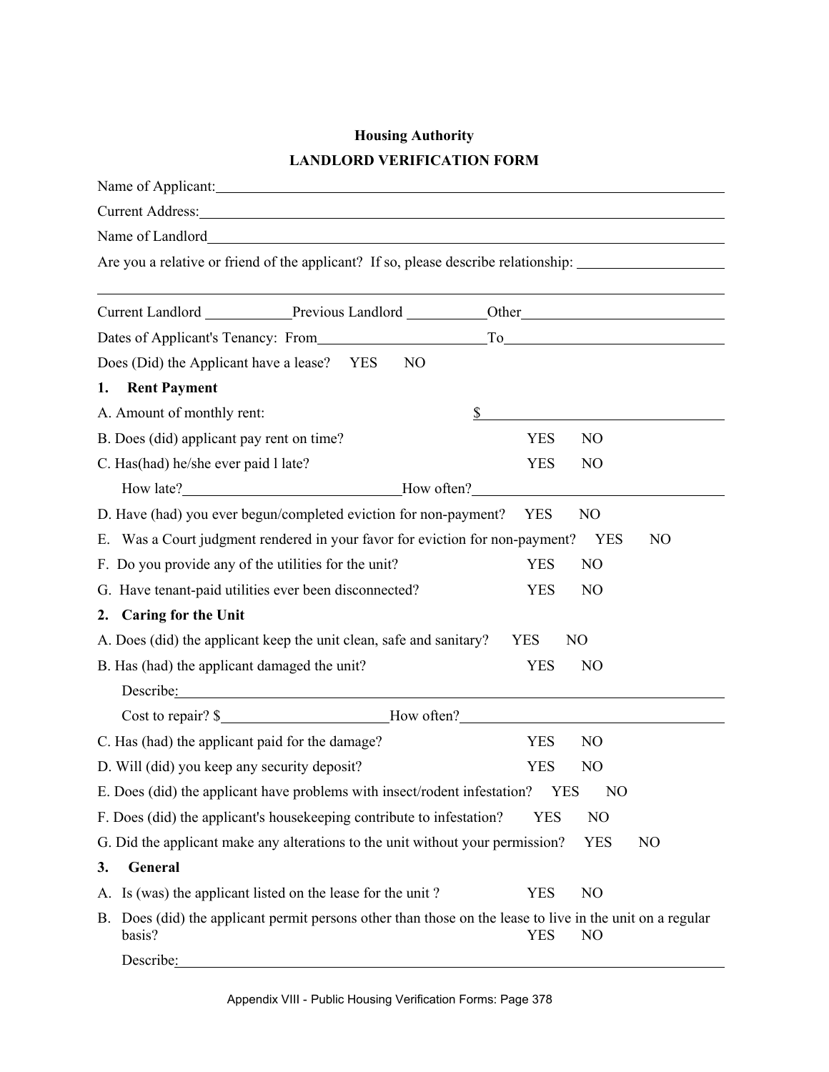**Housing Authority**

**LANDLORD VERIFICATION FORM**

Name of Applicant:______________________________________________________________

Current Address:_______________________________________________________________

Name of Landlord______________________________________________________________

Are you a relative or friend of the applicant? If so, please describe relationship: ________________

_____________________________________________________________________________

Current Landlord ___________Previous Landlord __________Other___________________________

Dates of Applicant's Tenancy: From______________________To_____________________________

Does (Did) the Applicant have a lease? YES NO

**1. Rent Payment**

A. Amount of monthly rent: $_______________________________

B. Does (did) applicant pay rent on time? YES NO

C. Has(had) he/she ever paid l late? YES NO

How late?___________________________How often?_________________________________

D. Have (had) you ever begun/completed eviction for non-payment? YES NO

E. Was a Court judgment rendered in your favor for eviction for non-payment? YES NO

F. Do you provide any of the utilities for the unit? YES NO

G. Have tenant-paid utilities ever been disconnected? YES NO

**2. Caring for the Unit**

A. Does (did) the applicant keep the unit clean, safe and sanitary? YES NO

B. Has (had) the applicant damaged the unit? YES NO

Describe:_____________________________________________________________________

Cost to repair? $______________________How often?___________________________________

C. Has (had) the applicant paid for the damage? YES NO

D. Will (did) you keep any security deposit? YES NO

E. Does (did) the applicant have problems with insect/rodent infestation? YES NO

F. Does (did) the applicant's housekeeping contribute to infestation? YES NO

G. Did the applicant make any alterations to the unit without your permission? YES NO

**3. General**

A. Is (was) the applicant listed on the lease for the unit ? YES NO

B. Does (did) the applicant permit persons other than those on the lease to live in the unit on a regular basis? YES NO

Describe:_____________________________________________________________________

Appendix VIII - Public Housing Verification Forms: Page 378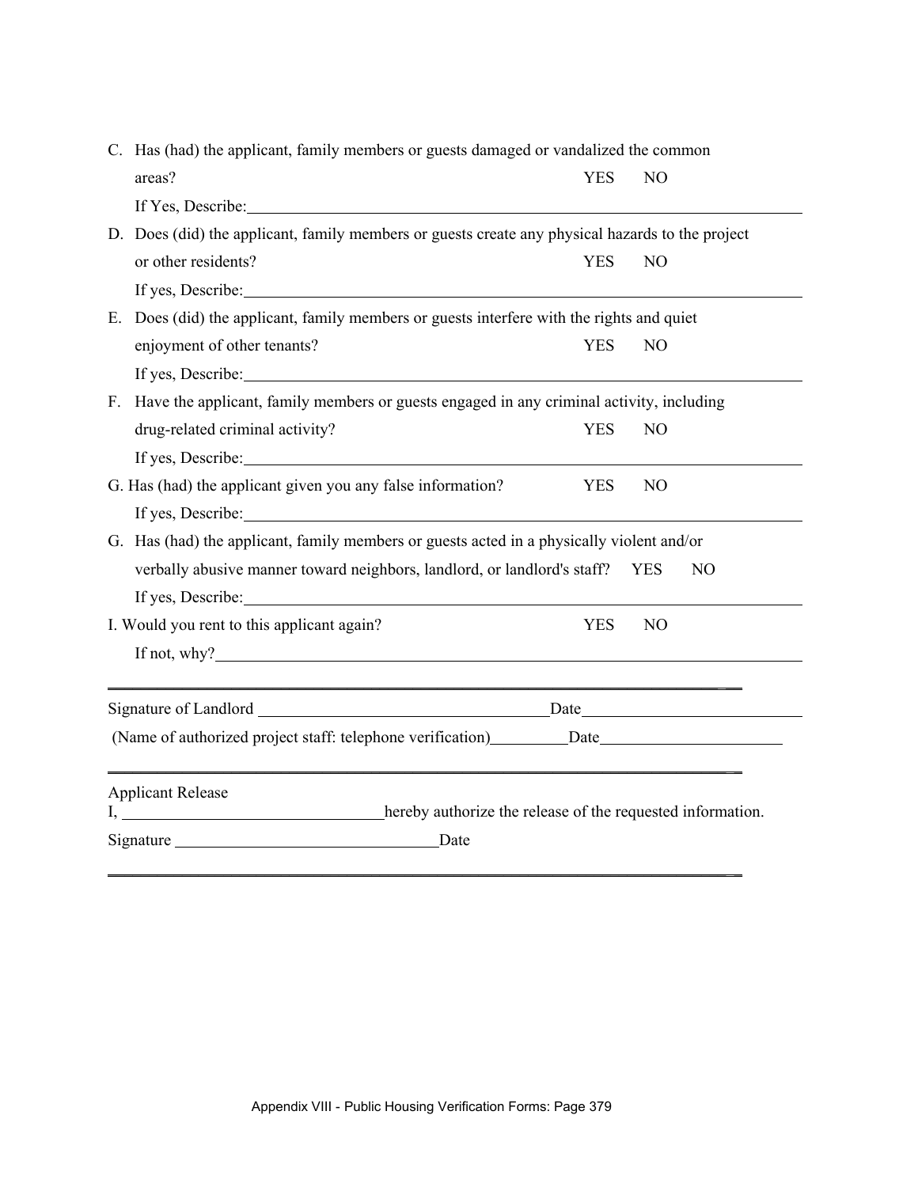C. Has (had) the applicant, family members or guests damaged or vandalized the common areas? YES NO

If Yes, Describe: ____________________________________________

D. Does (did) the applicant, family members or guests create any physical hazards to the project or other residents? YES NO

If yes, Describe: ____________________________________________

E. Does (did) the applicant, family members or guests interfere with the rights and quiet enjoyment of other tenants? YES NO

If yes, Describe: ____________________________________________

F. Have the applicant, family members or guests engaged in any criminal activity, including drug-related criminal activity? YES NO

If yes, Describe: ____________________________________________

G. Has (had) the applicant given you any false information? YES NO

If yes, Describe: ____________________________________________

G. Has (had) the applicant, family members or guests acted in a physically violent and/or verbally abusive manner toward neighbors, landlord, or landlord's staff? YES NO

If yes, Describe: ____________________________________________

I. Would you rent to this applicant again? YES NO

If not, why? ____________________________________________

---

Signature of Landlord ______________________ Date ______________________

(Name of authorized project staff: telephone verification) __________ Date ______________________

---

Applicant Release

I, ______________________ hereby authorize the release of the requested information.

Signature ______________________ Date

---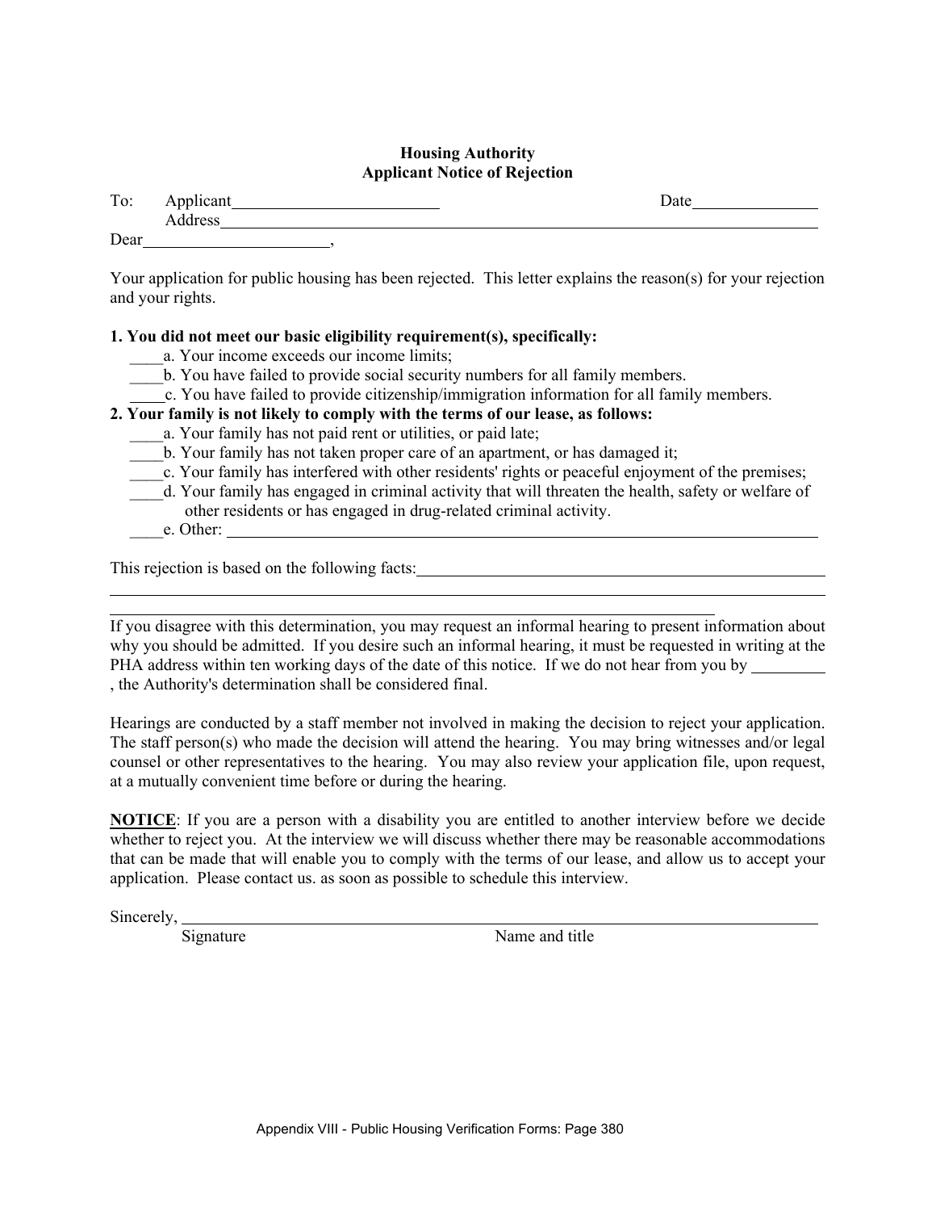## Housing Authority
## Applicant Notice of Rejection

To: Applicant\_\_\_\_\_\_\_\_\_\_\_\_\_\_\_\_\_\_\_\_\_\_\_\_ Date\_\_\_\_\_\_\_\_\_\_\_\_\_\_\_

Address\_\_\_\_\_\_\_\_\_\_\_\_\_\_\_\_\_\_\_\_\_\_\_\_\_\_\_\_\_\_\_\_\_\_\_\_\_\_\_\_\_\_\_\_\_\_\_\_\_\_\_\_\_\_\_\_\_\_\_\_\_\_\_\_\_\_\_\_\_\_

Dear\_\_\_\_\_\_\_\_\_\_\_\_\_\_\_\_\_\_\_\_\_\_,

Your application for public housing has been rejected. This letter explains the reason(s) for your rejection and your rights.

**1. You did not meet our basic eligibility requirement(s), specifically:**

\_\_\_\_a. Your income exceeds our income limits;

\_\_\_\_b. You have failed to provide social security numbers for all family members.

\_\_\_\_c. You have failed to provide citizenship/immigration information for all family members.

**2. Your family is not likely to comply with the terms of our lease, as follows:**

\_\_\_\_a. Your family has not paid rent or utilities, or paid late;

\_\_\_\_b. Your family has not taken proper care of an apartment, or has damaged it;

\_\_\_\_c. Your family has interfered with other residents' rights or peaceful enjoyment of the premises;

\_\_\_\_d. Your family has engaged in criminal activity that will threaten the health, safety or welfare of other residents or has engaged in drug-related criminal activity.

\_\_\_\_e. Other: \_\_\_\_\_\_\_\_\_\_\_\_\_\_\_\_\_\_\_\_\_\_\_\_\_\_\_\_\_\_\_\_\_\_\_\_\_\_\_\_\_\_\_\_\_\_\_\_\_\_\_\_\_\_\_\_\_\_\_\_\_\_\_\_\_\_\_\_

This rejection is based on the following facts:\_\_\_\_\_\_\_\_\_\_\_\_\_\_\_\_\_\_\_\_\_\_\_\_\_\_\_\_\_\_\_\_\_\_\_\_\_\_\_\_\_\_\_\_\_\_

\_\_\_\_\_\_\_\_\_\_\_\_\_\_\_\_\_\_\_\_\_\_\_\_\_\_\_\_\_\_\_\_\_\_\_\_\_\_\_\_\_\_\_\_\_\_\_\_\_\_\_\_\_\_\_\_\_\_\_\_\_\_\_\_\_\_\_\_\_\_\_\_\_\_\_\_\_\_\_\_\_\_\_\_

\_\_\_\_\_\_\_\_\_\_\_\_\_\_\_\_\_\_\_\_\_\_\_\_\_\_\_\_\_\_\_\_\_\_\_\_\_\_\_\_\_\_\_\_\_\_\_\_\_\_\_\_\_\_\_\_\_\_\_\_\_\_\_\_\_\_\_\_\_

If you disagree with this determination, you may request an informal hearing to present information about why you should be admitted. If you desire such an informal hearing, it must be requested in writing at the PHA address within ten working days of the date of this notice. If we do not hear from you by \_\_\_\_\_\_\_\_\_, the Authority's determination shall be considered final.

Hearings are conducted by a staff member not involved in making the decision to reject your application. The staff person(s) who made the decision will attend the hearing. You may bring witnesses and/or legal counsel or other representatives to the hearing. You may also review your application file, upon request, at a mutually convenient time before or during the hearing.

**<u>NOTICE</u>**: If you are a person with a disability you are entitled to another interview before we decide whether to reject you. At the interview we will discuss whether there may be reasonable accommodations that can be made that will enable you to comply with the terms of our lease, and allow us to accept your application. Please contact us. as soon as possible to schedule this interview.

Sincerely, \_\_\_\_\_\_\_\_\_\_\_\_\_\_\_\_\_\_\_\_\_\_\_\_\_\_\_\_\_\_\_\_\_\_\_\_\_\_\_\_\_\_\_\_\_\_\_\_\_\_\_\_\_\_\_\_\_\_\_\_\_\_\_\_\_\_\_\_\_\_\_

Signature Name and title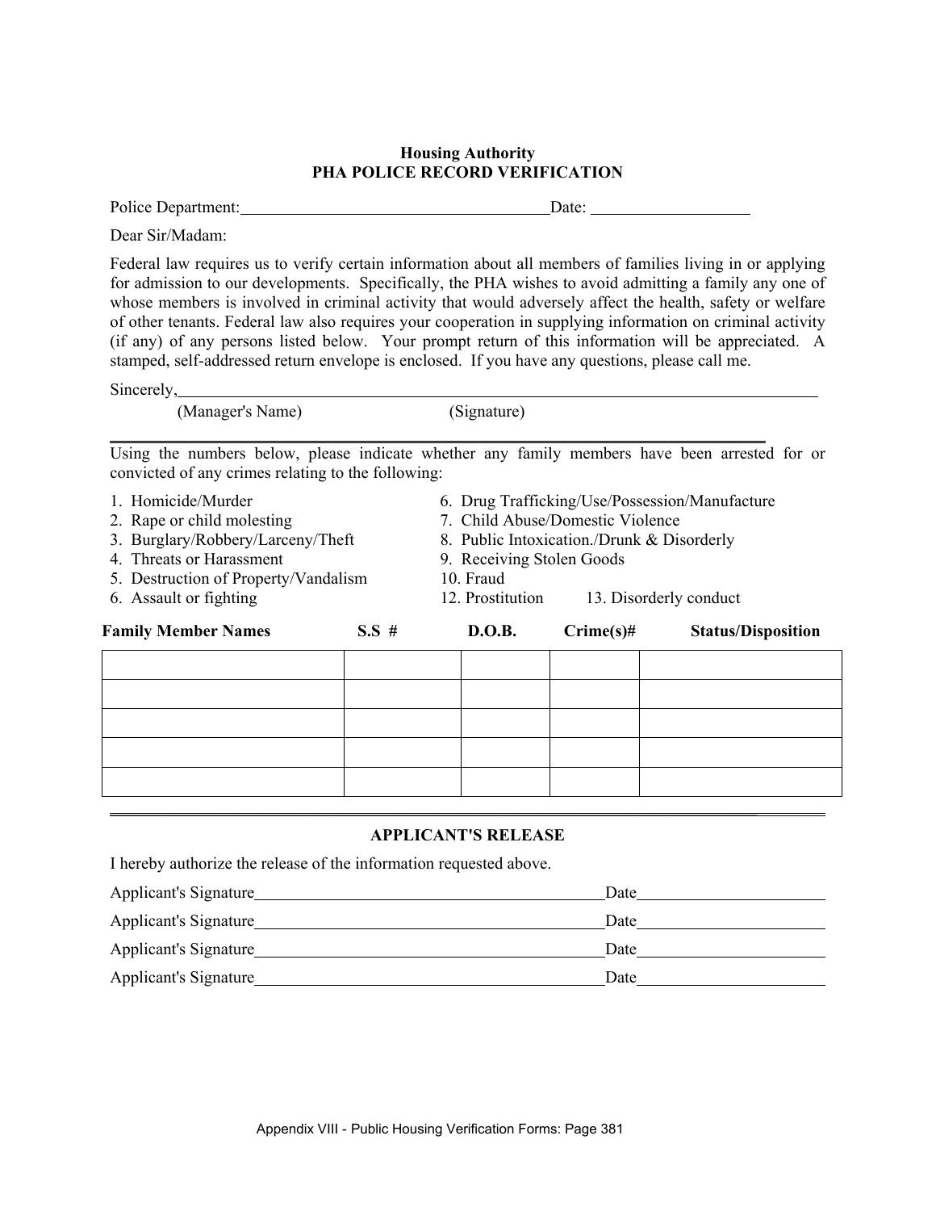**Housing Authority**
**PHA POLICE RECORD VERIFICATION**

Police Department: ______________________________ Date: ________________

Dear Sir/Madam:

Federal law requires us to verify certain information about all members of families living in or applying for admission to our developments. Specifically, the PHA wishes to avoid admitting a family any one of whose members is involved in criminal activity that would adversely affect the health, safety or welfare of other tenants. Federal law also requires your cooperation in supplying information on criminal activity (if any) of any persons listed below. Your prompt return of this information will be appreciated. A stamped, self-addressed return envelope is enclosed. If you have any questions, please call me.

Sincerely, ______________________________________________________________

(Manager's Name) (Signature)

---

Using the numbers below, please indicate whether any family members have been arrested for or convicted of any crimes relating to the following:

1. Homicide/Murder
2. Rape or child molesting
3. Burglary/Robbery/Larceny/Theft
4. Threats or Harassment
5. Destruction of Property/Vandalism
6. Assault or fighting
6. Drug Trafficking/Use/Possession/Manufacture
7. Child Abuse/Domestic Violence
8. Public Intoxication./Drunk & Disorderly
9. Receiving Stolen Goods
10. Fraud
12. Prostitution
13. Disorderly conduct

| Family Member Names | S.S # | D.O.B. | Crime(s)# | Status/Disposition |
|---|---|---|---|---|
| | | | | |
| | | | | |
| | | | | |
| | | | | |
| | | | | |

---

## APPLICANT'S RELEASE

I hereby authorize the release of the information requested above.

Applicant's Signature ______________________________ Date ________________

Applicant's Signature ______________________________ Date ________________

Applicant's Signature ______________________________ Date ________________

Applicant's Signature ______________________________ Date ________________

Appendix VIII - Public Housing Verification Forms: Page 381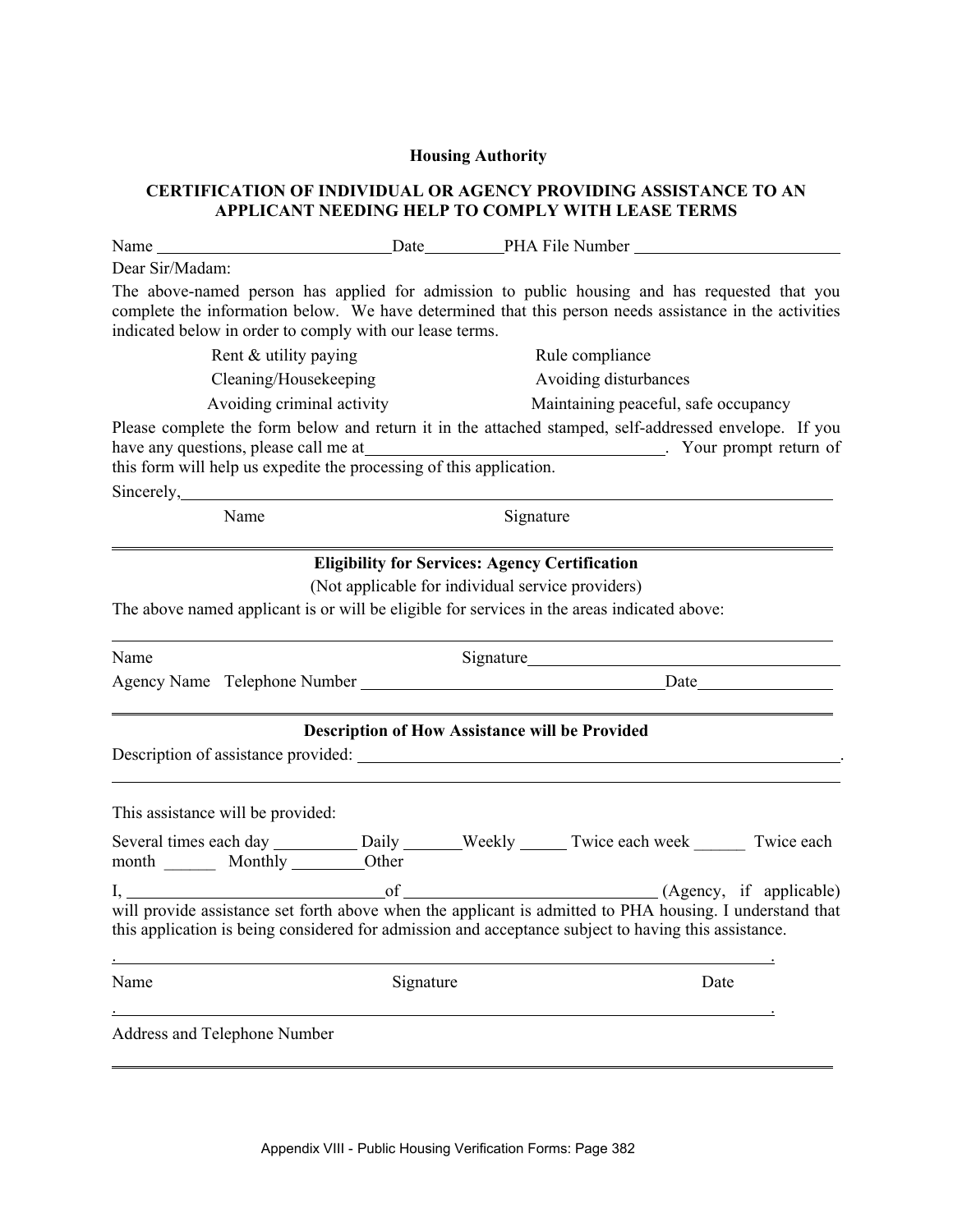**Housing Authority**

**CERTIFICATION OF INDIVIDUAL OR AGENCY PROVIDING ASSISTANCE TO AN APPLICANT NEEDING HELP TO COMPLY WITH LEASE TERMS**

Name ____________________________ Date__________ PHA File Number _________________________

Dear Sir/Madam:

The above-named person has applied for admission to public housing and has requested that you complete the information below. We have determined that this person needs assistance in the activities indicated below in order to comply with our lease terms.

| | |
|---|---|
| Rent & utility paying | Rule compliance |
| Cleaning/Housekeeping | Avoiding disturbances |
| Avoiding criminal activity | Maintaining peaceful, safe occupancy |

Please complete the form below and return it in the attached stamped, self-addressed envelope. If you have any questions, please call me at____________________________________. Your prompt return of this form will help us expedite the processing of this application.

Sincerely,______________________________________________________________________________

Name Signature

---

**Eligibility for Services: Agency Certification**

(Not applicable for individual service providers)

The above named applicant is or will be eligible for services in the areas indicated above:

______________________________________________________________________________

Name Signature_______________________________________

Agency Name Telephone Number _____________________________________ Date________________

---

**Description of How Assistance will be Provided**

Description of assistance provided: _______________________________________________________.

______________________________________________________________________________

This assistance will be provided:

Several times each day __________ Daily _______ Weekly _____ Twice each week ______ Twice each month ______ Monthly ________ Other

I, _______________________________ of _____________________________ (Agency, if applicable) will provide assistance set forth above when the applicant is admitted to PHA housing. I understand that this application is being considered for admission and acceptance subject to having this assistance.

______________________________________________________________________________

Name Signature Date

______________________________________________________________________________

Address and Telephone Number

---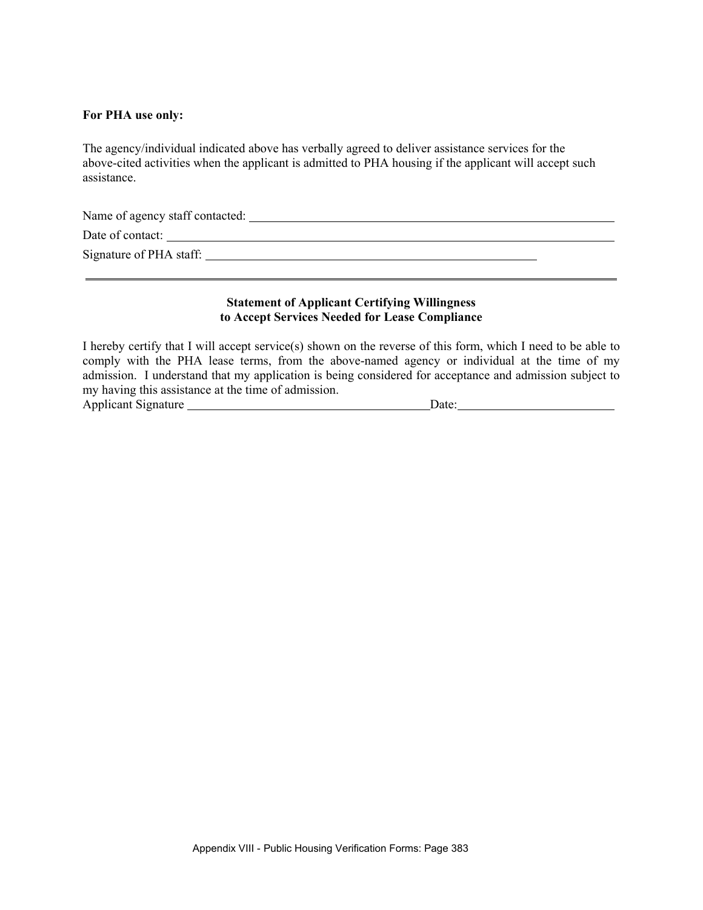**For PHA use only:**

The agency/individual indicated above has verbally agreed to deliver assistance services for the above-cited activities when the applicant is admitted to PHA housing if the applicant will accept such assistance.

Name of agency staff contacted: ______________________________

Date of contact: ______________________________

Signature of PHA staff: ______________________________

---

**Statement of Applicant Certifying Willingness to Accept Services Needed for Lease Compliance**

I hereby certify that I will accept service(s) shown on the reverse of this form, which I need to be able to comply with the PHA lease terms, from the above-named agency or individual at the time of my admission. I understand that my application is being considered for acceptance and admission subject to my having this assistance at the time of admission.

Applicant Signature ______________________________ Date: ______________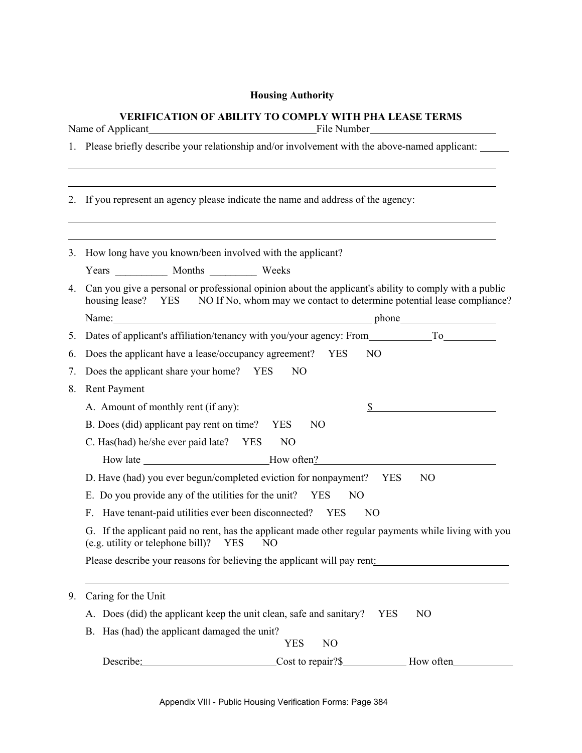**Housing Authority**

**VERIFICATION OF ABILITY TO COMPLY WITH PHA LEASE TERMS**

Name of Applicant________________________________File Number________________________

1. Please briefly describe your relationship and/or involvement with the above-named applicant: _____

___________________________________________________________________________

___________________________________________________________________________

2. If you represent an agency please indicate the name and address of the agency:

___________________________________________________________________________

___________________________________________________________________________

3. How long have you known/been involved with the applicant?

   Years __________ Months _________ Weeks

4. Can you give a personal or professional opinion about the applicant's ability to comply with a public housing lease? YES NO If No, whom may we contact to determine potential lease compliance?

   Name:_______________________________________________ phone__________________

5. Dates of applicant's affiliation/tenancy with you/your agency: From____________To__________

6. Does the applicant have a lease/occupancy agreement? YES NO

7. Does the applicant share your home? YES NO

8. Rent Payment

   A. Amount of monthly rent (if any): $_______________________

   B. Does (did) applicant pay rent on time? YES NO

   C. Has(had) he/she ever paid late? YES NO

      How late ________________________How often?__________________________________

   D. Have (had) you ever begun/completed eviction for nonpayment? YES NO

   E. Do you provide any of the utilities for the unit? YES NO

   F. Have tenant-paid utilities ever been disconnected? YES NO

   G. If the applicant paid no rent, has the applicant made other regular payments while living with you (e.g. utility or telephone bill)? YES NO

   Please describe your reasons for believing the applicant will pay rent:_________________________

   ___________________________________________________________________________

9. Caring for the Unit

   A. Does (did) the applicant keep the unit clean, safe and sanitary? YES NO

   B. Has (had) the applicant damaged the unit?
      YES NO

      Describe:_________________________Cost to repair?$____________ How often___________

Appendix VIII - Public Housing Verification Forms: Page 384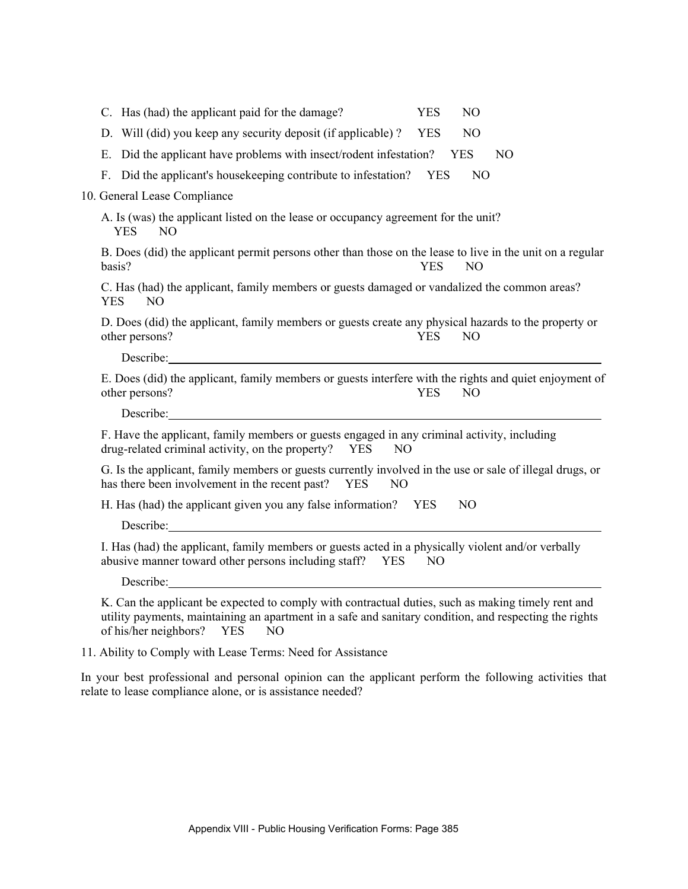C. Has (had) the applicant paid for the damage? YES NO

D. Will (did) you keep any security deposit (if applicable) ? YES NO

E. Did the applicant have problems with insect/rodent infestation? YES NO

F. Did the applicant's housekeeping contribute to infestation? YES NO

10. General Lease Compliance

A. Is (was) the applicant listed on the lease or occupancy agreement for the unit?
YES NO

B. Does (did) the applicant permit persons other than those on the lease to live in the unit on a regular basis? YES NO

C. Has (had) the applicant, family members or guests damaged or vandalized the common areas?
YES NO

D. Does (did) the applicant, family members or guests create any physical hazards to the property or other persons? YES NO

Describe:\_\_\_\_\_\_\_\_\_\_\_\_\_\_\_\_\_\_\_\_\_\_\_\_\_\_\_\_\_\_\_\_\_\_\_\_\_\_\_\_\_\_\_\_\_\_\_\_\_\_\_\_\_\_\_\_\_\_

E. Does (did) the applicant, family members or guests interfere with the rights and quiet enjoyment of other persons? YES NO

Describe:\_\_\_\_\_\_\_\_\_\_\_\_\_\_\_\_\_\_\_\_\_\_\_\_\_\_\_\_\_\_\_\_\_\_\_\_\_\_\_\_\_\_\_\_\_\_\_\_\_\_\_\_\_\_\_\_\_\_

F. Have the applicant, family members or guests engaged in any criminal activity, including drug-related criminal activity, on the property? YES NO

G. Is the applicant, family members or guests currently involved in the use or sale of illegal drugs, or has there been involvement in the recent past? YES NO

H. Has (had) the applicant given you any false information? YES NO

Describe:\_\_\_\_\_\_\_\_\_\_\_\_\_\_\_\_\_\_\_\_\_\_\_\_\_\_\_\_\_\_\_\_\_\_\_\_\_\_\_\_\_\_\_\_\_\_\_\_\_\_\_\_\_\_\_\_\_\_

I. Has (had) the applicant, family members or guests acted in a physically violent and/or verbally abusive manner toward other persons including staff? YES NO

Describe:\_\_\_\_\_\_\_\_\_\_\_\_\_\_\_\_\_\_\_\_\_\_\_\_\_\_\_\_\_\_\_\_\_\_\_\_\_\_\_\_\_\_\_\_\_\_\_\_\_\_\_\_\_\_\_\_\_\_

K. Can the applicant be expected to comply with contractual duties, such as making timely rent and utility payments, maintaining an apartment in a safe and sanitary condition, and respecting the rights of his/her neighbors? YES NO

11. Ability to Comply with Lease Terms: Need for Assistance

In your best professional and personal opinion can the applicant perform the following activities that relate to lease compliance alone, or is assistance needed?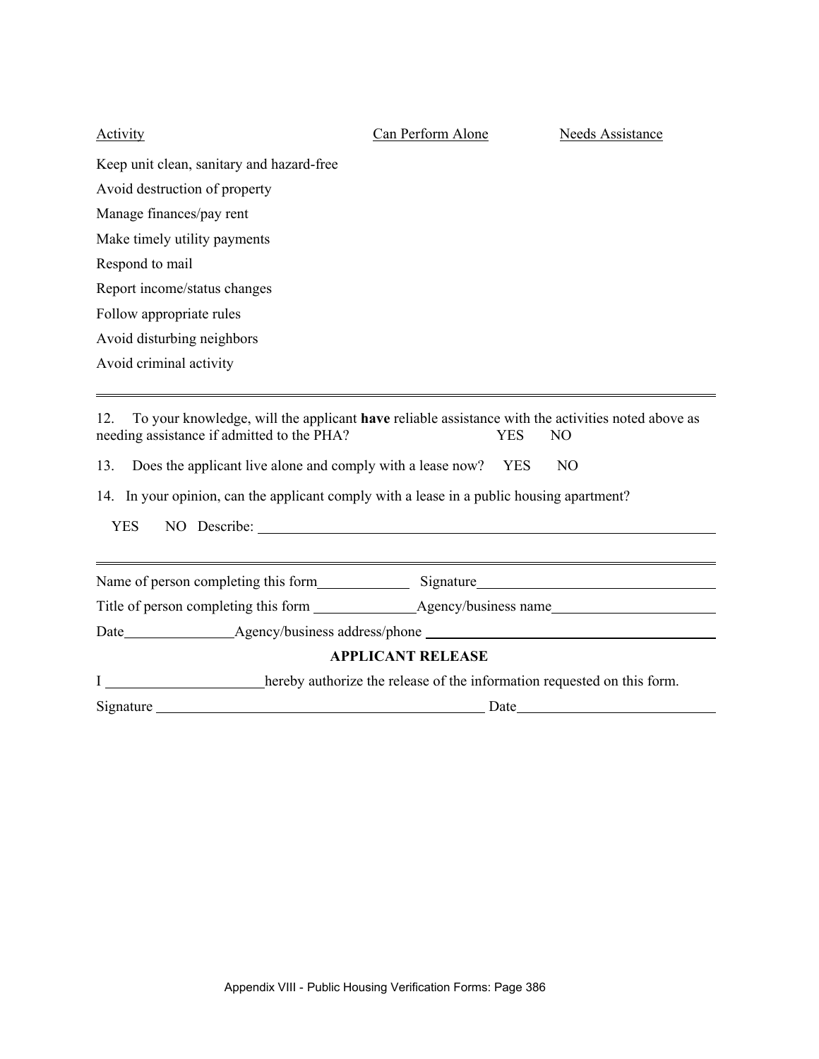| Activity | Can Perform Alone | Needs Assistance |
|---|---|---|
| Keep unit clean, sanitary and hazard-free | | |
| Avoid destruction of property | | |
| Manage finances/pay rent | | |
| Make timely utility payments | | |
| Respond to mail | | |
| Report income/status changes | | |
| Follow appropriate rules | | |
| Avoid disturbing neighbors | | |
| Avoid criminal activity | | |

---

12. To your knowledge, will the applicant **have** reliable assistance with the activities noted above as needing assistance if admitted to the PHA? YES NO

13. Does the applicant live alone and comply with a lease now? YES NO

14. In your opinion, can the applicant comply with a lease in a public housing apartment?

YES NO Describe: ______________________________________________________________

---

Name of person completing this form____________ Signature________________________________

Title of person completing this form ______________Agency/business name______________________

Date_______________Agency/business address/phone ________________________________________

**APPLICANT RELEASE**

I _____________________hereby authorize the release of the information requested on this form.

Signature ______________________________________________ Date___________________________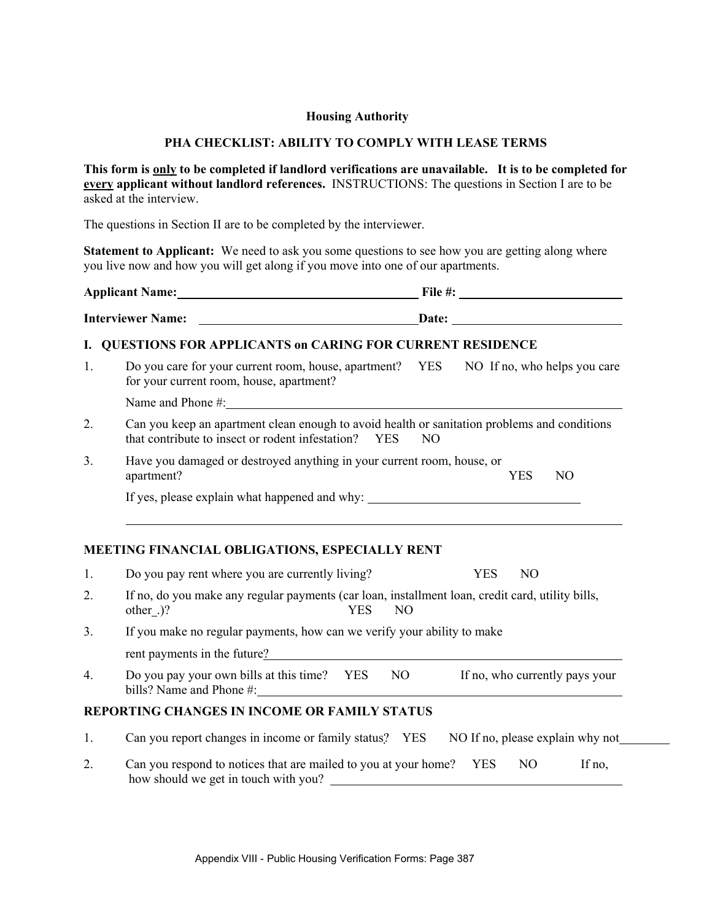**Housing Authority**

**PHA CHECKLIST: ABILITY TO COMPLY WITH LEASE TERMS**

**This form is only to be completed if landlord verifications are unavailable. It is to be completed for every applicant without landlord references.** INSTRUCTIONS: The questions in Section I are to be asked at the interview.

The questions in Section II are to be completed by the interviewer.

**Statement to Applicant:** We need to ask you some questions to see how you are getting along where you live now and how you will get along if you move into one of our apartments.

**Applicant Name:** ______________________________ **File #:** ____________________

**Interviewer Name:** ______________________________ **Date:** ____________________

## I. QUESTIONS FOR APPLICANTS on CARING FOR CURRENT RESIDENCE

1. Do you care for your current room, house, apartment? YES NO If no, who helps you care for your current room, house, apartment?

   Name and Phone #: ______________________________

2. Can you keep an apartment clean enough to avoid health or sanitation problems and conditions that contribute to insect or rodent infestation? YES NO

3. Have you damaged or destroyed anything in your current room, house, or apartment? YES NO

   If yes, please explain what happened and why: ______________________________

   ______________________________

### MEETING FINANCIAL OBLIGATIONS, ESPECIALLY RENT

1. Do you pay rent where you are currently living? YES NO

2. If no, do you make any regular payments (car loan, installment loan, credit card, utility bills, other_.)? YES NO

3. If you make no regular payments, how can we verify your ability to make rent payments in the future? ______________________________

4. Do you pay your own bills at this time? YES NO If no, who currently pays your bills? Name and Phone #: ______________________________

### REPORTING CHANGES IN INCOME OR FAMILY STATUS

1. Can you report changes in income or family status? YES NO If no, please explain why not ________

2. Can you respond to notices that are mailed to you at your home? YES NO If no, how should we get in touch with you? ______________________________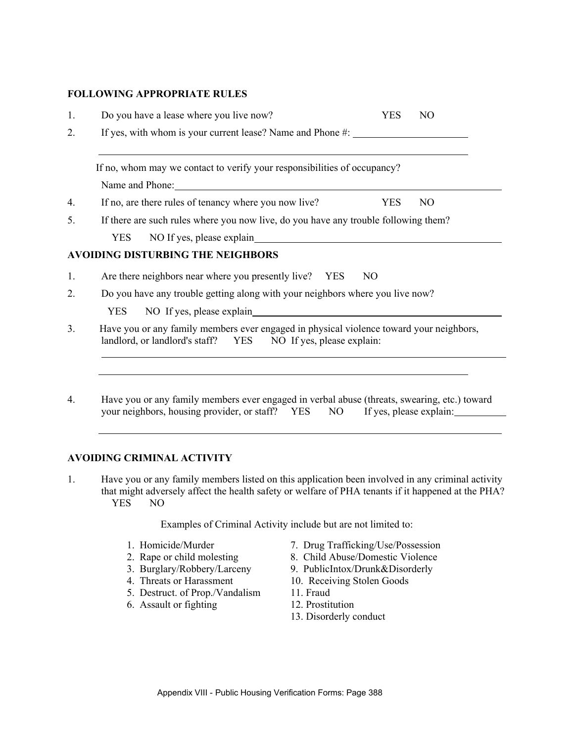**FOLLOWING APPROPRIATE RULES**

1. Do you have a lease where you live now? YES NO
2. If yes, with whom is your current lease? Name and Phone #: ______________________

   ______________________________________________

   If no, whom may we contact to verify your responsibilities of occupancy?

   Name and Phone: ______________________________________________
4. If no, are there rules of tenancy where you now live? YES NO
5. If there are such rules where you now live, do you have any trouble following them?

   YES NO If yes, please explain ______________________________________________

**AVOIDING DISTURBING THE NEIGHBORS**

1. Are there neighbors near where you presently live? YES NO
2. Do you have any trouble getting along with your neighbors where you live now?

   YES NO If yes, please explain ______________________________________________
3. Have you or any family members ever engaged in physical violence toward your neighbors, landlord, or landlord's staff? YES NO If yes, please explain:

   ______________________________________________

   ______________________________________________
4. Have you or any family members ever engaged in verbal abuse (threats, swearing, etc.) toward your neighbors, housing provider, or staff? YES NO If yes, please explain: __________

   ______________________________________________

**AVOIDING CRIMINAL ACTIVITY**

1. Have you or any family members listed on this application been involved in any criminal activity that might adversely affect the health safety or welfare of PHA tenants if it happened at the PHA? YES NO

Examples of Criminal Activity include but are not limited to:

1. Homicide/Murder
2. Rape or child molesting
3. Burglary/Robbery/Larceny
4. Threats or Harassment
5. Destruct. of Prop./Vandalism
6. Assault or fighting
7. Drug Trafficking/Use/Possession
8. Child Abuse/Domestic Violence
9. PublicIntox/Drunk&Disorderly
10. Receiving Stolen Goods
11. Fraud
12. Prostitution
13. Disorderly conduct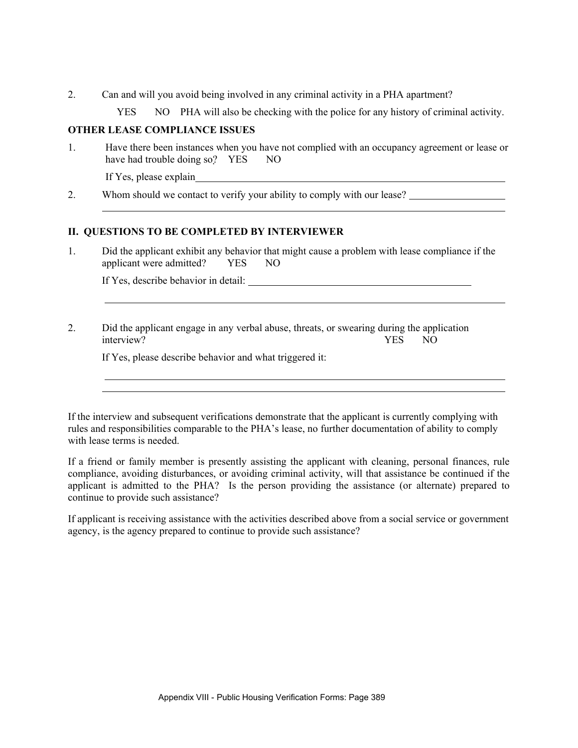2. Can and will you avoid being involved in any criminal activity in a PHA apartment?

   YES NO PHA will also be checking with the police for any history of criminal activity.

**OTHER LEASE COMPLIANCE ISSUES**

1. Have there been instances when you have not complied with an occupancy agreement or lease or have had trouble doing so? YES NO

   If Yes, please explain________________________________________________

2. Whom should we contact to verify your ability to comply with our lease? ________________

   ________________________________________________________________

## II. QUESTIONS TO BE COMPLETED BY INTERVIEWER

1. Did the applicant exhibit any behavior that might cause a problem with lease compliance if the applicant were admitted? YES NO

   If Yes, describe behavior in detail: ________________________________

   ________________________________________________________________

2. Did the applicant engage in any verbal abuse, threats, or swearing during the application interview? YES NO

   If Yes, please describe behavior and what triggered it:

   ________________________________________________________________

   ________________________________________________________________

If the interview and subsequent verifications demonstrate that the applicant is currently complying with rules and responsibilities comparable to the PHA's lease, no further documentation of ability to comply with lease terms is needed.

If a friend or family member is presently assisting the applicant with cleaning, personal finances, rule compliance, avoiding disturbances, or avoiding criminal activity, will that assistance be continued if the applicant is admitted to the PHA? Is the person providing the assistance (or alternate) prepared to continue to provide such assistance?

If applicant is receiving assistance with the activities described above from a social service or government agency, is the agency prepared to continue to provide such assistance?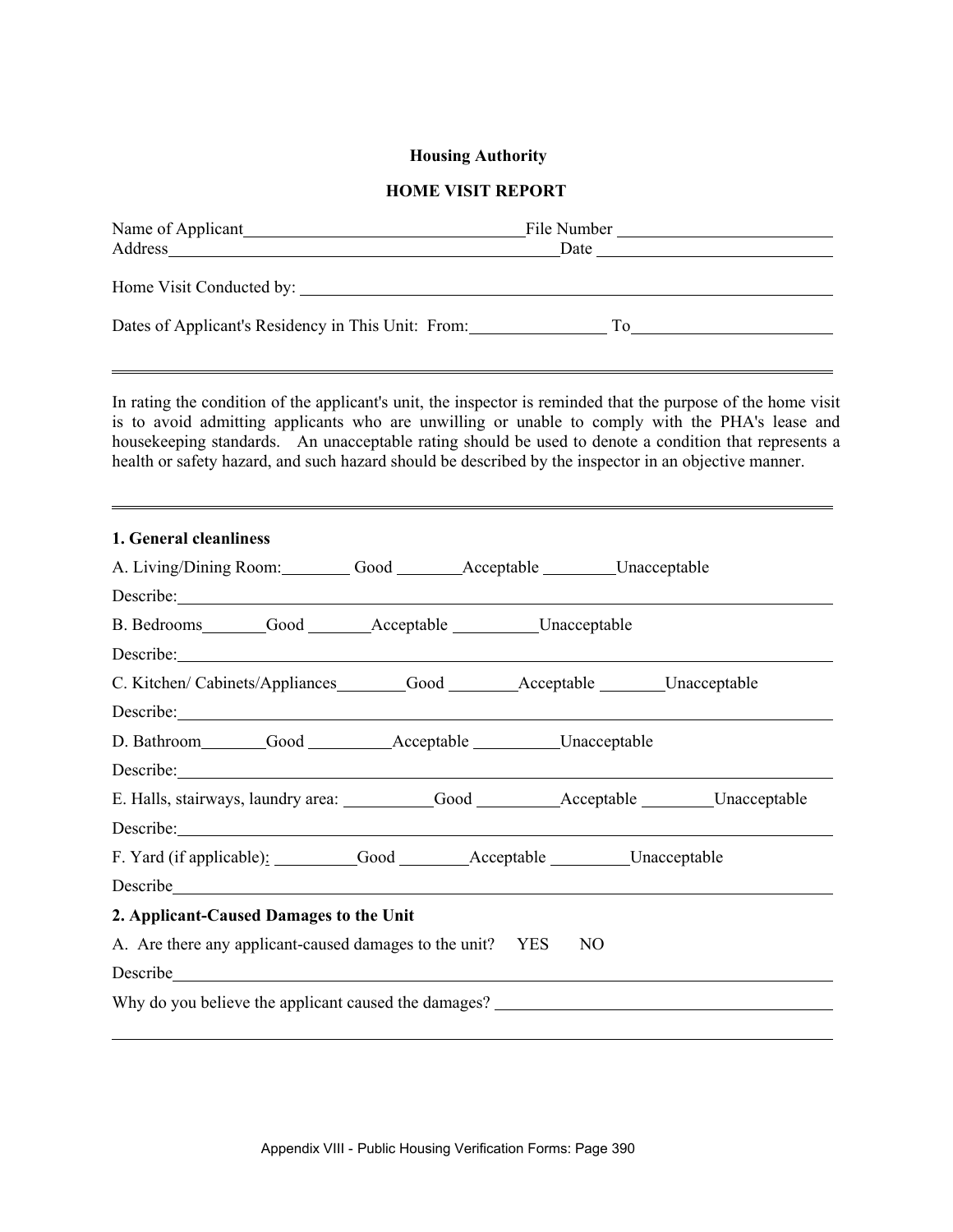**Housing Authority**

**HOME VISIT REPORT**

Name of Applicant_________________________________ File Number __________________________

Address______________________________________________ Date ____________________________

Home Visit Conducted by: ________________________________________________________________

Dates of Applicant's Residency in This Unit: From:________________ To________________________

---

In rating the condition of the applicant's unit, the inspector is reminded that the purpose of the home visit is to avoid admitting applicants who are unwilling or unable to comply with the PHA's lease and housekeeping standards. An unacceptable rating should be used to denote a condition that represents a health or safety hazard, and such hazard should be described by the inspector in an objective manner.

---

**1. General cleanliness**

A. Living/Dining Room:________ Good ________Acceptable ________Unacceptable

Describe:_______________________________________________________________________________

B. Bedrooms_______Good _______Acceptable _________Unacceptable

Describe:_______________________________________________________________________________

C. Kitchen/ Cabinets/Appliances________Good ________Acceptable _______Unacceptable

Describe:_______________________________________________________________________________

D. Bathroom_______Good _________Acceptable _________Unacceptable

Describe:_______________________________________________________________________________

E. Halls, stairways, laundry area: __________Good _________Acceptable ________Unacceptable

Describe:_______________________________________________________________________________

F. Yard (if applicable): _________Good ________Acceptable _________Unacceptable

Describe________________________________________________________________________________

**2. Applicant-Caused Damages to the Unit**

A. Are there any applicant-caused damages to the unit? YES NO

Describe________________________________________________________________________________

Why do you believe the applicant caused the damages? ________________________________________

________________________________________________________________________________________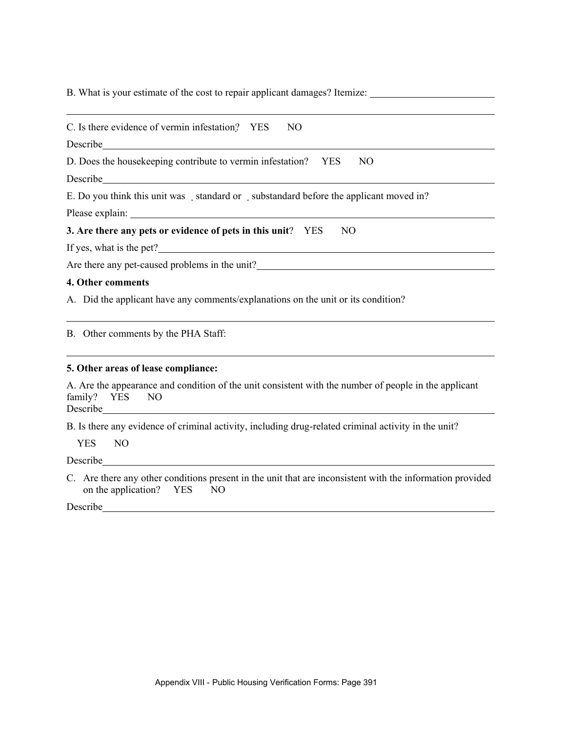B. What is your estimate of the cost to repair applicant damages? Itemize: ______________________

_____________________________________________________________________________

C. Is there evidence of vermin infestation? YES NO

Describe_______________________________________________________________________

D. Does the housekeeping contribute to vermin infestation? YES NO

Describe_______________________________________________________________________

E. Do you think this unit was standard or substandard before the applicant moved in?

Please explain: _________________________________________________________________

**3. Are there any pets or evidence of pets in this unit**? YES NO

If yes, what is the pet?___________________________________________________________

Are there any pet-caused problems in the unit?_______________________________________

**4. Other comments**

A. Did the applicant have any comments/explanations on the unit or its condition?

_____________________________________________________________________________

B. Other comments by the PHA Staff:

_____________________________________________________________________________

**5. Other areas of lease compliance:**

A. Are the appearance and condition of the unit consistent with the number of people in the applicant family? YES NO

Describe_______________________________________________________________________

B. Is there any evidence of criminal activity, including drug-related criminal activity in the unit?

YES NO

Describe_______________________________________________________________________

C. Are there any other conditions present in the unit that are inconsistent with the information provided on the application? YES NO

Describe_______________________________________________________________________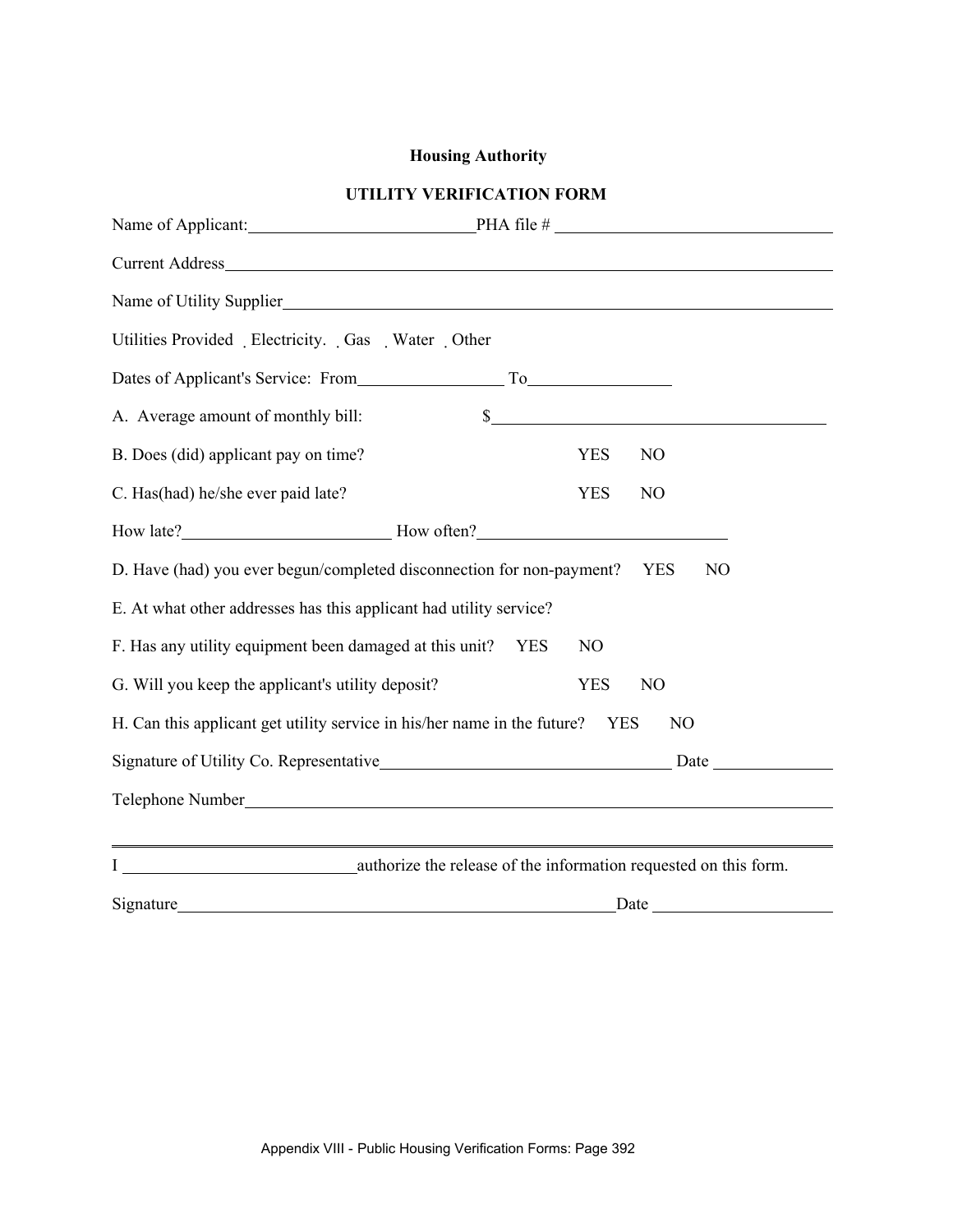**Housing Authority**

**UTILITY VERIFICATION FORM**

Name of Applicant:\_\_\_\_\_\_\_\_\_\_\_\_\_\_\_\_\_\_\_\_\_\_\_\_\_\_\_\_PHA file # \_\_\_\_\_\_\_\_\_\_\_\_\_\_\_\_\_\_\_\_\_\_\_\_\_\_\_\_\_\_\_\_\_\_

Current Address\_\_\_\_\_\_\_\_\_\_\_\_\_\_\_\_\_\_\_\_\_\_\_\_\_\_\_\_\_\_\_\_\_\_\_\_\_\_\_\_\_\_\_\_\_\_\_\_\_\_\_\_\_\_\_\_\_\_\_\_\_\_\_\_\_\_\_\_\_\_

Name of Utility Supplier\_\_\_\_\_\_\_\_\_\_\_\_\_\_\_\_\_\_\_\_\_\_\_\_\_\_\_\_\_\_\_\_\_\_\_\_\_\_\_\_\_\_\_\_\_\_\_\_\_\_\_\_\_\_\_\_\_\_\_\_\_\_\_

Utilities Provided ☐ Electricity. ☐ Gas ☐ Water ☐ Other

Dates of Applicant's Service: From\_\_\_\_\_\_\_\_\_\_\_\_\_\_\_\_\_\_ To\_\_\_\_\_\_\_\_\_\_\_\_\_\_\_\_\_

A. Average amount of monthly bill: $\_\_\_\_\_\_\_\_\_\_\_\_\_\_\_\_\_\_\_\_\_\_\_\_\_\_\_\_\_\_\_\_\_\_\_\_\_\_\_\_\_\_

B. Does (did) applicant pay on time? YES NO

C. Has(had) he/she ever paid late? YES NO

How late?\_\_\_\_\_\_\_\_\_\_\_\_\_\_\_\_\_\_\_\_\_\_\_\_\_\_ How often?\_\_\_\_\_\_\_\_\_\_\_\_\_\_\_\_\_\_\_\_\_\_\_\_\_\_\_\_\_\_\_

D. Have (had) you ever begun/completed disconnection for non-payment? YES NO

E. At what other addresses has this applicant had utility service?

F. Has any utility equipment been damaged at this unit? YES NO

G. Will you keep the applicant's utility deposit? YES NO

H. Can this applicant get utility service in his/her name in the future? YES NO

Signature of Utility Co. Representative\_\_\_\_\_\_\_\_\_\_\_\_\_\_\_\_\_\_\_\_\_\_\_\_\_\_\_\_\_\_\_\_\_\_\_\_\_ Date \_\_\_\_\_\_\_\_\_\_\_\_\_\_

Telephone Number\_\_\_\_\_\_\_\_\_\_\_\_\_\_\_\_\_\_\_\_\_\_\_\_\_\_\_\_\_\_\_\_\_\_\_\_\_\_\_\_\_\_\_\_\_\_\_\_\_\_\_\_\_\_\_\_\_\_\_\_\_\_\_\_\_\_\_\_\_\_

---

I \_\_\_\_\_\_\_\_\_\_\_\_\_\_\_\_\_\_\_\_\_\_\_\_\_\_\_\_authorize the release of the information requested on this form.

Signature\_\_\_\_\_\_\_\_\_\_\_\_\_\_\_\_\_\_\_\_\_\_\_\_\_\_\_\_\_\_\_\_\_\_\_\_\_\_\_\_\_\_\_\_\_\_\_\_\_\_\_\_\_\_\_\_Date \_\_\_\_\_\_\_\_\_\_\_\_\_\_\_\_\_\_\_\_\_\_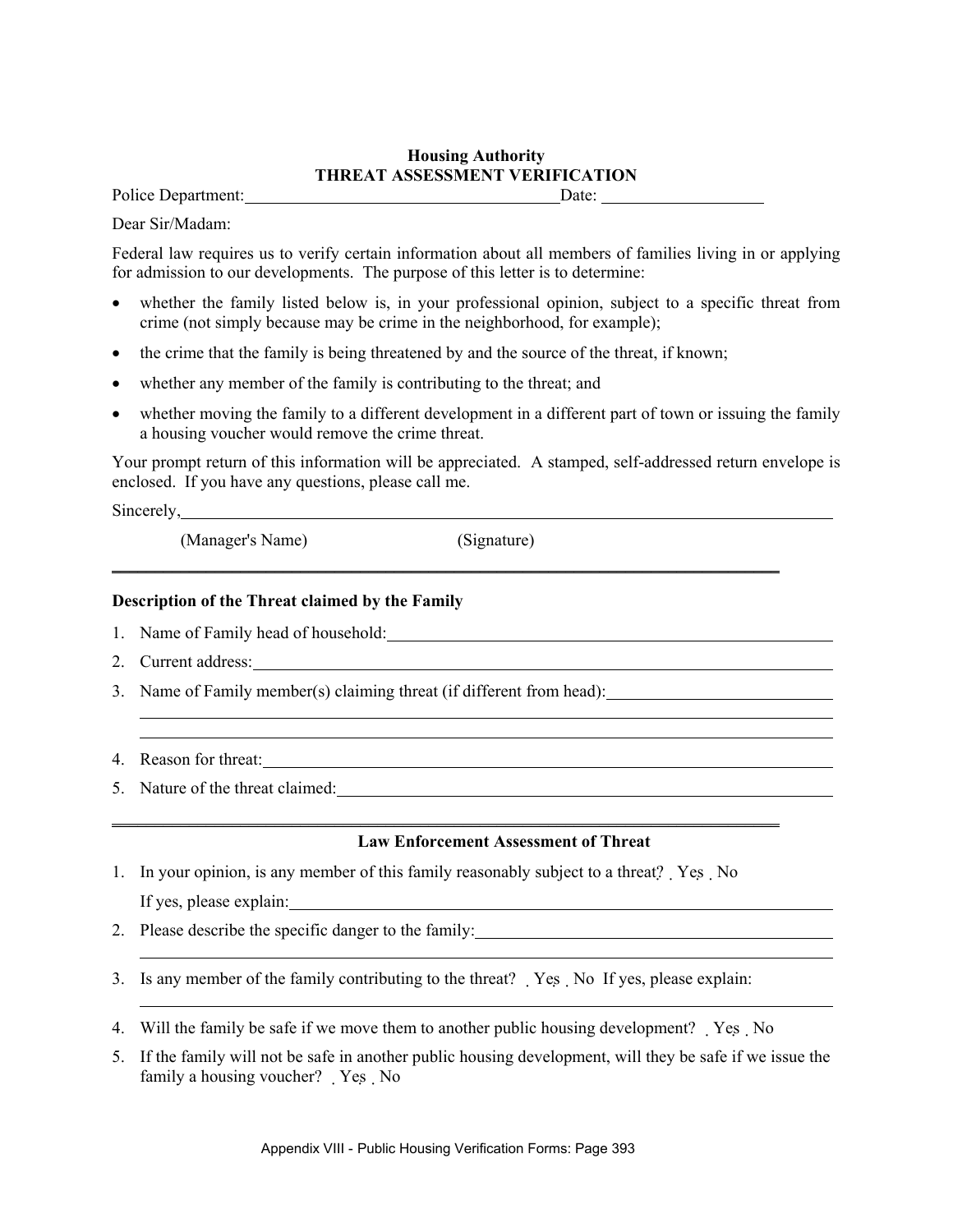**Housing Authority**

**THREAT ASSESSMENT VERIFICATION**

Police Department:______________________________________Date: ___________________

Dear Sir/Madam:

Federal law requires us to verify certain information about all members of families living in or applying for admission to our developments. The purpose of this letter is to determine:

- whether the family listed below is, in your professional opinion, subject to a specific threat from crime (not simply because may be crime in the neighborhood, for example);
- the crime that the family is being threatened by and the source of the threat, if known;
- whether any member of the family is contributing to the threat; and
- whether moving the family to a different development in a different part of town or issuing the family a housing voucher would remove the crime threat.

Your prompt return of this information will be appreciated. A stamped, self-addressed return envelope is enclosed. If you have any questions, please call me.

Sincerely,________________________________________________________________________

(Manager's Name) (Signature)

---

**Description of the Threat claimed by the Family**

1. Name of Family head of household:_________________________________________________
2. Current address:________________________________________________________________
3. Name of Family member(s) claiming threat (if different from head):_________________________
   ______________________________________________________________________________
   ______________________________________________________________________________
4. Reason for threat:_______________________________________________________________
5. Nature of the threat claimed:_______________________________________________________

---

**Law Enforcement Assessment of Threat**

1. In your opinion, is any member of this family reasonably subject to a threat? ☐ Yes ☐ No

   If yes, please explain:____________________________________________________________
2. Please describe the specific danger to the family:_______________________________________
   ______________________________________________________________________________
3. Is any member of the family contributing to the threat? ☐ Yes ☐ No If yes, please explain:
   ______________________________________________________________________________
4. Will the family be safe if we move them to another public housing development? ☐ Yes ☐ No
5. If the family will not be safe in another public housing development, will they be safe if we issue the family a housing voucher? ☐ Yes ☐ No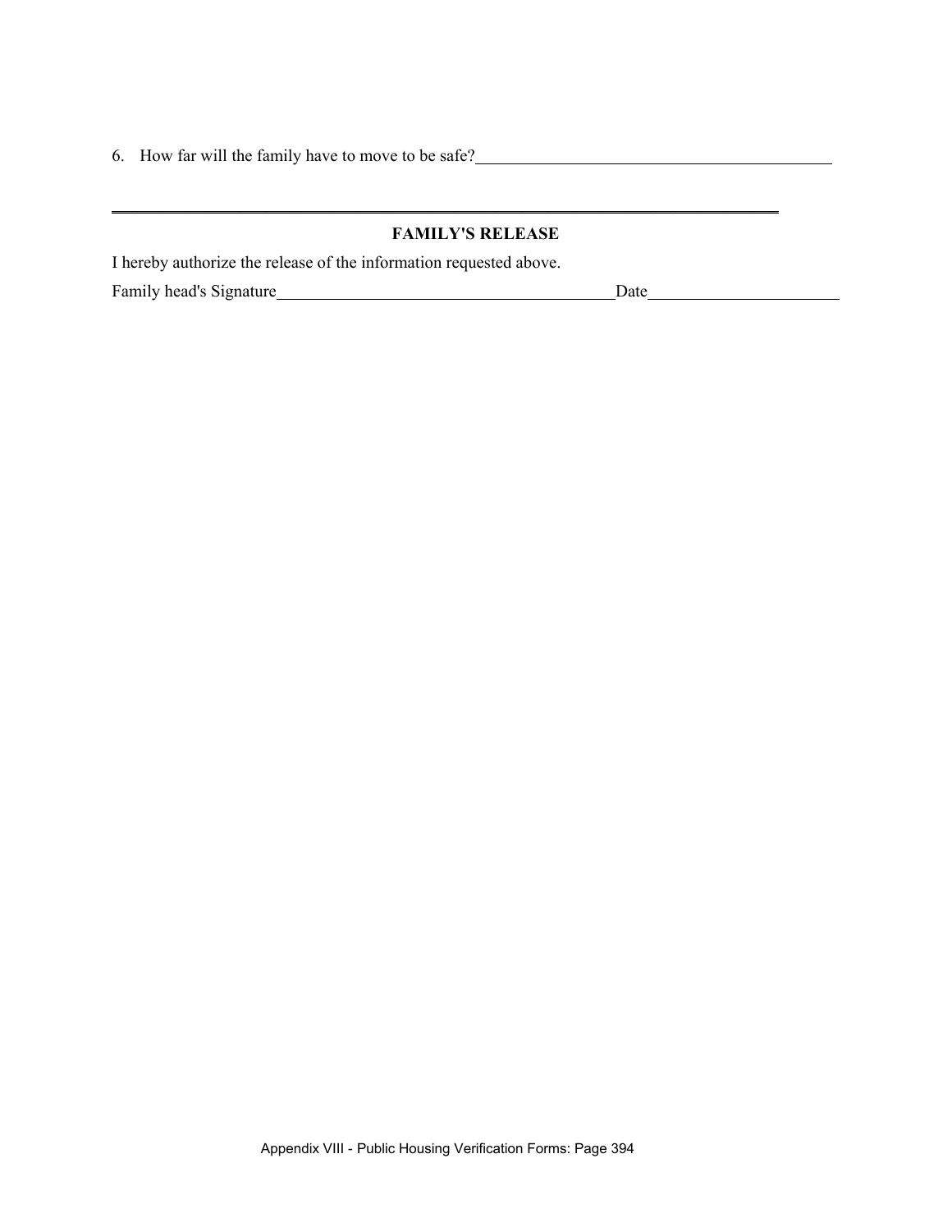6. How far will the family have to move to be safe?\_\_\_\_\_\_\_\_\_\_\_\_\_\_\_\_\_\_\_\_\_\_\_\_\_\_\_\_\_\_\_\_\_\_\_\_\_\_\_\_\_\_

---

**FAMILY'S RELEASE**

I hereby authorize the release of the information requested above.

Family head's Signature\_\_\_\_\_\_\_\_\_\_\_\_\_\_\_\_\_\_\_\_\_\_\_\_\_\_\_\_\_\_\_\_\_\_\_\_\_\_\_\_Date\_\_\_\_\_\_\_\_\_\_\_\_\_\_\_\_\_\_\_\_\_\_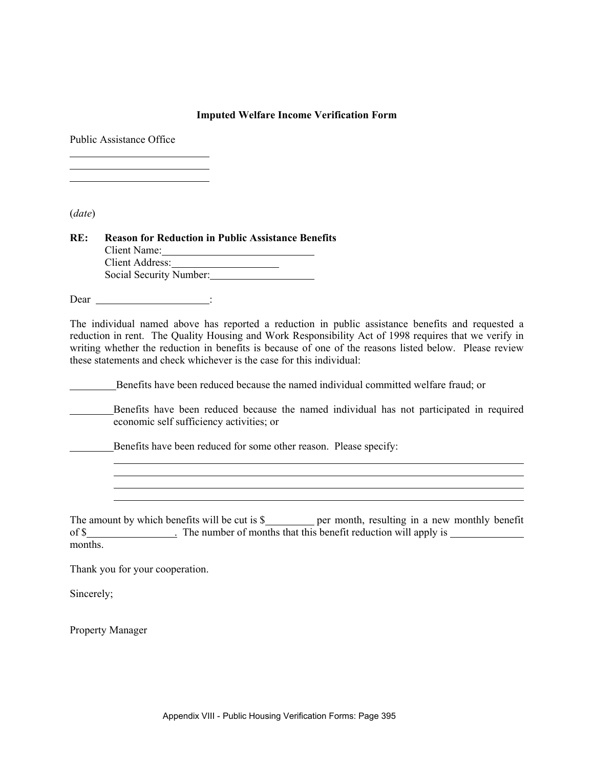**Imputed Welfare Income Verification Form**

Public Assistance Office

\_\_\_\_\_\_\_\_\_\_\_\_\_\_\_\_\_\_\_\_\_\_\_\_\_\_

\_\_\_\_\_\_\_\_\_\_\_\_\_\_\_\_\_\_\_\_\_\_\_\_\_\_

\_\_\_\_\_\_\_\_\_\_\_\_\_\_\_\_\_\_\_\_\_\_\_\_\_\_

(*date*)

**RE: Reason for Reduction in Public Assistance Benefits**
Client Name:\_\_\_\_\_\_\_\_\_\_\_\_\_\_\_\_\_\_\_\_\_\_\_\_\_\_\_\_\_\_
Client Address:\_\_\_\_\_\_\_\_\_\_\_\_\_\_\_\_\_\_\_\_\_\_
Social Security Number:\_\_\_\_\_\_\_\_\_\_\_\_\_\_\_\_\_\_\_\_

Dear \_\_\_\_\_\_\_\_\_\_\_\_\_\_\_\_\_\_\_\_\_\_\_:

The individual named above has reported a reduction in public assistance benefits and requested a reduction in rent. The Quality Housing and Work Responsibility Act of 1998 requires that we verify in writing whether the reduction in benefits is because of one of the reasons listed below. Please review these statements and check whichever is the case for this individual:

\_\_\_\_\_\_\_\_\_ Benefits have been reduced because the named individual committed welfare fraud; or

\_\_\_\_\_\_\_\_\_ Benefits have been reduced because the named individual has not participated in required economic self sufficiency activities; or

\_\_\_\_\_\_\_\_\_ Benefits have been reduced for some other reason. Please specify:

\_\_\_\_\_\_\_\_\_\_\_\_\_\_\_\_\_\_\_\_\_\_\_\_\_\_\_\_\_\_\_\_\_\_\_\_\_\_\_\_\_\_\_\_\_\_\_\_\_\_\_\_\_\_\_\_\_\_\_\_\_\_\_\_\_\_\_\_\_\_\_\_\_\_\_\_\_\_

\_\_\_\_\_\_\_\_\_\_\_\_\_\_\_\_\_\_\_\_\_\_\_\_\_\_\_\_\_\_\_\_\_\_\_\_\_\_\_\_\_\_\_\_\_\_\_\_\_\_\_\_\_\_\_\_\_\_\_\_\_\_\_\_\_\_\_\_\_\_\_\_\_\_\_\_\_\_

\_\_\_\_\_\_\_\_\_\_\_\_\_\_\_\_\_\_\_\_\_\_\_\_\_\_\_\_\_\_\_\_\_\_\_\_\_\_\_\_\_\_\_\_\_\_\_\_\_\_\_\_\_\_\_\_\_\_\_\_\_\_\_\_\_\_\_\_\_\_\_\_\_\_\_\_\_\_

\_\_\_\_\_\_\_\_\_\_\_\_\_\_\_\_\_\_\_\_\_\_\_\_\_\_\_\_\_\_\_\_\_\_\_\_\_\_\_\_\_\_\_\_\_\_\_\_\_\_\_\_\_\_\_\_\_\_\_\_\_\_\_\_\_\_\_\_\_\_\_\_\_\_\_\_\_\_

The amount by which benefits will be cut is $\_\_\_\_\_\_\_\_\_ per month, resulting in a new monthly benefit of $\_\_\_\_\_\_\_\_\_\_\_\_\_\_\_\_\_. The number of months that this benefit reduction will apply is \_\_\_\_\_\_\_\_\_\_\_\_\_\_ months.

Thank you for your cooperation.

Sincerely;

Property Manager